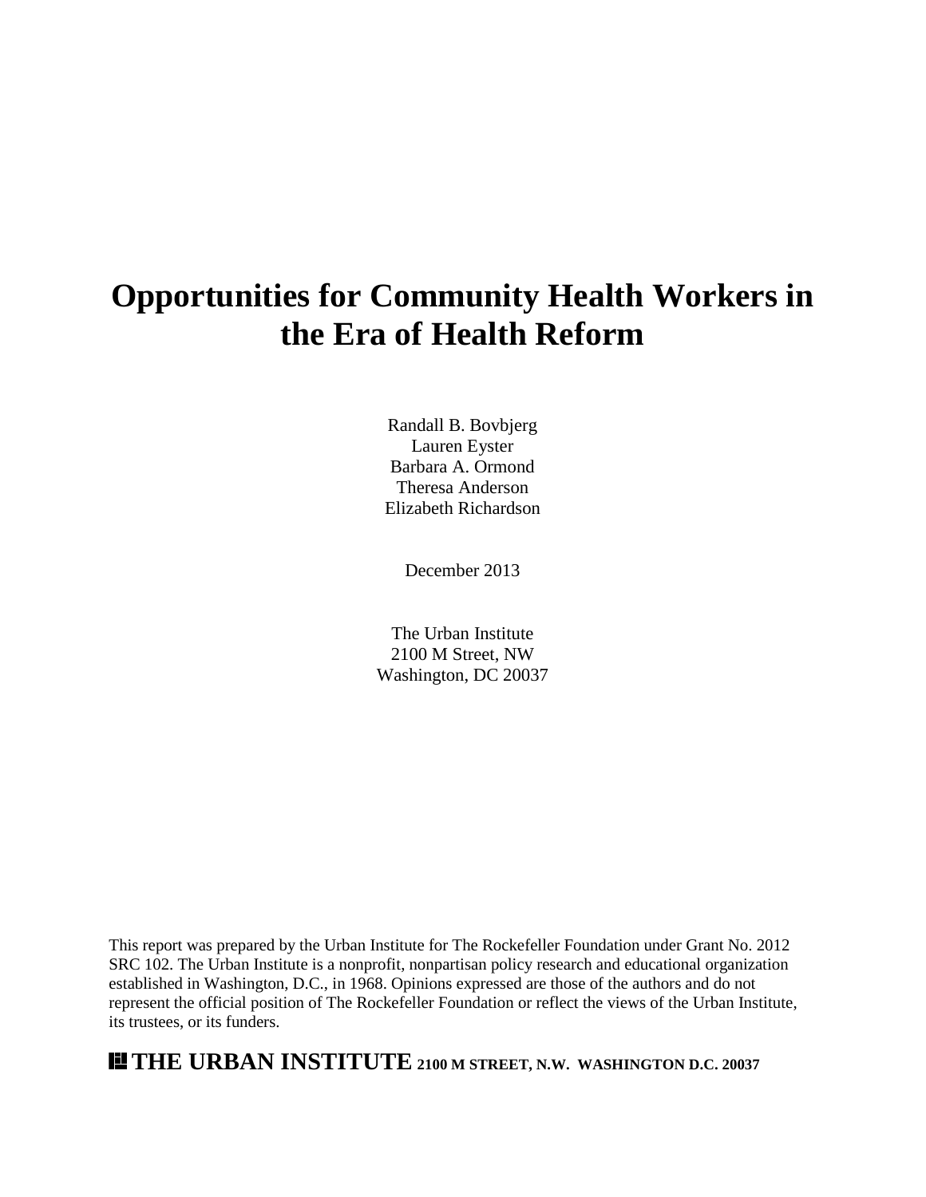# Opportunities for Community Health Workers in the Era of Health Reform

Randall B. Bovbjerg
Lauren Eyster
Barbara A. Ormond
Theresa Anderson
Elizabeth Richardson

December 2013

The Urban Institute
2100 M Street, NW
Washington, DC 20037

This report was prepared by the Urban Institute for The Rockefeller Foundation under Grant No. 2012 SRC 102. The Urban Institute is a nonprofit, nonpartisan policy research and educational organization established in Washington, D.C., in 1968. Opinions expressed are those of the authors and do not represent the official position of The Rockefeller Foundation or reflect the views of the Urban Institute, its trustees, or its funders.

**THE URBAN INSTITUTE** 2100 M STREET, N.W. WASHINGTON D.C. 20037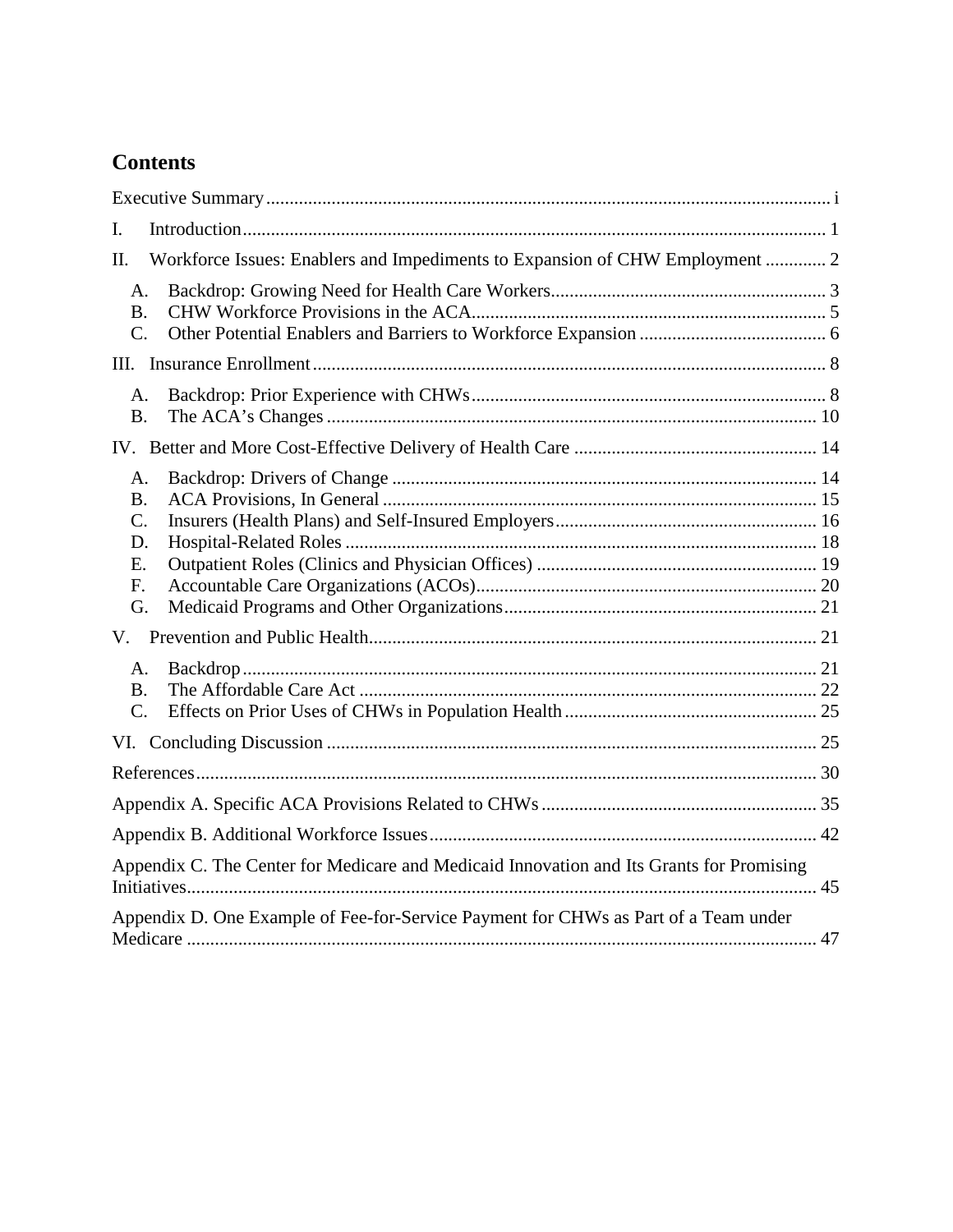## Contents

Executive Summary ........ i

I. Introduction ........ 1

II. Workforce Issues: Enablers and Impediments to Expansion of CHW Employment ........ 2

- A. Backdrop: Growing Need for Health Care Workers ........ 3
- B. CHW Workforce Provisions in the ACA ........ 5
- C. Other Potential Enablers and Barriers to Workforce Expansion ........ 6

III. Insurance Enrollment ........ 8

- A. Backdrop: Prior Experience with CHWs ........ 8
- B. The ACA's Changes ........ 10

IV. Better and More Cost-Effective Delivery of Health Care ........ 14

- A. Backdrop: Drivers of Change ........ 14
- B. ACA Provisions, In General ........ 15
- C. Insurers (Health Plans) and Self-Insured Employers ........ 16
- D. Hospital-Related Roles ........ 18
- E. Outpatient Roles (Clinics and Physician Offices) ........ 19
- F. Accountable Care Organizations (ACOs) ........ 20
- G. Medicaid Programs and Other Organizations ........ 21

V. Prevention and Public Health ........ 21

- A. Backdrop ........ 21
- B. The Affordable Care Act ........ 22
- C. Effects on Prior Uses of CHWs in Population Health ........ 25

VI. Concluding Discussion ........ 25

References ........ 30

Appendix A. Specific ACA Provisions Related to CHWs ........ 35

Appendix B. Additional Workforce Issues ........ 42

Appendix C. The Center for Medicare and Medicaid Innovation and Its Grants for Promising Initiatives ........ 45

Appendix D. One Example of Fee-for-Service Payment for CHWs as Part of a Team under Medicare ........ 47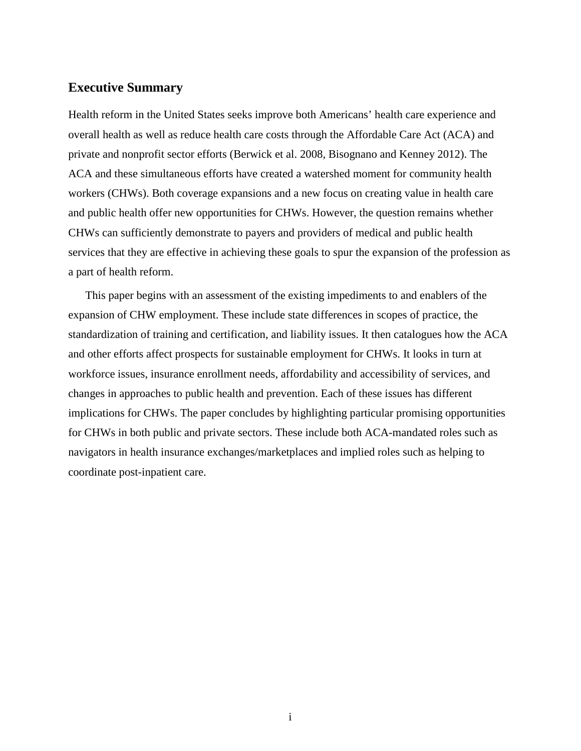## Executive Summary

Health reform in the United States seeks improve both Americans' health care experience and overall health as well as reduce health care costs through the Affordable Care Act (ACA) and private and nonprofit sector efforts (Berwick et al. 2008, Bisognano and Kenney 2012). The ACA and these simultaneous efforts have created a watershed moment for community health workers (CHWs). Both coverage expansions and a new focus on creating value in health care and public health offer new opportunities for CHWs. However, the question remains whether CHWs can sufficiently demonstrate to payers and providers of medical and public health services that they are effective in achieving these goals to spur the expansion of the profession as a part of health reform.

This paper begins with an assessment of the existing impediments to and enablers of the expansion of CHW employment. These include state differences in scopes of practice, the standardization of training and certification, and liability issues. It then catalogues how the ACA and other efforts affect prospects for sustainable employment for CHWs. It looks in turn at workforce issues, insurance enrollment needs, affordability and accessibility of services, and changes in approaches to public health and prevention. Each of these issues has different implications for CHWs. The paper concludes by highlighting particular promising opportunities for CHWs in both public and private sectors. These include both ACA-mandated roles such as navigators in health insurance exchanges/marketplaces and implied roles such as helping to coordinate post-inpatient care.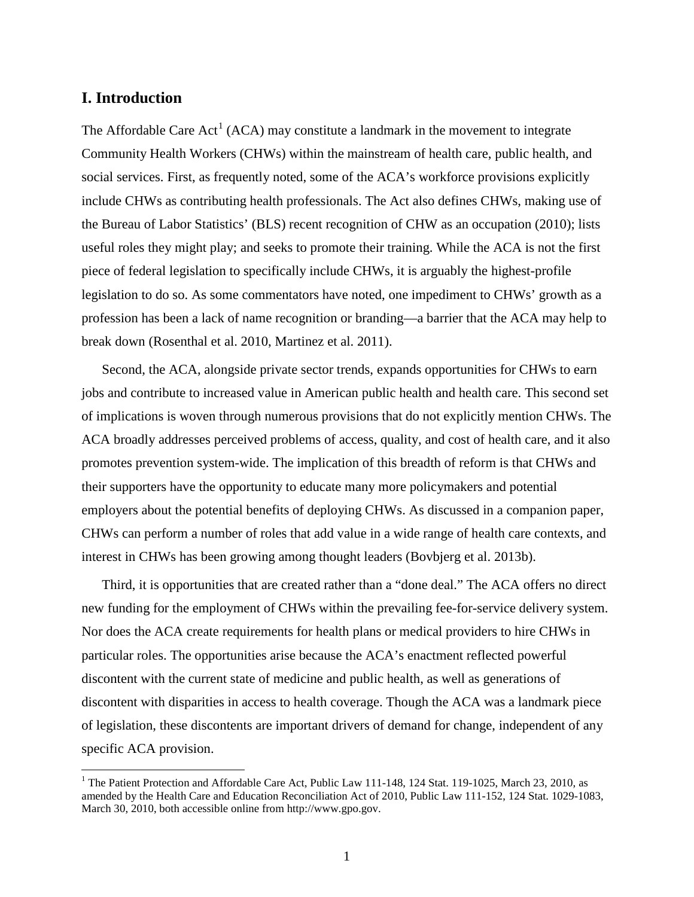## I. Introduction

The Affordable Care Act[1] (ACA) may constitute a landmark in the movement to integrate Community Health Workers (CHWs) within the mainstream of health care, public health, and social services. First, as frequently noted, some of the ACA's workforce provisions explicitly include CHWs as contributing health professionals. The Act also defines CHWs, making use of the Bureau of Labor Statistics' (BLS) recent recognition of CHW as an occupation (2010); lists useful roles they might play; and seeks to promote their training. While the ACA is not the first piece of federal legislation to specifically include CHWs, it is arguably the highest-profile legislation to do so. As some commentators have noted, one impediment to CHWs' growth as a profession has been a lack of name recognition or branding—a barrier that the ACA may help to break down (Rosenthal et al. 2010, Martinez et al. 2011).

Second, the ACA, alongside private sector trends, expands opportunities for CHWs to earn jobs and contribute to increased value in American public health and health care. This second set of implications is woven through numerous provisions that do not explicitly mention CHWs. The ACA broadly addresses perceived problems of access, quality, and cost of health care, and it also promotes prevention system-wide. The implication of this breadth of reform is that CHWs and their supporters have the opportunity to educate many more policymakers and potential employers about the potential benefits of deploying CHWs. As discussed in a companion paper, CHWs can perform a number of roles that add value in a wide range of health care contexts, and interest in CHWs has been growing among thought leaders (Bovbjerg et al. 2013b).

Third, it is opportunities that are created rather than a "done deal." The ACA offers no direct new funding for the employment of CHWs within the prevailing fee-for-service delivery system. Nor does the ACA create requirements for health plans or medical providers to hire CHWs in particular roles. The opportunities arise because the ACA's enactment reflected powerful discontent with the current state of medicine and public health, as well as generations of discontent with disparities in access to health coverage. Though the ACA was a landmark piece of legislation, these discontents are important drivers of demand for change, independent of any specific ACA provision.

[1] The Patient Protection and Affordable Care Act, Public Law 111-148, 124 Stat. 119-1025, March 23, 2010, as amended by the Health Care and Education Reconciliation Act of 2010, Public Law 111-152, 124 Stat. 1029-1083, March 30, 2010, both accessible online from http://www.gpo.gov.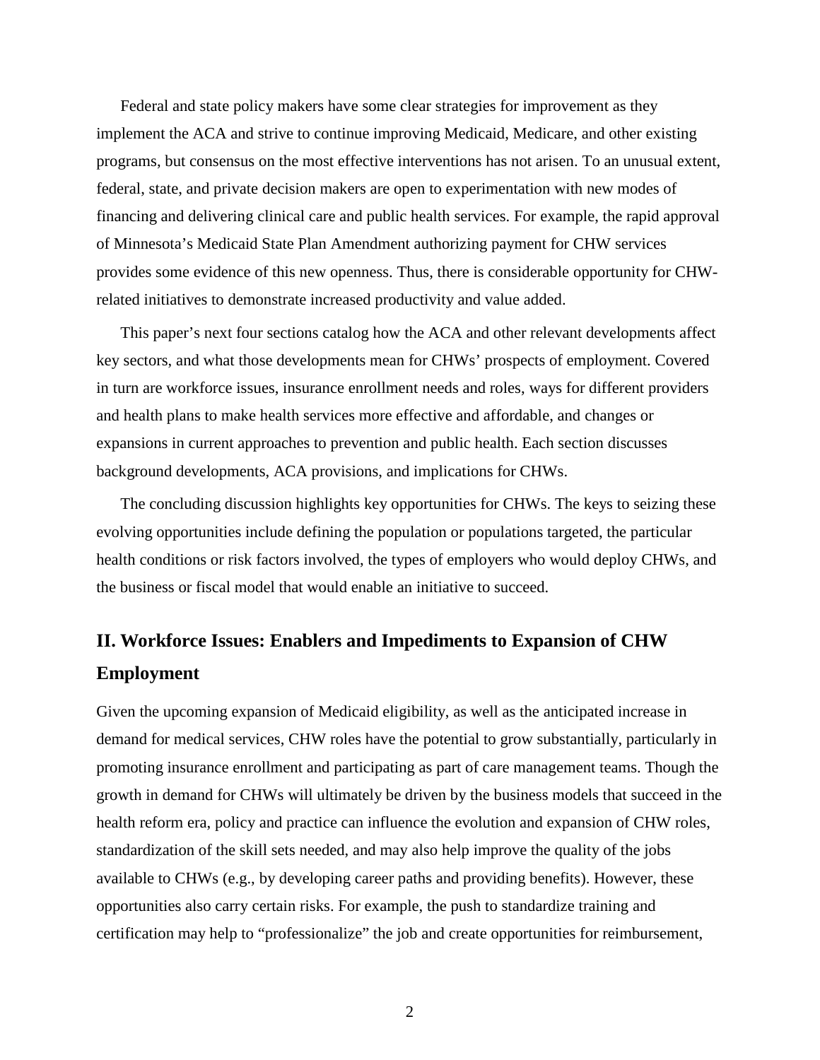Federal and state policy makers have some clear strategies for improvement as they implement the ACA and strive to continue improving Medicaid, Medicare, and other existing programs, but consensus on the most effective interventions has not arisen. To an unusual extent, federal, state, and private decision makers are open to experimentation with new modes of financing and delivering clinical care and public health services. For example, the rapid approval of Minnesota's Medicaid State Plan Amendment authorizing payment for CHW services provides some evidence of this new openness. Thus, there is considerable opportunity for CHW-related initiatives to demonstrate increased productivity and value added.

This paper's next four sections catalog how the ACA and other relevant developments affect key sectors, and what those developments mean for CHWs' prospects of employment. Covered in turn are workforce issues, insurance enrollment needs and roles, ways for different providers and health plans to make health services more effective and affordable, and changes or expansions in current approaches to prevention and public health. Each section discusses background developments, ACA provisions, and implications for CHWs.

The concluding discussion highlights key opportunities for CHWs. The keys to seizing these evolving opportunities include defining the population or populations targeted, the particular health conditions or risk factors involved, the types of employers who would deploy CHWs, and the business or fiscal model that would enable an initiative to succeed.

## II. Workforce Issues: Enablers and Impediments to Expansion of CHW Employment

Given the upcoming expansion of Medicaid eligibility, as well as the anticipated increase in demand for medical services, CHW roles have the potential to grow substantially, particularly in promoting insurance enrollment and participating as part of care management teams. Though the growth in demand for CHWs will ultimately be driven by the business models that succeed in the health reform era, policy and practice can influence the evolution and expansion of CHW roles, standardization of the skill sets needed, and may also help improve the quality of the jobs available to CHWs (e.g., by developing career paths and providing benefits). However, these opportunities also carry certain risks. For example, the push to standardize training and certification may help to "professionalize" the job and create opportunities for reimbursement,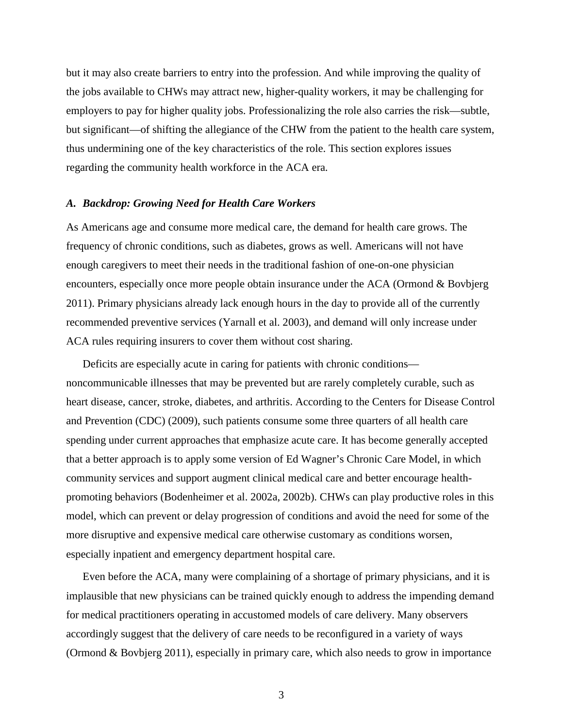but it may also create barriers to entry into the profession. And while improving the quality of the jobs available to CHWs may attract new, higher-quality workers, it may be challenging for employers to pay for higher quality jobs. Professionalizing the role also carries the risk—subtle, but significant—of shifting the allegiance of the CHW from the patient to the health care system, thus undermining one of the key characteristics of the role. This section explores issues regarding the community health workforce in the ACA era.

### *A. Backdrop: Growing Need for Health Care Workers*

As Americans age and consume more medical care, the demand for health care grows. The frequency of chronic conditions, such as diabetes, grows as well. Americans will not have enough caregivers to meet their needs in the traditional fashion of one-on-one physician encounters, especially once more people obtain insurance under the ACA (Ormond & Bovbjerg 2011). Primary physicians already lack enough hours in the day to provide all of the currently recommended preventive services (Yarnall et al. 2003), and demand will only increase under ACA rules requiring insurers to cover them without cost sharing.

Deficits are especially acute in caring for patients with chronic conditions—noncommunicable illnesses that may be prevented but are rarely completely curable, such as heart disease, cancer, stroke, diabetes, and arthritis. According to the Centers for Disease Control and Prevention (CDC) (2009), such patients consume some three quarters of all health care spending under current approaches that emphasize acute care. It has become generally accepted that a better approach is to apply some version of Ed Wagner's Chronic Care Model, in which community services and support augment clinical medical care and better encourage health-promoting behaviors (Bodenheimer et al. 2002a, 2002b). CHWs can play productive roles in this model, which can prevent or delay progression of conditions and avoid the need for some of the more disruptive and expensive medical care otherwise customary as conditions worsen, especially inpatient and emergency department hospital care.

Even before the ACA, many were complaining of a shortage of primary physicians, and it is implausible that new physicians can be trained quickly enough to address the impending demand for medical practitioners operating in accustomed models of care delivery. Many observers accordingly suggest that the delivery of care needs to be reconfigured in a variety of ways (Ormond & Bovbjerg 2011), especially in primary care, which also needs to grow in importance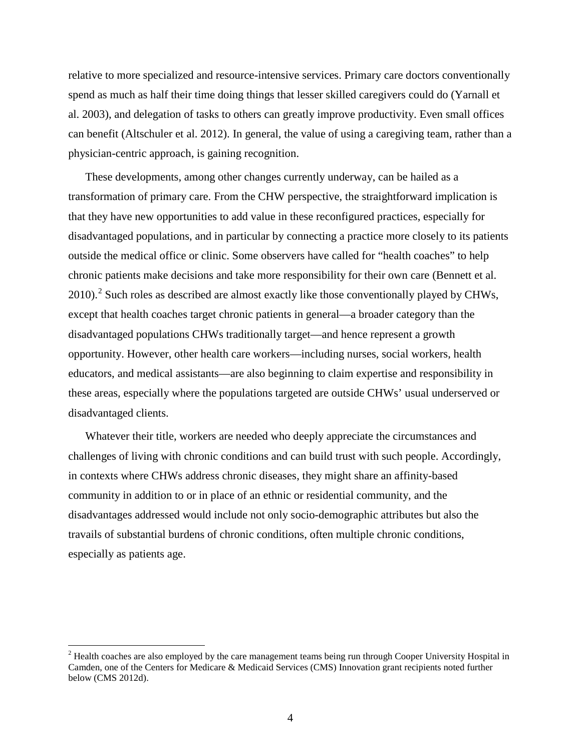relative to more specialized and resource-intensive services. Primary care doctors conventionally spend as much as half their time doing things that lesser skilled caregivers could do (Yarnall et al. 2003), and delegation of tasks to others can greatly improve productivity. Even small offices can benefit (Altschuler et al. 2012). In general, the value of using a caregiving team, rather than a physician-centric approach, is gaining recognition.

These developments, among other changes currently underway, can be hailed as a transformation of primary care. From the CHW perspective, the straightforward implication is that they have new opportunities to add value in these reconfigured practices, especially for disadvantaged populations, and in particular by connecting a practice more closely to its patients outside the medical office or clinic. Some observers have called for "health coaches" to help chronic patients make decisions and take more responsibility for their own care (Bennett et al. 2010).[2] Such roles as described are almost exactly like those conventionally played by CHWs, except that health coaches target chronic patients in general—a broader category than the disadvantaged populations CHWs traditionally target—and hence represent a growth opportunity. However, other health care workers—including nurses, social workers, health educators, and medical assistants—are also beginning to claim expertise and responsibility in these areas, especially where the populations targeted are outside CHWs' usual underserved or disadvantaged clients.

Whatever their title, workers are needed who deeply appreciate the circumstances and challenges of living with chronic conditions and can build trust with such people. Accordingly, in contexts where CHWs address chronic diseases, they might share an affinity-based community in addition to or in place of an ethnic or residential community, and the disadvantages addressed would include not only socio-demographic attributes but also the travails of substantial burdens of chronic conditions, often multiple chronic conditions, especially as patients age.

---

[2] Health coaches are also employed by the care management teams being run through Cooper University Hospital in Camden, one of the Centers for Medicare & Medicaid Services (CMS) Innovation grant recipients noted further below (CMS 2012d).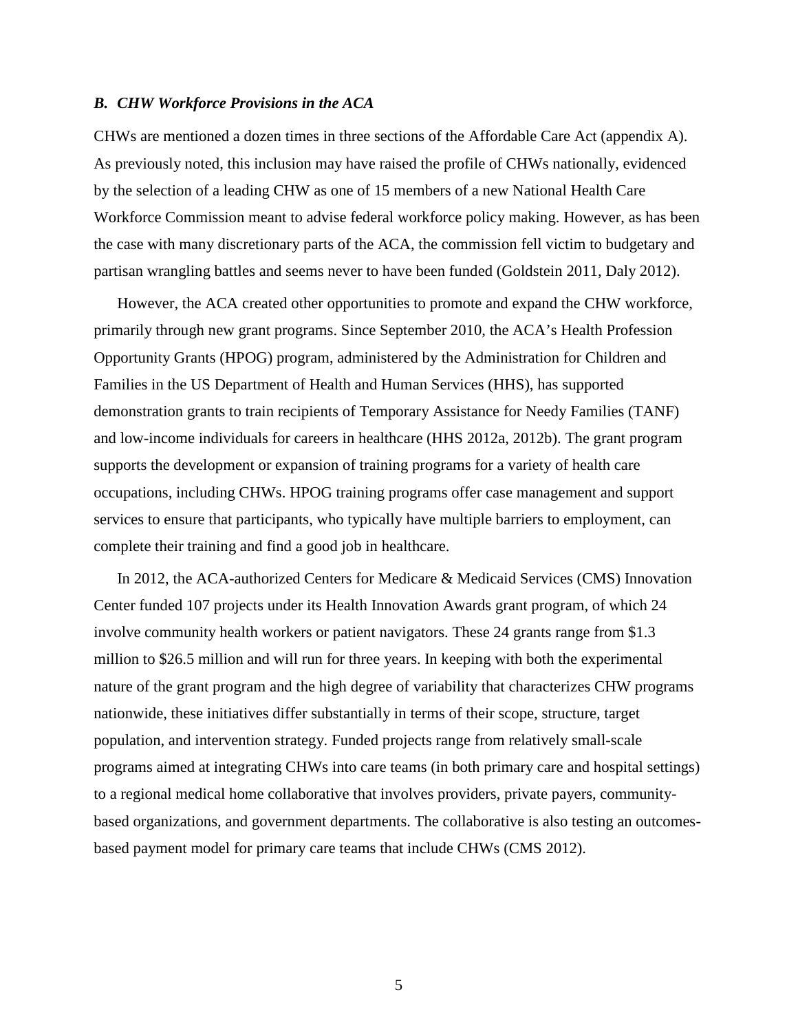### *B. CHW Workforce Provisions in the ACA*

CHWs are mentioned a dozen times in three sections of the Affordable Care Act (appendix A). As previously noted, this inclusion may have raised the profile of CHWs nationally, evidenced by the selection of a leading CHW as one of 15 members of a new National Health Care Workforce Commission meant to advise federal workforce policy making. However, as has been the case with many discretionary parts of the ACA, the commission fell victim to budgetary and partisan wrangling battles and seems never to have been funded (Goldstein 2011, Daly 2012).

However, the ACA created other opportunities to promote and expand the CHW workforce, primarily through new grant programs. Since September 2010, the ACA's Health Profession Opportunity Grants (HPOG) program, administered by the Administration for Children and Families in the US Department of Health and Human Services (HHS), has supported demonstration grants to train recipients of Temporary Assistance for Needy Families (TANF) and low-income individuals for careers in healthcare (HHS 2012a, 2012b). The grant program supports the development or expansion of training programs for a variety of health care occupations, including CHWs. HPOG training programs offer case management and support services to ensure that participants, who typically have multiple barriers to employment, can complete their training and find a good job in healthcare.

In 2012, the ACA-authorized Centers for Medicare & Medicaid Services (CMS) Innovation Center funded 107 projects under its Health Innovation Awards grant program, of which 24 involve community health workers or patient navigators. These 24 grants range from $1.3 million to $26.5 million and will run for three years. In keeping with both the experimental nature of the grant program and the high degree of variability that characterizes CHW programs nationwide, these initiatives differ substantially in terms of their scope, structure, target population, and intervention strategy. Funded projects range from relatively small-scale programs aimed at integrating CHWs into care teams (in both primary care and hospital settings) to a regional medical home collaborative that involves providers, private payers, community-based organizations, and government departments. The collaborative is also testing an outcomes-based payment model for primary care teams that include CHWs (CMS 2012).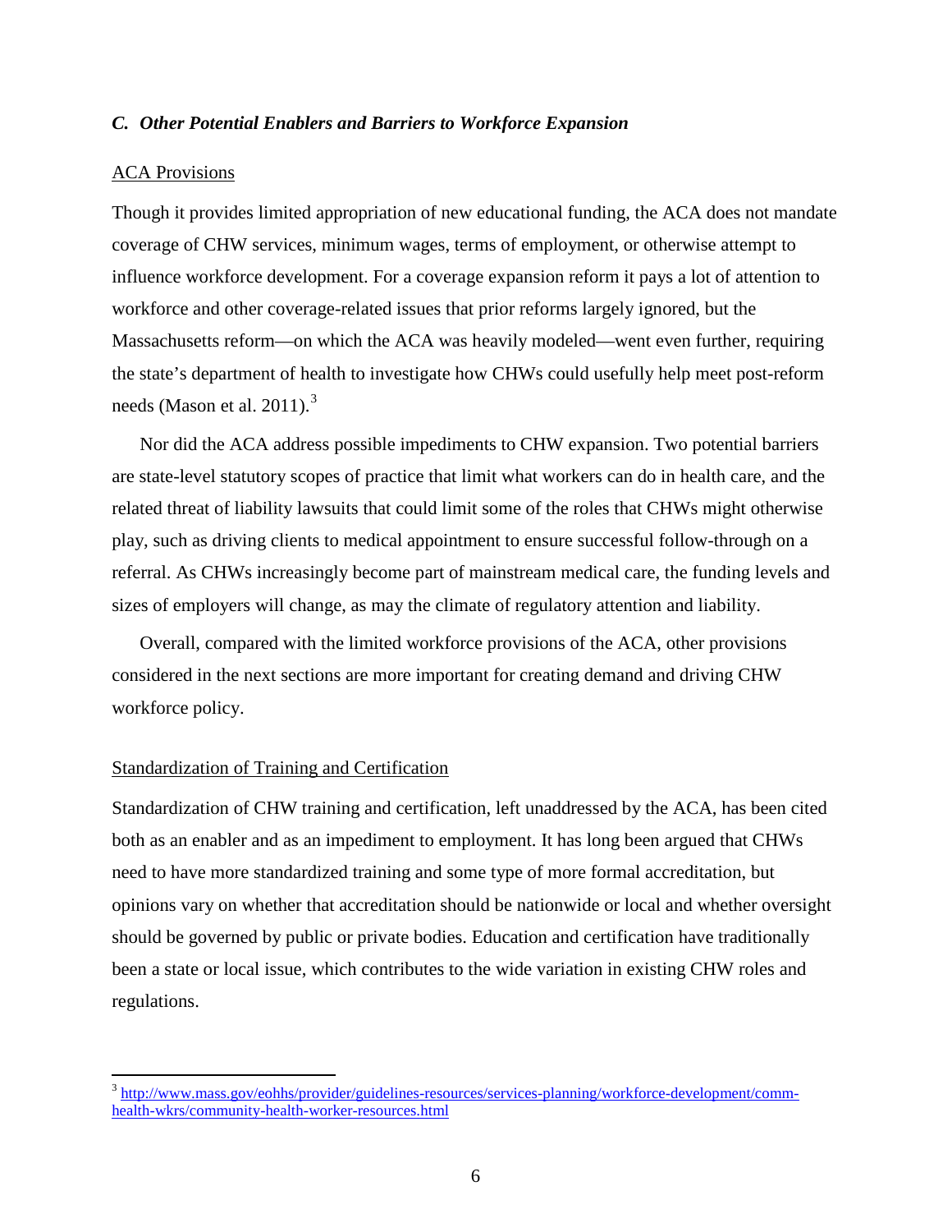### *C. Other Potential Enablers and Barriers to Workforce Expansion*

ACA Provisions

Though it provides limited appropriation of new educational funding, the ACA does not mandate coverage of CHW services, minimum wages, terms of employment, or otherwise attempt to influence workforce development. For a coverage expansion reform it pays a lot of attention to workforce and other coverage-related issues that prior reforms largely ignored, but the Massachusetts reform—on which the ACA was heavily modeled—went even further, requiring the state's department of health to investigate how CHWs could usefully help meet post-reform needs (Mason et al. 2011).[3]

Nor did the ACA address possible impediments to CHW expansion. Two potential barriers are state-level statutory scopes of practice that limit what workers can do in health care, and the related threat of liability lawsuits that could limit some of the roles that CHWs might otherwise play, such as driving clients to medical appointment to ensure successful follow-through on a referral. As CHWs increasingly become part of mainstream medical care, the funding levels and sizes of employers will change, as may the climate of regulatory attention and liability.

Overall, compared with the limited workforce provisions of the ACA, other provisions considered in the next sections are more important for creating demand and driving CHW workforce policy.

Standardization of Training and Certification

Standardization of CHW training and certification, left unaddressed by the ACA, has been cited both as an enabler and as an impediment to employment. It has long been argued that CHWs need to have more standardized training and some type of more formal accreditation, but opinions vary on whether that accreditation should be nationwide or local and whether oversight should be governed by public or private bodies. Education and certification have traditionally been a state or local issue, which contributes to the wide variation in existing CHW roles and regulations.

---

[3] http://www.mass.gov/eohhs/provider/guidelines-resources/services-planning/workforce-development/comm-health-wkrs/community-health-worker-resources.html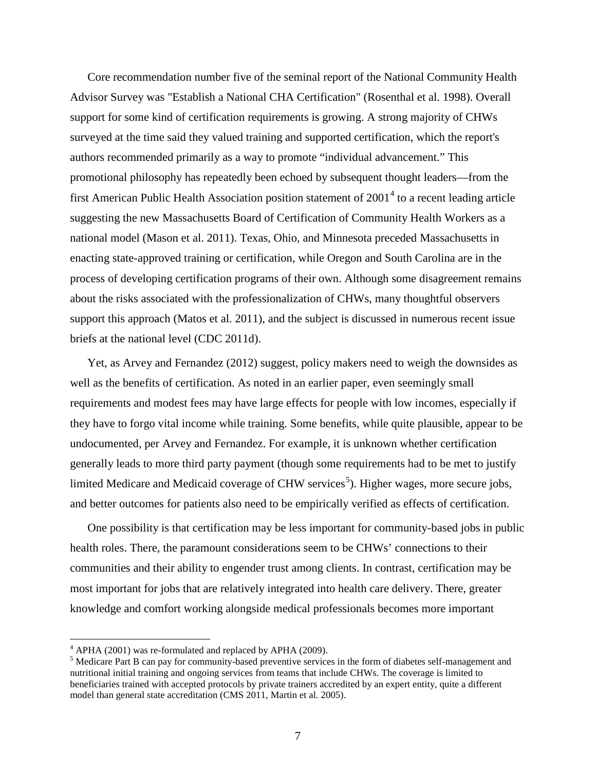Core recommendation number five of the seminal report of the National Community Health Advisor Survey was "Establish a National CHA Certification" (Rosenthal et al. 1998). Overall support for some kind of certification requirements is growing. A strong majority of CHWs surveyed at the time said they valued training and supported certification, which the report's authors recommended primarily as a way to promote "individual advancement." This promotional philosophy has repeatedly been echoed by subsequent thought leaders—from the first American Public Health Association position statement of 2001[4] to a recent leading article suggesting the new Massachusetts Board of Certification of Community Health Workers as a national model (Mason et al. 2011). Texas, Ohio, and Minnesota preceded Massachusetts in enacting state-approved training or certification, while Oregon and South Carolina are in the process of developing certification programs of their own. Although some disagreement remains about the risks associated with the professionalization of CHWs, many thoughtful observers support this approach (Matos et al. 2011), and the subject is discussed in numerous recent issue briefs at the national level (CDC 2011d).

Yet, as Arvey and Fernandez (2012) suggest, policy makers need to weigh the downsides as well as the benefits of certification. As noted in an earlier paper, even seemingly small requirements and modest fees may have large effects for people with low incomes, especially if they have to forgo vital income while training. Some benefits, while quite plausible, appear to be undocumented, per Arvey and Fernandez. For example, it is unknown whether certification generally leads to more third party payment (though some requirements had to be met to justify limited Medicare and Medicaid coverage of CHW services[5]). Higher wages, more secure jobs, and better outcomes for patients also need to be empirically verified as effects of certification.

One possibility is that certification may be less important for community-based jobs in public health roles. There, the paramount considerations seem to be CHWs' connections to their communities and their ability to engender trust among clients. In contrast, certification may be most important for jobs that are relatively integrated into health care delivery. There, greater knowledge and comfort working alongside medical professionals becomes more important

---

[4] APHA (2001) was re-formulated and replaced by APHA (2009).

[5] Medicare Part B can pay for community-based preventive services in the form of diabetes self-management and nutritional initial training and ongoing services from teams that include CHWs. The coverage is limited to beneficiaries trained with accepted protocols by private trainers accredited by an expert entity, quite a different model than general state accreditation (CMS 2011, Martin et al. 2005).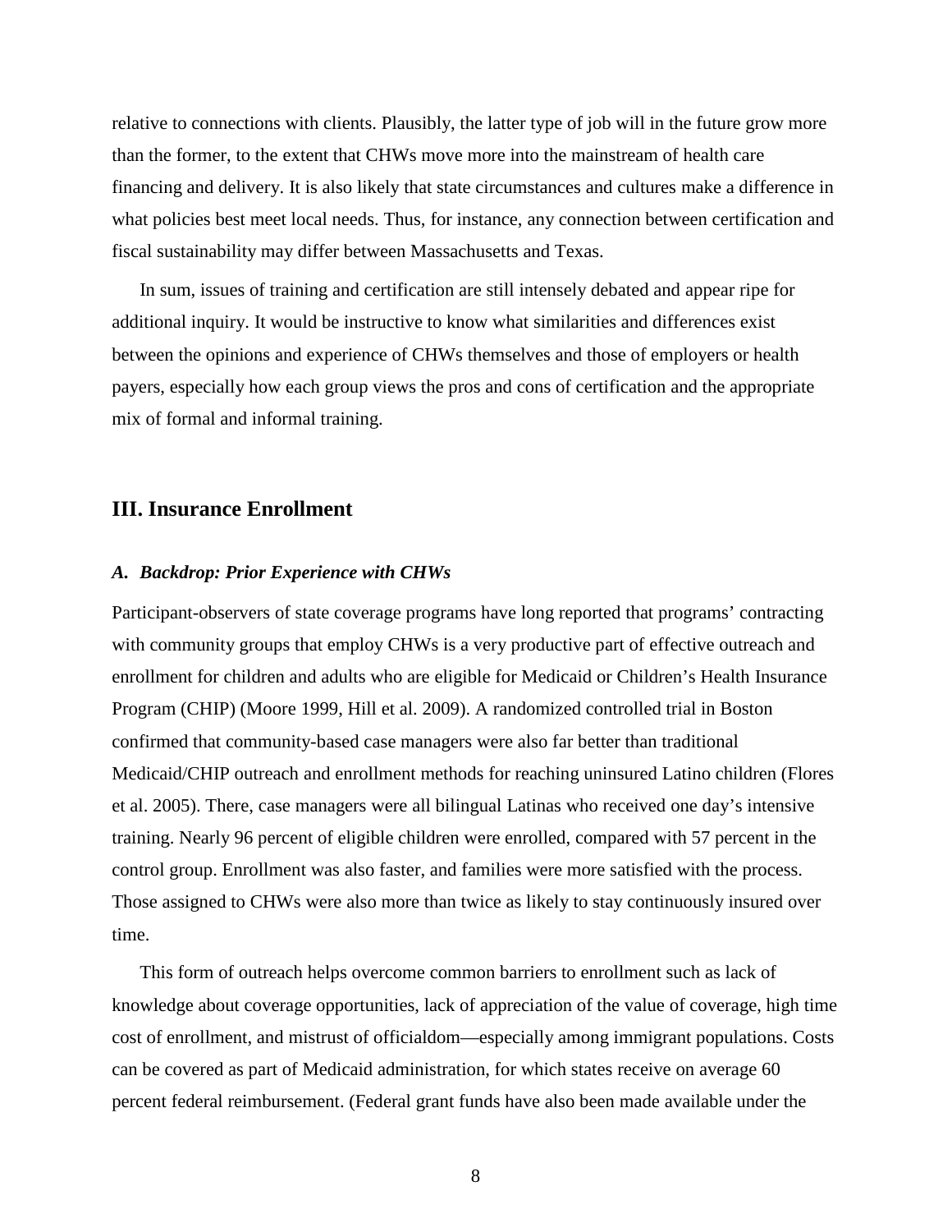relative to connections with clients. Plausibly, the latter type of job will in the future grow more than the former, to the extent that CHWs move more into the mainstream of health care financing and delivery. It is also likely that state circumstances and cultures make a difference in what policies best meet local needs. Thus, for instance, any connection between certification and fiscal sustainability may differ between Massachusetts and Texas.

In sum, issues of training and certification are still intensely debated and appear ripe for additional inquiry. It would be instructive to know what similarities and differences exist between the opinions and experience of CHWs themselves and those of employers or health payers, especially how each group views the pros and cons of certification and the appropriate mix of formal and informal training.

## III. Insurance Enrollment

### *A. Backdrop: Prior Experience with CHWs*

Participant-observers of state coverage programs have long reported that programs' contracting with community groups that employ CHWs is a very productive part of effective outreach and enrollment for children and adults who are eligible for Medicaid or Children's Health Insurance Program (CHIP) (Moore 1999, Hill et al. 2009). A randomized controlled trial in Boston confirmed that community-based case managers were also far better than traditional Medicaid/CHIP outreach and enrollment methods for reaching uninsured Latino children (Flores et al. 2005). There, case managers were all bilingual Latinas who received one day's intensive training. Nearly 96 percent of eligible children were enrolled, compared with 57 percent in the control group. Enrollment was also faster, and families were more satisfied with the process. Those assigned to CHWs were also more than twice as likely to stay continuously insured over time.

This form of outreach helps overcome common barriers to enrollment such as lack of knowledge about coverage opportunities, lack of appreciation of the value of coverage, high time cost of enrollment, and mistrust of officialdom—especially among immigrant populations. Costs can be covered as part of Medicaid administration, for which states receive on average 60 percent federal reimbursement. (Federal grant funds have also been made available under the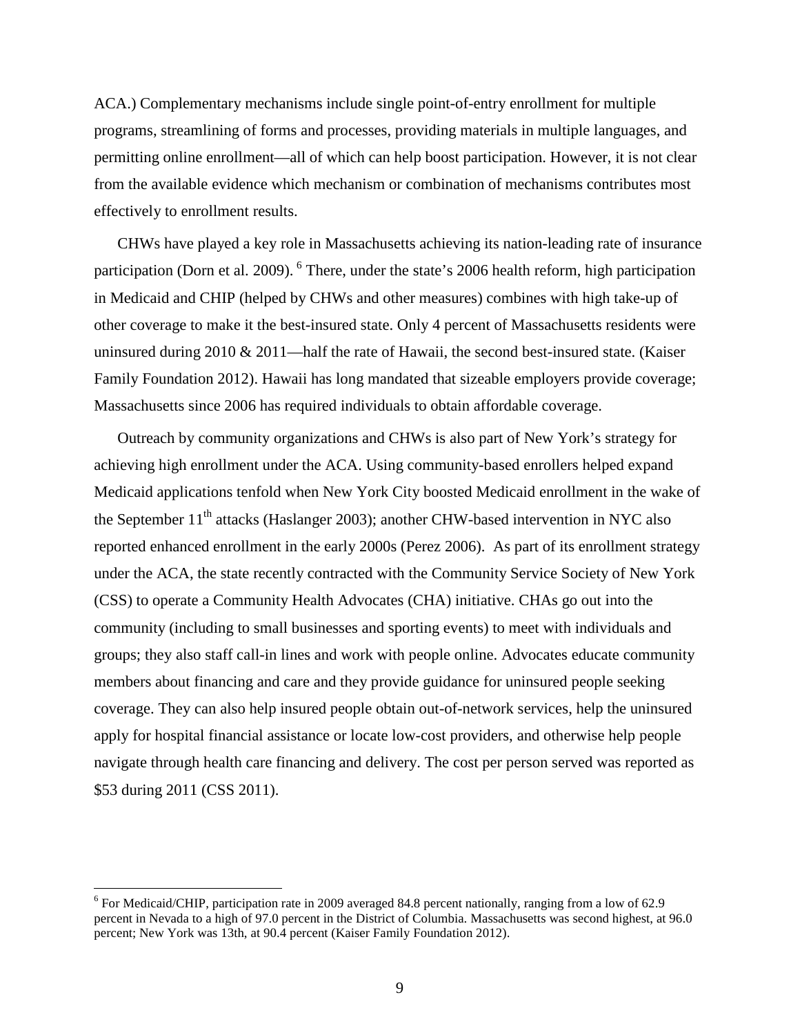ACA.) Complementary mechanisms include single point-of-entry enrollment for multiple programs, streamlining of forms and processes, providing materials in multiple languages, and permitting online enrollment—all of which can help boost participation. However, it is not clear from the available evidence which mechanism or combination of mechanisms contributes most effectively to enrollment results.

CHWs have played a key role in Massachusetts achieving its nation-leading rate of insurance participation (Dorn et al. 2009). [6] There, under the state's 2006 health reform, high participation in Medicaid and CHIP (helped by CHWs and other measures) combines with high take-up of other coverage to make it the best-insured state. Only 4 percent of Massachusetts residents were uninsured during 2010 & 2011—half the rate of Hawaii, the second best-insured state. (Kaiser Family Foundation 2012). Hawaii has long mandated that sizeable employers provide coverage; Massachusetts since 2006 has required individuals to obtain affordable coverage.

Outreach by community organizations and CHWs is also part of New York's strategy for achieving high enrollment under the ACA. Using community-based enrollers helped expand Medicaid applications tenfold when New York City boosted Medicaid enrollment in the wake of the September 11th attacks (Haslanger 2003); another CHW-based intervention in NYC also reported enhanced enrollment in the early 2000s (Perez 2006). As part of its enrollment strategy under the ACA, the state recently contracted with the Community Service Society of New York (CSS) to operate a Community Health Advocates (CHA) initiative. CHAs go out into the community (including to small businesses and sporting events) to meet with individuals and groups; they also staff call-in lines and work with people online. Advocates educate community members about financing and care and they provide guidance for uninsured people seeking coverage. They can also help insured people obtain out-of-network services, help the uninsured apply for hospital financial assistance or locate low-cost providers, and otherwise help people navigate through health care financing and delivery. The cost per person served was reported as \$53 during 2011 (CSS 2011).

[6] For Medicaid/CHIP, participation rate in 2009 averaged 84.8 percent nationally, ranging from a low of 62.9 percent in Nevada to a high of 97.0 percent in the District of Columbia. Massachusetts was second highest, at 96.0 percent; New York was 13th, at 90.4 percent (Kaiser Family Foundation 2012).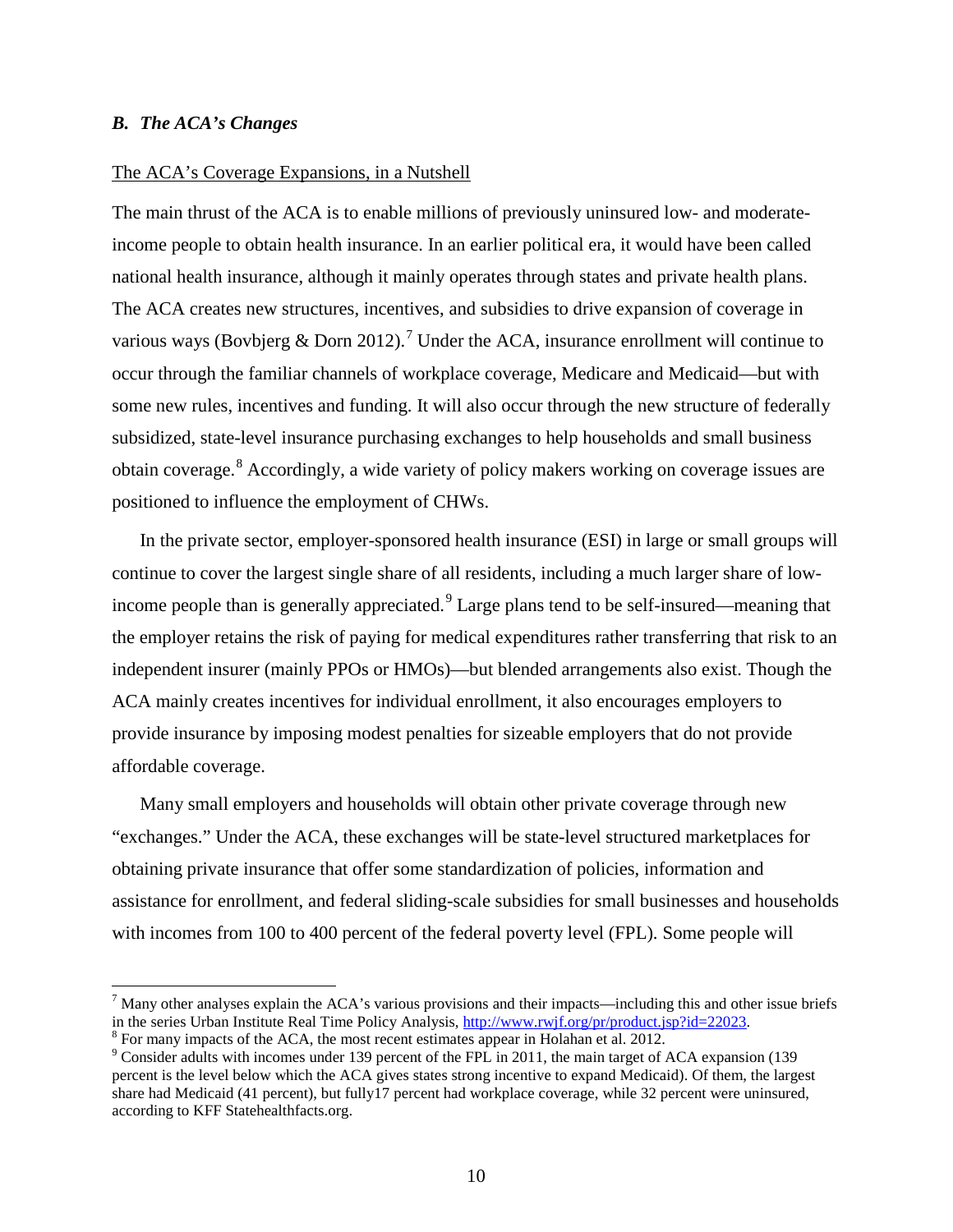### *B. The ACA's Changes*

The ACA's Coverage Expansions, in a Nutshell

The main thrust of the ACA is to enable millions of previously uninsured low- and moderate-income people to obtain health insurance. In an earlier political era, it would have been called national health insurance, although it mainly operates through states and private health plans. The ACA creates new structures, incentives, and subsidies to drive expansion of coverage in various ways (Bovbjerg & Dorn 2012).[7] Under the ACA, insurance enrollment will continue to occur through the familiar channels of workplace coverage, Medicare and Medicaid—but with some new rules, incentives and funding. It will also occur through the new structure of federally subsidized, state-level insurance purchasing exchanges to help households and small business obtain coverage.[8] Accordingly, a wide variety of policy makers working on coverage issues are positioned to influence the employment of CHWs.

In the private sector, employer-sponsored health insurance (ESI) in large or small groups will continue to cover the largest single share of all residents, including a much larger share of low-income people than is generally appreciated.[9] Large plans tend to be self-insured—meaning that the employer retains the risk of paying for medical expenditures rather transferring that risk to an independent insurer (mainly PPOs or HMOs)—but blended arrangements also exist. Though the ACA mainly creates incentives for individual enrollment, it also encourages employers to provide insurance by imposing modest penalties for sizeable employers that do not provide affordable coverage.

Many small employers and households will obtain other private coverage through new "exchanges." Under the ACA, these exchanges will be state-level structured marketplaces for obtaining private insurance that offer some standardization of policies, information and assistance for enrollment, and federal sliding-scale subsidies for small businesses and households with incomes from 100 to 400 percent of the federal poverty level (FPL). Some people will

---

[7] Many other analyses explain the ACA's various provisions and their impacts—including this and other issue briefs in the series Urban Institute Real Time Policy Analysis, http://www.rwjf.org/pr/product.jsp?id=22023.

[8] For many impacts of the ACA, the most recent estimates appear in Holahan et al. 2012.

[9] Consider adults with incomes under 139 percent of the FPL in 2011, the main target of ACA expansion (139 percent is the level below which the ACA gives states strong incentive to expand Medicaid). Of them, the largest share had Medicaid (41 percent), but fully17 percent had workplace coverage, while 32 percent were uninsured, according to KFF Statehealthfacts.org.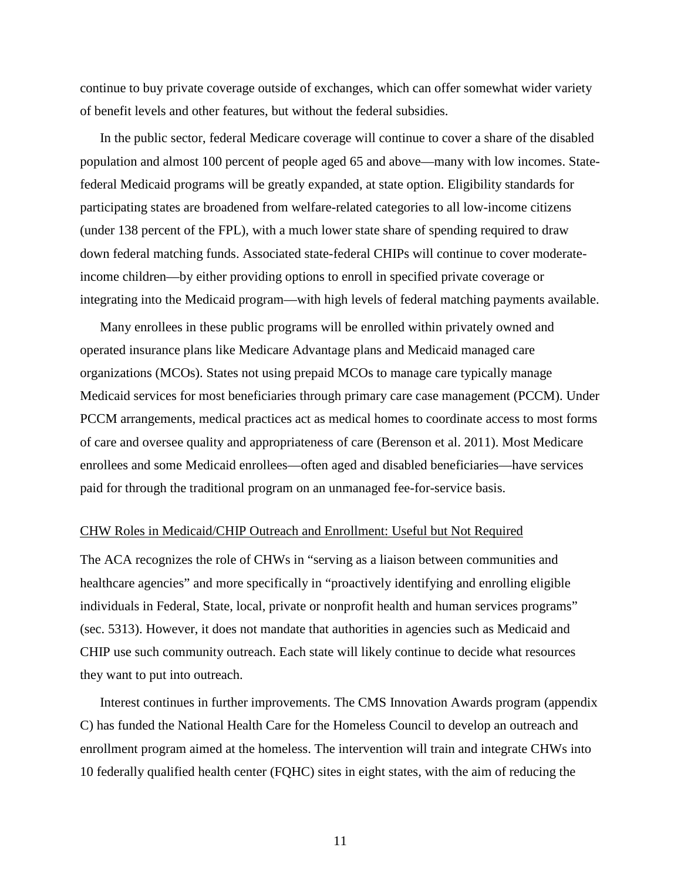continue to buy private coverage outside of exchanges, which can offer somewhat wider variety of benefit levels and other features, but without the federal subsidies.

In the public sector, federal Medicare coverage will continue to cover a share of the disabled population and almost 100 percent of people aged 65 and above—many with low incomes. State-federal Medicaid programs will be greatly expanded, at state option. Eligibility standards for participating states are broadened from welfare-related categories to all low-income citizens (under 138 percent of the FPL), with a much lower state share of spending required to draw down federal matching funds. Associated state-federal CHIPs will continue to cover moderate-income children—by either providing options to enroll in specified private coverage or integrating into the Medicaid program—with high levels of federal matching payments available.

Many enrollees in these public programs will be enrolled within privately owned and operated insurance plans like Medicare Advantage plans and Medicaid managed care organizations (MCOs). States not using prepaid MCOs to manage care typically manage Medicaid services for most beneficiaries through primary care case management (PCCM). Under PCCM arrangements, medical practices act as medical homes to coordinate access to most forms of care and oversee quality and appropriateness of care (Berenson et al. 2011). Most Medicare enrollees and some Medicaid enrollees—often aged and disabled beneficiaries—have services paid for through the traditional program on an unmanaged fee-for-service basis.

## CHW Roles in Medicaid/CHIP Outreach and Enrollment: Useful but Not Required

The ACA recognizes the role of CHWs in "serving as a liaison between communities and healthcare agencies" and more specifically in "proactively identifying and enrolling eligible individuals in Federal, State, local, private or nonprofit health and human services programs" (sec. 5313). However, it does not mandate that authorities in agencies such as Medicaid and CHIP use such community outreach. Each state will likely continue to decide what resources they want to put into outreach.

Interest continues in further improvements. The CMS Innovation Awards program (appendix C) has funded the National Health Care for the Homeless Council to develop an outreach and enrollment program aimed at the homeless. The intervention will train and integrate CHWs into 10 federally qualified health center (FQHC) sites in eight states, with the aim of reducing the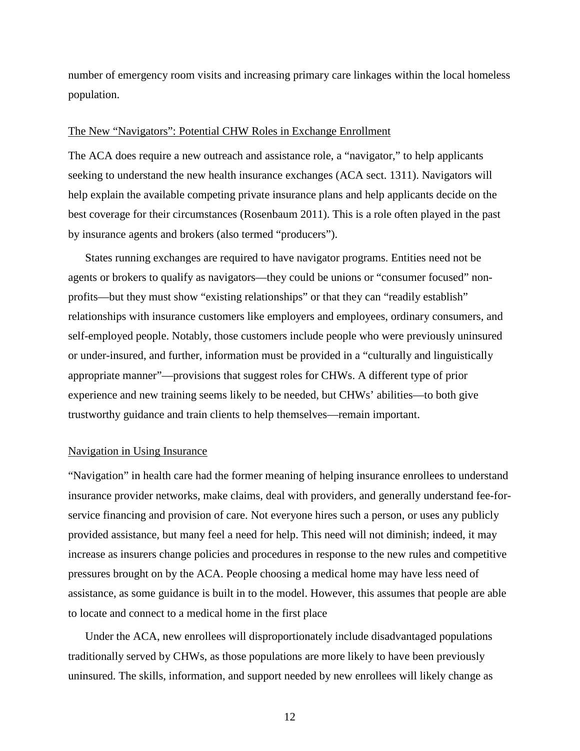number of emergency room visits and increasing primary care linkages within the local homeless population.

### The New "Navigators": Potential CHW Roles in Exchange Enrollment

The ACA does require a new outreach and assistance role, a "navigator," to help applicants seeking to understand the new health insurance exchanges (ACA sect. 1311). Navigators will help explain the available competing private insurance plans and help applicants decide on the best coverage for their circumstances (Rosenbaum 2011). This is a role often played in the past by insurance agents and brokers (also termed "producers").

States running exchanges are required to have navigator programs. Entities need not be agents or brokers to qualify as navigators—they could be unions or "consumer focused" non-profits—but they must show "existing relationships" or that they can "readily establish" relationships with insurance customers like employers and employees, ordinary consumers, and self-employed people. Notably, those customers include people who were previously uninsured or under-insured, and further, information must be provided in a "culturally and linguistically appropriate manner"—provisions that suggest roles for CHWs. A different type of prior experience and new training seems likely to be needed, but CHWs' abilities—to both give trustworthy guidance and train clients to help themselves—remain important.

### Navigation in Using Insurance

"Navigation" in health care had the former meaning of helping insurance enrollees to understand insurance provider networks, make claims, deal with providers, and generally understand fee-for-service financing and provision of care. Not everyone hires such a person, or uses any publicly provided assistance, but many feel a need for help. This need will not diminish; indeed, it may increase as insurers change policies and procedures in response to the new rules and competitive pressures brought on by the ACA. People choosing a medical home may have less need of assistance, as some guidance is built in to the model. However, this assumes that people are able to locate and connect to a medical home in the first place

Under the ACA, new enrollees will disproportionately include disadvantaged populations traditionally served by CHWs, as those populations are more likely to have been previously uninsured. The skills, information, and support needed by new enrollees will likely change as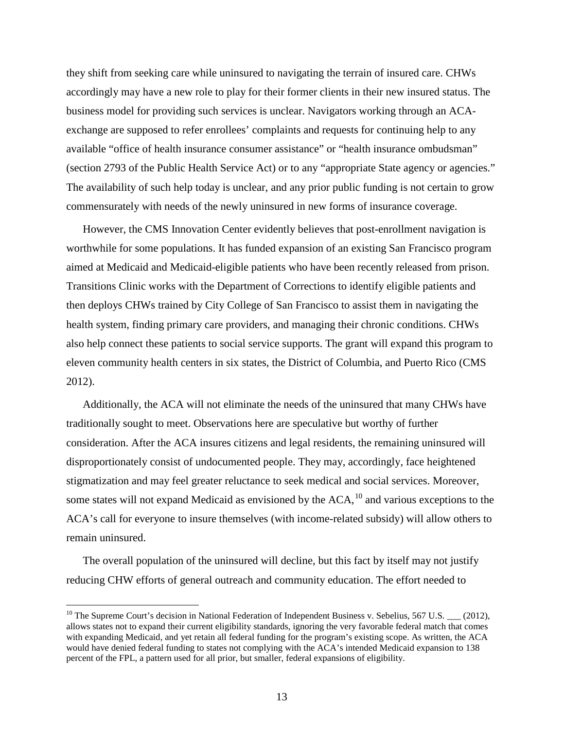they shift from seeking care while uninsured to navigating the terrain of insured care. CHWs accordingly may have a new role to play for their former clients in their new insured status. The business model for providing such services is unclear. Navigators working through an ACA-exchange are supposed to refer enrollees' complaints and requests for continuing help to any available "office of health insurance consumer assistance" or "health insurance ombudsman" (section 2793 of the Public Health Service Act) or to any "appropriate State agency or agencies." The availability of such help today is unclear, and any prior public funding is not certain to grow commensurately with needs of the newly uninsured in new forms of insurance coverage.

However, the CMS Innovation Center evidently believes that post-enrollment navigation is worthwhile for some populations. It has funded expansion of an existing San Francisco program aimed at Medicaid and Medicaid-eligible patients who have been recently released from prison. Transitions Clinic works with the Department of Corrections to identify eligible patients and then deploys CHWs trained by City College of San Francisco to assist them in navigating the health system, finding primary care providers, and managing their chronic conditions. CHWs also help connect these patients to social service supports. The grant will expand this program to eleven community health centers in six states, the District of Columbia, and Puerto Rico (CMS 2012).

Additionally, the ACA will not eliminate the needs of the uninsured that many CHWs have traditionally sought to meet. Observations here are speculative but worthy of further consideration. After the ACA insures citizens and legal residents, the remaining uninsured will disproportionately consist of undocumented people. They may, accordingly, face heightened stigmatization and may feel greater reluctance to seek medical and social services. Moreover, some states will not expand Medicaid as envisioned by the ACA,[10] and various exceptions to the ACA's call for everyone to insure themselves (with income-related subsidy) will allow others to remain uninsured.

The overall population of the uninsured will decline, but this fact by itself may not justify reducing CHW efforts of general outreach and community education. The effort needed to

[10] The Supreme Court's decision in National Federation of Independent Business v. Sebelius, 567 U.S. ___ (2012), allows states not to expand their current eligibility standards, ignoring the very favorable federal match that comes with expanding Medicaid, and yet retain all federal funding for the program's existing scope. As written, the ACA would have denied federal funding to states not complying with the ACA's intended Medicaid expansion to 138 percent of the FPL, a pattern used for all prior, but smaller, federal expansions of eligibility.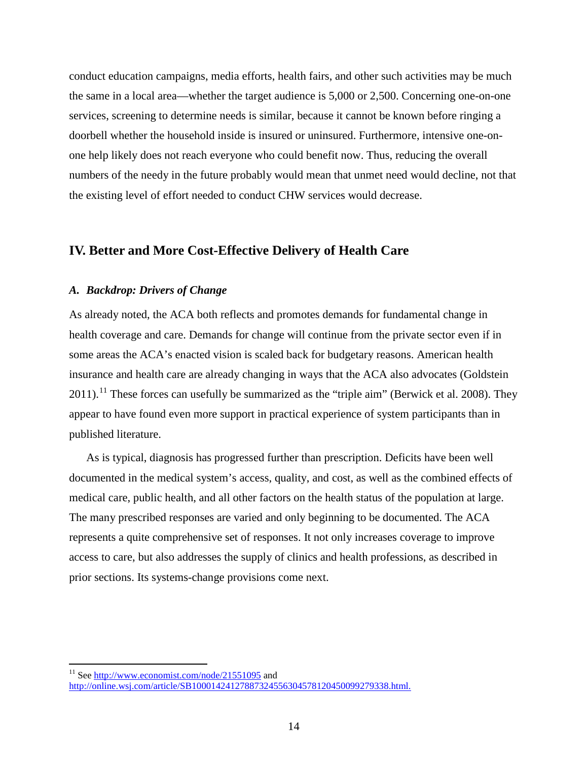conduct education campaigns, media efforts, health fairs, and other such activities may be much the same in a local area—whether the target audience is 5,000 or 2,500. Concerning one-on-one services, screening to determine needs is similar, because it cannot be known before ringing a doorbell whether the household inside is insured or uninsured. Furthermore, intensive one-on-one help likely does not reach everyone who could benefit now. Thus, reducing the overall numbers of the needy in the future probably would mean that unmet need would decline, not that the existing level of effort needed to conduct CHW services would decrease.

## IV. Better and More Cost-Effective Delivery of Health Care

### *A. Backdrop: Drivers of Change*

As already noted, the ACA both reflects and promotes demands for fundamental change in health coverage and care. Demands for change will continue from the private sector even if in some areas the ACA's enacted vision is scaled back for budgetary reasons. American health insurance and health care are already changing in ways that the ACA also advocates (Goldstein 2011).[11] These forces can usefully be summarized as the "triple aim" (Berwick et al. 2008). They appear to have found even more support in practical experience of system participants than in published literature.

As is typical, diagnosis has progressed further than prescription. Deficits have been well documented in the medical system's access, quality, and cost, as well as the combined effects of medical care, public health, and all other factors on the health status of the population at large. The many prescribed responses are varied and only beginning to be documented. The ACA represents a quite comprehensive set of responses. It not only increases coverage to improve access to care, but also addresses the supply of clinics and health professions, as described in prior sections. Its systems-change provisions come next.

---

[11] See http://www.economist.com/node/21551095 and http://online.wsj.com/article/SB10001424127887324556304578120450099279338.html.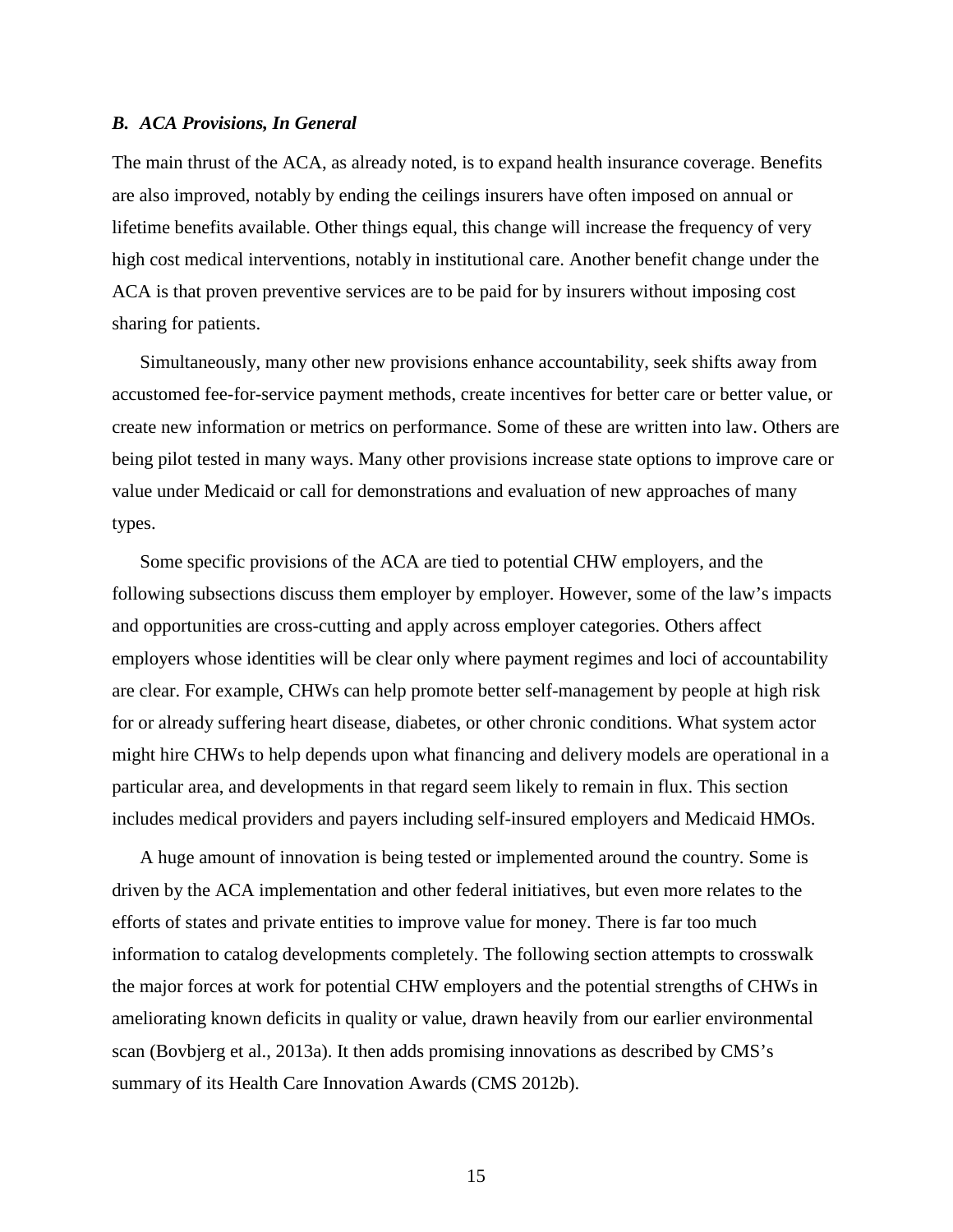### *B. ACA Provisions, In General*

The main thrust of the ACA, as already noted, is to expand health insurance coverage. Benefits are also improved, notably by ending the ceilings insurers have often imposed on annual or lifetime benefits available. Other things equal, this change will increase the frequency of very high cost medical interventions, notably in institutional care. Another benefit change under the ACA is that proven preventive services are to be paid for by insurers without imposing cost sharing for patients.

Simultaneously, many other new provisions enhance accountability, seek shifts away from accustomed fee-for-service payment methods, create incentives for better care or better value, or create new information or metrics on performance. Some of these are written into law. Others are being pilot tested in many ways. Many other provisions increase state options to improve care or value under Medicaid or call for demonstrations and evaluation of new approaches of many types.

Some specific provisions of the ACA are tied to potential CHW employers, and the following subsections discuss them employer by employer. However, some of the law's impacts and opportunities are cross-cutting and apply across employer categories. Others affect employers whose identities will be clear only where payment regimes and loci of accountability are clear. For example, CHWs can help promote better self-management by people at high risk for or already suffering heart disease, diabetes, or other chronic conditions. What system actor might hire CHWs to help depends upon what financing and delivery models are operational in a particular area, and developments in that regard seem likely to remain in flux. This section includes medical providers and payers including self-insured employers and Medicaid HMOs.

A huge amount of innovation is being tested or implemented around the country. Some is driven by the ACA implementation and other federal initiatives, but even more relates to the efforts of states and private entities to improve value for money. There is far too much information to catalog developments completely. The following section attempts to crosswalk the major forces at work for potential CHW employers and the potential strengths of CHWs in ameliorating known deficits in quality or value, drawn heavily from our earlier environmental scan (Bovbjerg et al., 2013a). It then adds promising innovations as described by CMS's summary of its Health Care Innovation Awards (CMS 2012b).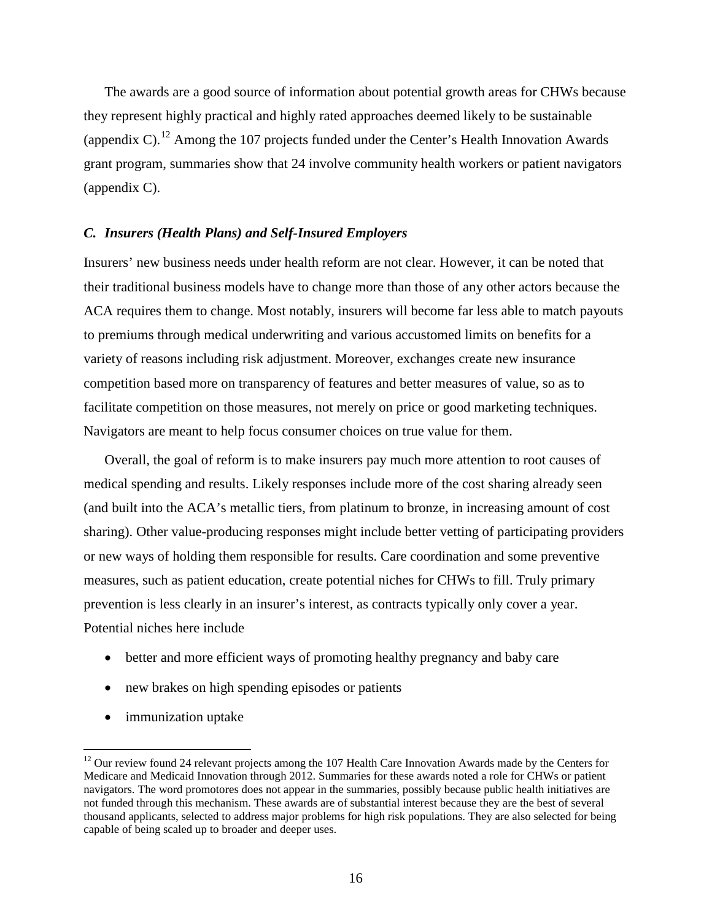The awards are a good source of information about potential growth areas for CHWs because they represent highly practical and highly rated approaches deemed likely to be sustainable (appendix C).[12] Among the 107 projects funded under the Center's Health Innovation Awards grant program, summaries show that 24 involve community health workers or patient navigators (appendix C).

### *C. Insurers (Health Plans) and Self-Insured Employers*

Insurers' new business needs under health reform are not clear. However, it can be noted that their traditional business models have to change more than those of any other actors because the ACA requires them to change. Most notably, insurers will become far less able to match payouts to premiums through medical underwriting and various accustomed limits on benefits for a variety of reasons including risk adjustment. Moreover, exchanges create new insurance competition based more on transparency of features and better measures of value, so as to facilitate competition on those measures, not merely on price or good marketing techniques. Navigators are meant to help focus consumer choices on true value for them.

Overall, the goal of reform is to make insurers pay much more attention to root causes of medical spending and results. Likely responses include more of the cost sharing already seen (and built into the ACA's metallic tiers, from platinum to bronze, in increasing amount of cost sharing). Other value-producing responses might include better vetting of participating providers or new ways of holding them responsible for results. Care coordination and some preventive measures, such as patient education, create potential niches for CHWs to fill. Truly primary prevention is less clearly in an insurer's interest, as contracts typically only cover a year. Potential niches here include

- better and more efficient ways of promoting healthy pregnancy and baby care
- new brakes on high spending episodes or patients
- immunization uptake

[12] Our review found 24 relevant projects among the 107 Health Care Innovation Awards made by the Centers for Medicare and Medicaid Innovation through 2012. Summaries for these awards noted a role for CHWs or patient navigators. The word promotores does not appear in the summaries, possibly because public health initiatives are not funded through this mechanism. These awards are of substantial interest because they are the best of several thousand applicants, selected to address major problems for high risk populations. They are also selected for being capable of being scaled up to broader and deeper uses.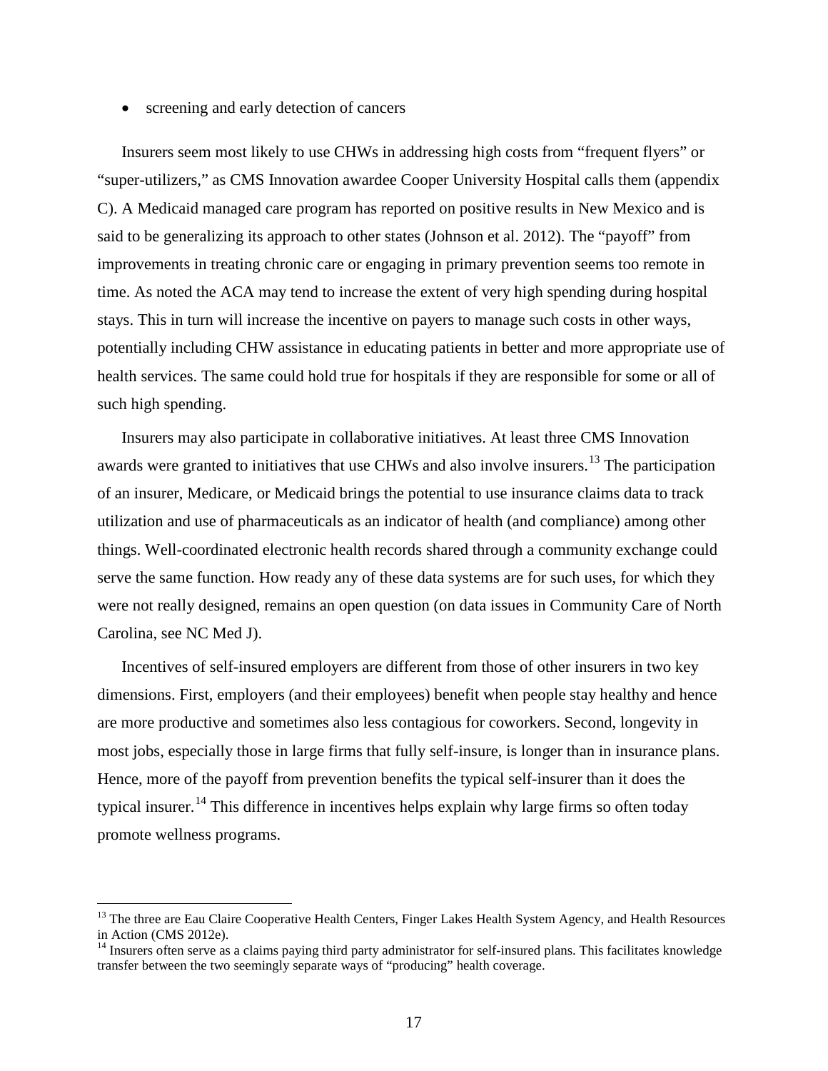- screening and early detection of cancers

Insurers seem most likely to use CHWs in addressing high costs from "frequent flyers" or "super-utilizers," as CMS Innovation awardee Cooper University Hospital calls them (appendix C). A Medicaid managed care program has reported on positive results in New Mexico and is said to be generalizing its approach to other states (Johnson et al. 2012). The "payoff" from improvements in treating chronic care or engaging in primary prevention seems too remote in time. As noted the ACA may tend to increase the extent of very high spending during hospital stays. This in turn will increase the incentive on payers to manage such costs in other ways, potentially including CHW assistance in educating patients in better and more appropriate use of health services. The same could hold true for hospitals if they are responsible for some or all of such high spending.

Insurers may also participate in collaborative initiatives. At least three CMS Innovation awards were granted to initiatives that use CHWs and also involve insurers.[13] The participation of an insurer, Medicare, or Medicaid brings the potential to use insurance claims data to track utilization and use of pharmaceuticals as an indicator of health (and compliance) among other things. Well-coordinated electronic health records shared through a community exchange could serve the same function. How ready any of these data systems are for such uses, for which they were not really designed, remains an open question (on data issues in Community Care of North Carolina, see NC Med J).

Incentives of self-insured employers are different from those of other insurers in two key dimensions. First, employers (and their employees) benefit when people stay healthy and hence are more productive and sometimes also less contagious for coworkers. Second, longevity in most jobs, especially those in large firms that fully self-insure, is longer than in insurance plans. Hence, more of the payoff from prevention benefits the typical self-insurer than it does the typical insurer.[14] This difference in incentives helps explain why large firms so often today promote wellness programs.

---

[13] The three are Eau Claire Cooperative Health Centers, Finger Lakes Health System Agency, and Health Resources in Action (CMS 2012e).

[14] Insurers often serve as a claims paying third party administrator for self-insured plans. This facilitates knowledge transfer between the two seemingly separate ways of "producing" health coverage.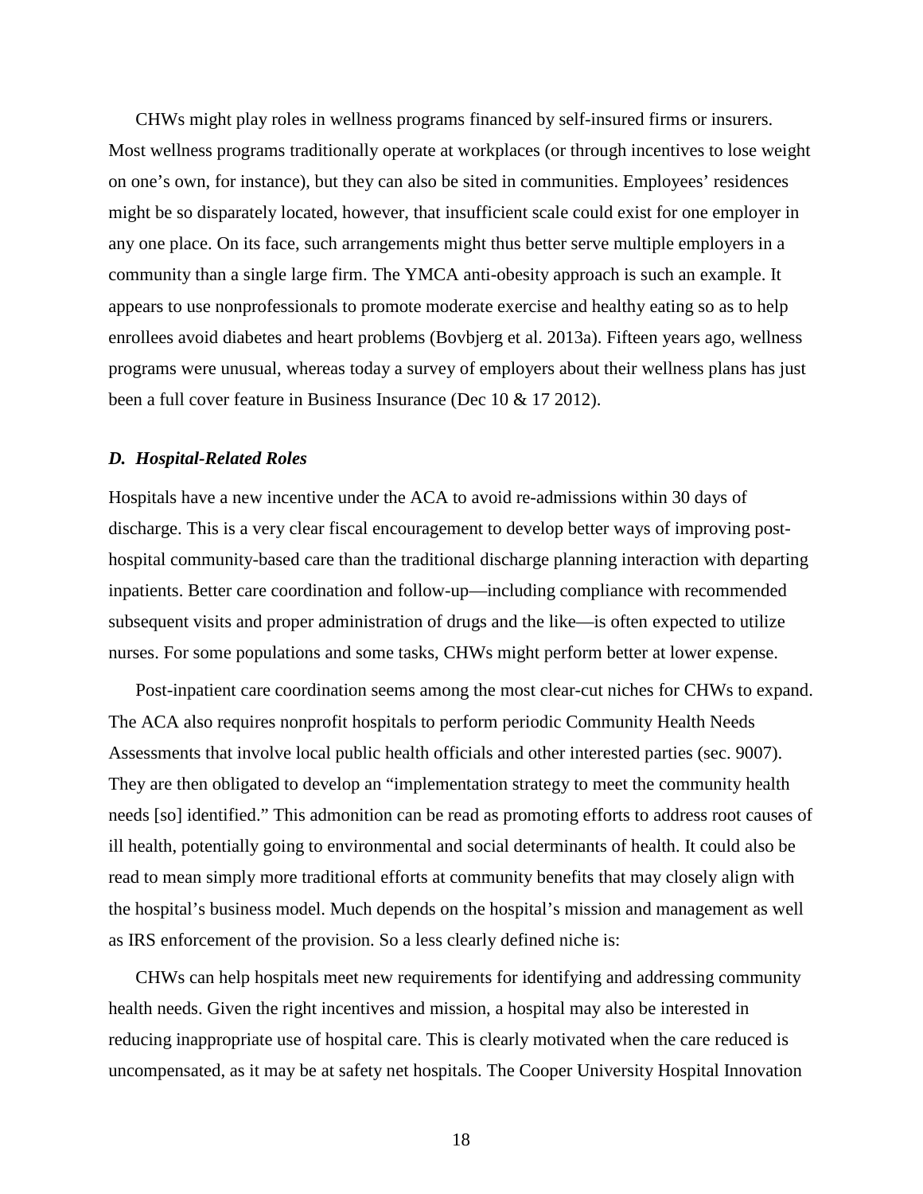CHWs might play roles in wellness programs financed by self-insured firms or insurers. Most wellness programs traditionally operate at workplaces (or through incentives to lose weight on one's own, for instance), but they can also be sited in communities. Employees' residences might be so disparately located, however, that insufficient scale could exist for one employer in any one place. On its face, such arrangements might thus better serve multiple employers in a community than a single large firm. The YMCA anti-obesity approach is such an example. It appears to use nonprofessionals to promote moderate exercise and healthy eating so as to help enrollees avoid diabetes and heart problems (Bovbjerg et al. 2013a). Fifteen years ago, wellness programs were unusual, whereas today a survey of employers about their wellness plans has just been a full cover feature in Business Insurance (Dec 10 & 17 2012).

### *D. Hospital-Related Roles*

Hospitals have a new incentive under the ACA to avoid re-admissions within 30 days of discharge. This is a very clear fiscal encouragement to develop better ways of improving post-hospital community-based care than the traditional discharge planning interaction with departing inpatients. Better care coordination and follow-up—including compliance with recommended subsequent visits and proper administration of drugs and the like—is often expected to utilize nurses. For some populations and some tasks, CHWs might perform better at lower expense.

Post-inpatient care coordination seems among the most clear-cut niches for CHWs to expand. The ACA also requires nonprofit hospitals to perform periodic Community Health Needs Assessments that involve local public health officials and other interested parties (sec. 9007). They are then obligated to develop an "implementation strategy to meet the community health needs [so] identified." This admonition can be read as promoting efforts to address root causes of ill health, potentially going to environmental and social determinants of health. It could also be read to mean simply more traditional efforts at community benefits that may closely align with the hospital's business model. Much depends on the hospital's mission and management as well as IRS enforcement of the provision. So a less clearly defined niche is:

CHWs can help hospitals meet new requirements for identifying and addressing community health needs. Given the right incentives and mission, a hospital may also be interested in reducing inappropriate use of hospital care. This is clearly motivated when the care reduced is uncompensated, as it may be at safety net hospitals. The Cooper University Hospital Innovation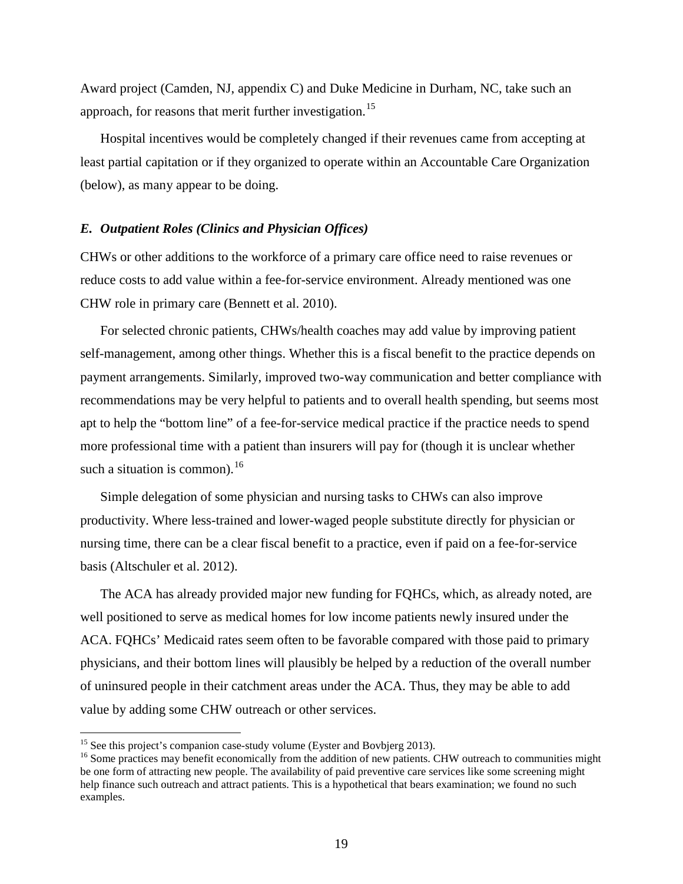Award project (Camden, NJ, appendix C) and Duke Medicine in Durham, NC, take such an approach, for reasons that merit further investigation.[15]

Hospital incentives would be completely changed if their revenues came from accepting at least partial capitation or if they organized to operate within an Accountable Care Organization (below), as many appear to be doing.

### *E. Outpatient Roles (Clinics and Physician Offices)*

CHWs or other additions to the workforce of a primary care office need to raise revenues or reduce costs to add value within a fee-for-service environment. Already mentioned was one CHW role in primary care (Bennett et al. 2010).

For selected chronic patients, CHWs/health coaches may add value by improving patient self-management, among other things. Whether this is a fiscal benefit to the practice depends on payment arrangements. Similarly, improved two-way communication and better compliance with recommendations may be very helpful to patients and to overall health spending, but seems most apt to help the "bottom line" of a fee-for-service medical practice if the practice needs to spend more professional time with a patient than insurers will pay for (though it is unclear whether such a situation is common).[16]

Simple delegation of some physician and nursing tasks to CHWs can also improve productivity. Where less-trained and lower-waged people substitute directly for physician or nursing time, there can be a clear fiscal benefit to a practice, even if paid on a fee-for-service basis (Altschuler et al. 2012).

The ACA has already provided major new funding for FQHCs, which, as already noted, are well positioned to serve as medical homes for low income patients newly insured under the ACA. FQHCs' Medicaid rates seem often to be favorable compared with those paid to primary physicians, and their bottom lines will plausibly be helped by a reduction of the overall number of uninsured people in their catchment areas under the ACA. Thus, they may be able to add value by adding some CHW outreach or other services.

---

[15] See this project's companion case-study volume (Eyster and Bovbjerg 2013).

[16] Some practices may benefit economically from the addition of new patients. CHW outreach to communities might be one form of attracting new people. The availability of paid preventive care services like some screening might help finance such outreach and attract patients. This is a hypothetical that bears examination; we found no such examples.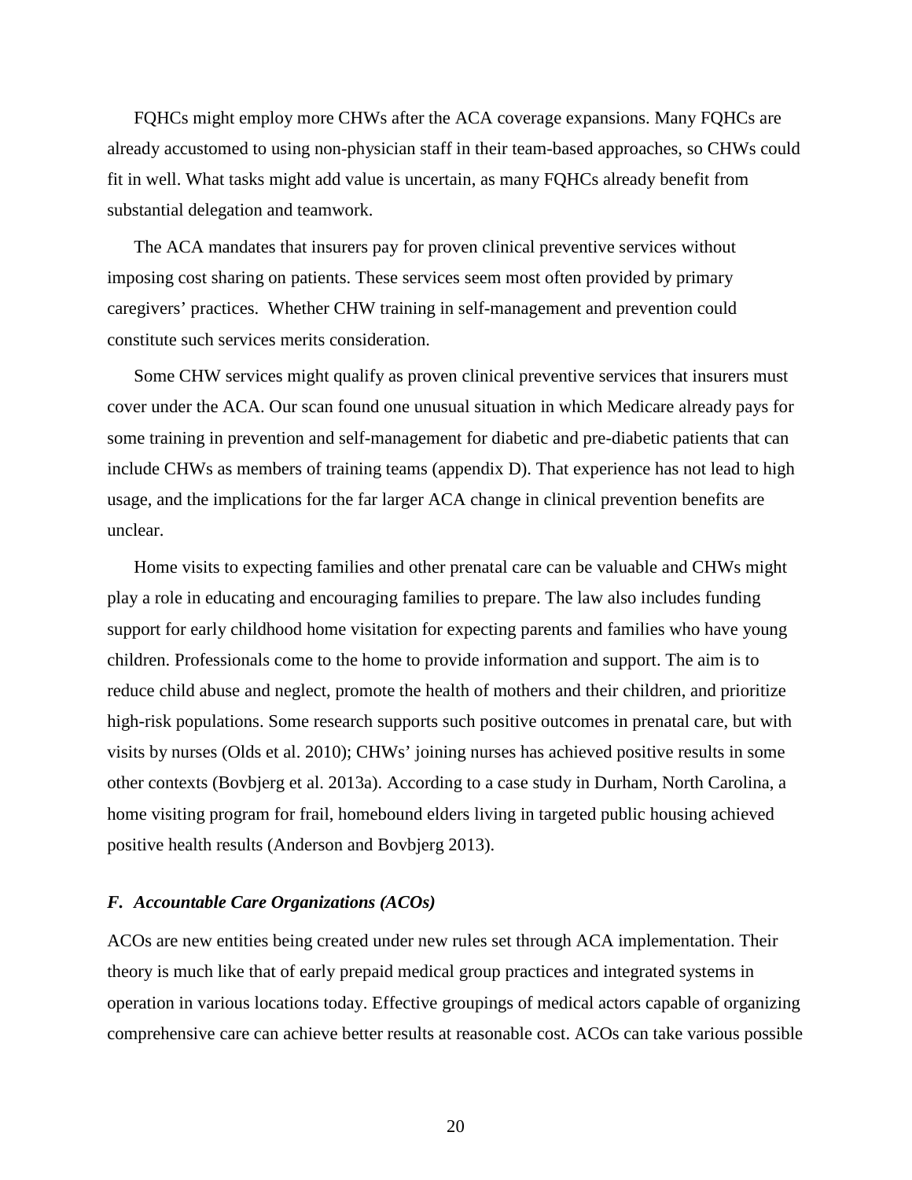FQHCs might employ more CHWs after the ACA coverage expansions. Many FQHCs are already accustomed to using non-physician staff in their team-based approaches, so CHWs could fit in well. What tasks might add value is uncertain, as many FQHCs already benefit from substantial delegation and teamwork.

The ACA mandates that insurers pay for proven clinical preventive services without imposing cost sharing on patients. These services seem most often provided by primary caregivers' practices. Whether CHW training in self-management and prevention could constitute such services merits consideration.

Some CHW services might qualify as proven clinical preventive services that insurers must cover under the ACA. Our scan found one unusual situation in which Medicare already pays for some training in prevention and self-management for diabetic and pre-diabetic patients that can include CHWs as members of training teams (appendix D). That experience has not lead to high usage, and the implications for the far larger ACA change in clinical prevention benefits are unclear.

Home visits to expecting families and other prenatal care can be valuable and CHWs might play a role in educating and encouraging families to prepare. The law also includes funding support for early childhood home visitation for expecting parents and families who have young children. Professionals come to the home to provide information and support. The aim is to reduce child abuse and neglect, promote the health of mothers and their children, and prioritize high-risk populations. Some research supports such positive outcomes in prenatal care, but with visits by nurses (Olds et al. 2010); CHWs' joining nurses has achieved positive results in some other contexts (Bovbjerg et al. 2013a). According to a case study in Durham, North Carolina, a home visiting program for frail, homebound elders living in targeted public housing achieved positive health results (Anderson and Bovbjerg 2013).

### *F. Accountable Care Organizations (ACOs)*

ACOs are new entities being created under new rules set through ACA implementation. Their theory is much like that of early prepaid medical group practices and integrated systems in operation in various locations today. Effective groupings of medical actors capable of organizing comprehensive care can achieve better results at reasonable cost. ACOs can take various possible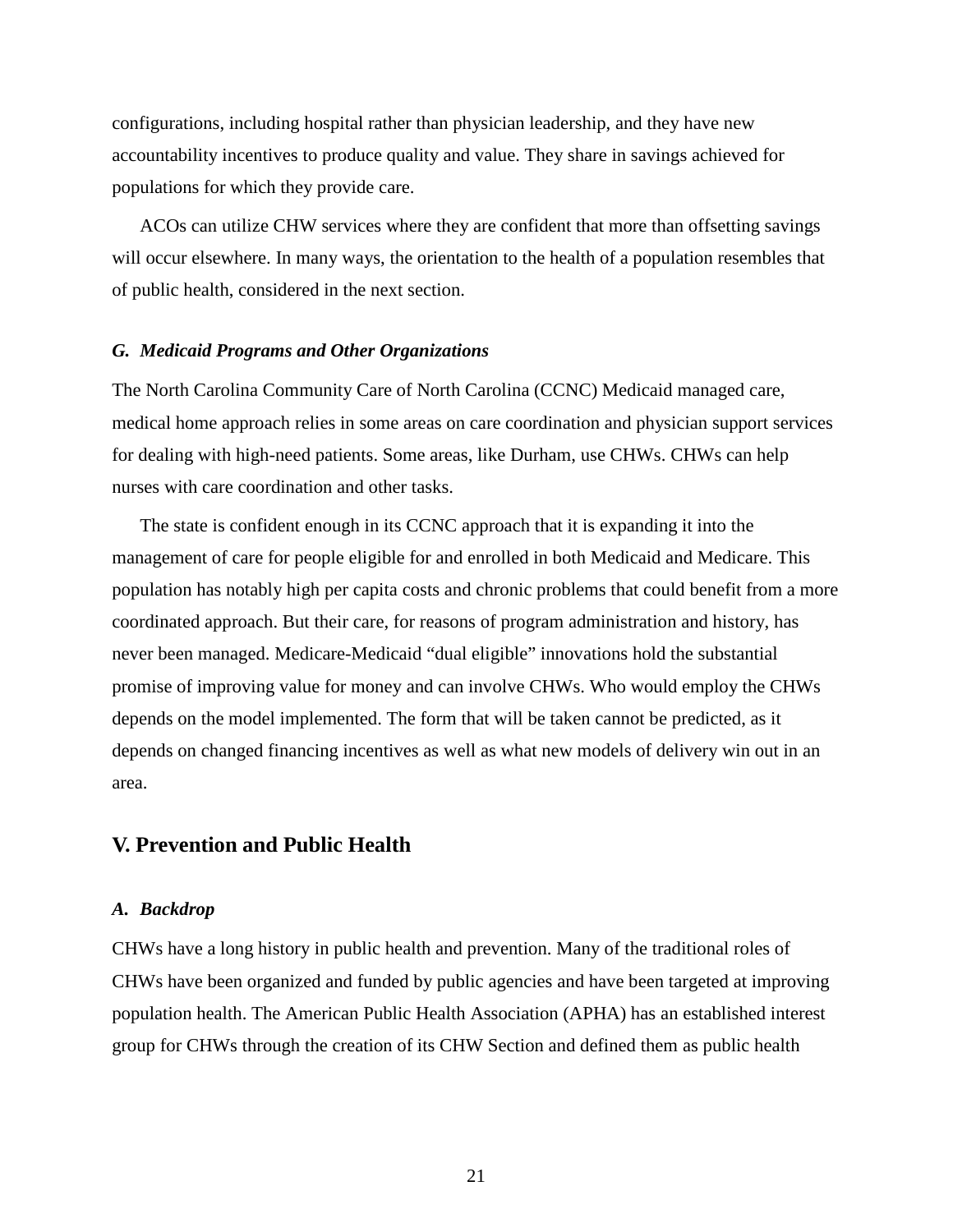configurations, including hospital rather than physician leadership, and they have new accountability incentives to produce quality and value. They share in savings achieved for populations for which they provide care.

ACOs can utilize CHW services where they are confident that more than offsetting savings will occur elsewhere. In many ways, the orientation to the health of a population resembles that of public health, considered in the next section.

### *G. Medicaid Programs and Other Organizations*

The North Carolina Community Care of North Carolina (CCNC) Medicaid managed care, medical home approach relies in some areas on care coordination and physician support services for dealing with high-need patients. Some areas, like Durham, use CHWs. CHWs can help nurses with care coordination and other tasks.

The state is confident enough in its CCNC approach that it is expanding it into the management of care for people eligible for and enrolled in both Medicaid and Medicare. This population has notably high per capita costs and chronic problems that could benefit from a more coordinated approach. But their care, for reasons of program administration and history, has never been managed. Medicare-Medicaid "dual eligible" innovations hold the substantial promise of improving value for money and can involve CHWs. Who would employ the CHWs depends on the model implemented. The form that will be taken cannot be predicted, as it depends on changed financing incentives as well as what new models of delivery win out in an area.

## V. Prevention and Public Health

### *A. Backdrop*

CHWs have a long history in public health and prevention. Many of the traditional roles of CHWs have been organized and funded by public agencies and have been targeted at improving population health. The American Public Health Association (APHA) has an established interest group for CHWs through the creation of its CHW Section and defined them as public health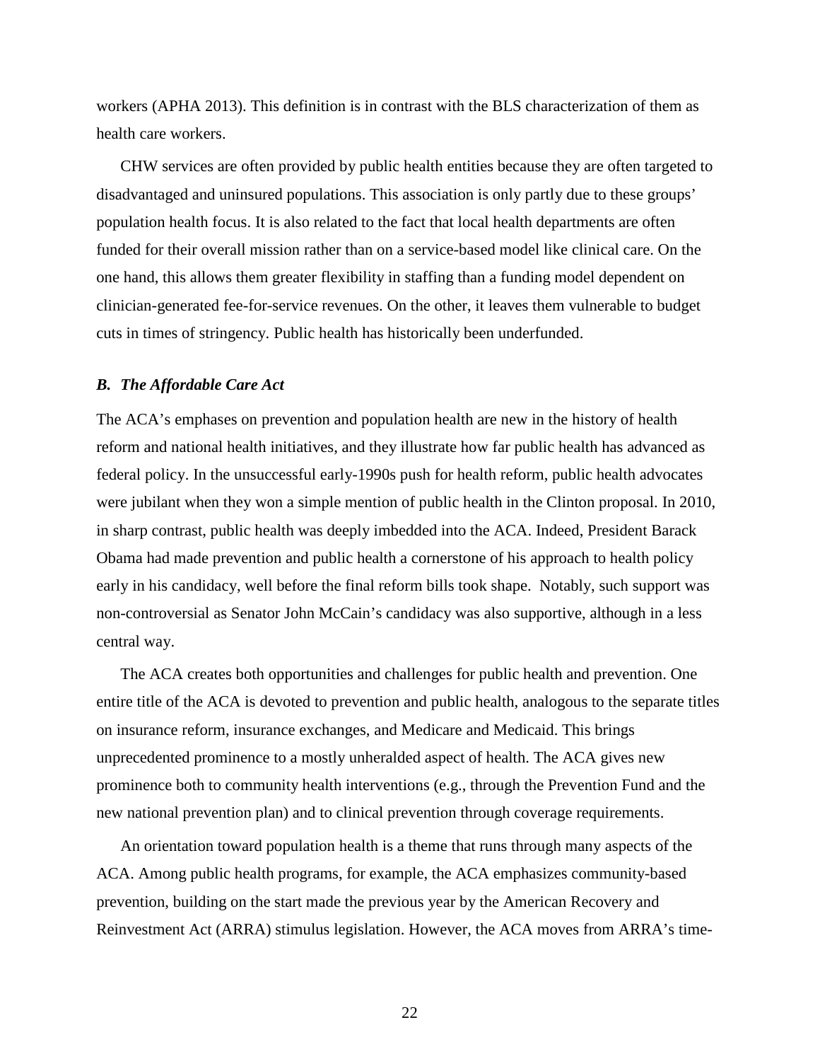workers (APHA 2013). This definition is in contrast with the BLS characterization of them as health care workers.

CHW services are often provided by public health entities because they are often targeted to disadvantaged and uninsured populations. This association is only partly due to these groups' population health focus. It is also related to the fact that local health departments are often funded for their overall mission rather than on a service-based model like clinical care. On the one hand, this allows them greater flexibility in staffing than a funding model dependent on clinician-generated fee-for-service revenues. On the other, it leaves them vulnerable to budget cuts in times of stringency. Public health has historically been underfunded.

### *B. The Affordable Care Act*

The ACA's emphases on prevention and population health are new in the history of health reform and national health initiatives, and they illustrate how far public health has advanced as federal policy. In the unsuccessful early-1990s push for health reform, public health advocates were jubilant when they won a simple mention of public health in the Clinton proposal. In 2010, in sharp contrast, public health was deeply imbedded into the ACA. Indeed, President Barack Obama had made prevention and public health a cornerstone of his approach to health policy early in his candidacy, well before the final reform bills took shape. Notably, such support was non-controversial as Senator John McCain's candidacy was also supportive, although in a less central way.

The ACA creates both opportunities and challenges for public health and prevention. One entire title of the ACA is devoted to prevention and public health, analogous to the separate titles on insurance reform, insurance exchanges, and Medicare and Medicaid. This brings unprecedented prominence to a mostly unheralded aspect of health. The ACA gives new prominence both to community health interventions (e.g., through the Prevention Fund and the new national prevention plan) and to clinical prevention through coverage requirements.

An orientation toward population health is a theme that runs through many aspects of the ACA. Among public health programs, for example, the ACA emphasizes community-based prevention, building on the start made the previous year by the American Recovery and Reinvestment Act (ARRA) stimulus legislation. However, the ACA moves from ARRA's time-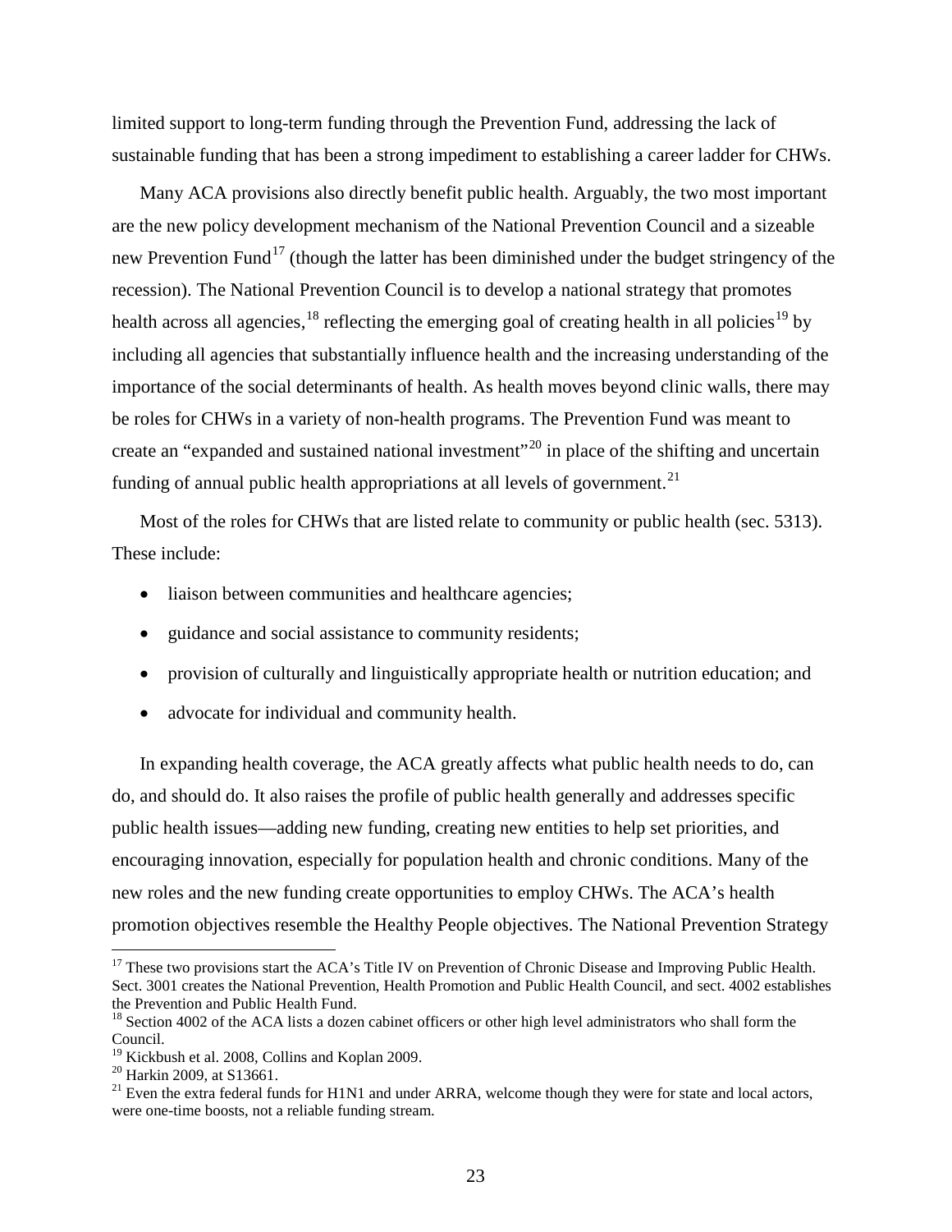limited support to long-term funding through the Prevention Fund, addressing the lack of sustainable funding that has been a strong impediment to establishing a career ladder for CHWs.

Many ACA provisions also directly benefit public health. Arguably, the two most important are the new policy development mechanism of the National Prevention Council and a sizeable new Prevention Fund[17] (though the latter has been diminished under the budget stringency of the recession). The National Prevention Council is to develop a national strategy that promotes health across all agencies,[18] reflecting the emerging goal of creating health in all policies[19] by including all agencies that substantially influence health and the increasing understanding of the importance of the social determinants of health. As health moves beyond clinic walls, there may be roles for CHWs in a variety of non-health programs. The Prevention Fund was meant to create an "expanded and sustained national investment"[20] in place of the shifting and uncertain funding of annual public health appropriations at all levels of government.[21]

Most of the roles for CHWs that are listed relate to community or public health (sec. 5313). These include:

- liaison between communities and healthcare agencies;
- guidance and social assistance to community residents;
- provision of culturally and linguistically appropriate health or nutrition education; and
- advocate for individual and community health.

In expanding health coverage, the ACA greatly affects what public health needs to do, can do, and should do. It also raises the profile of public health generally and addresses specific public health issues—adding new funding, creating new entities to help set priorities, and encouraging innovation, especially for population health and chronic conditions. Many of the new roles and the new funding create opportunities to employ CHWs. The ACA's health promotion objectives resemble the Healthy People objectives. The National Prevention Strategy

---

[17] These two provisions start the ACA's Title IV on Prevention of Chronic Disease and Improving Public Health. Sect. 3001 creates the National Prevention, Health Promotion and Public Health Council, and sect. 4002 establishes the Prevention and Public Health Fund.

[18] Section 4002 of the ACA lists a dozen cabinet officers or other high level administrators who shall form the Council.

[19] Kickbush et al. 2008, Collins and Koplan 2009.

[20] Harkin 2009, at S13661.

[21] Even the extra federal funds for H1N1 and under ARRA, welcome though they were for state and local actors, were one-time boosts, not a reliable funding stream.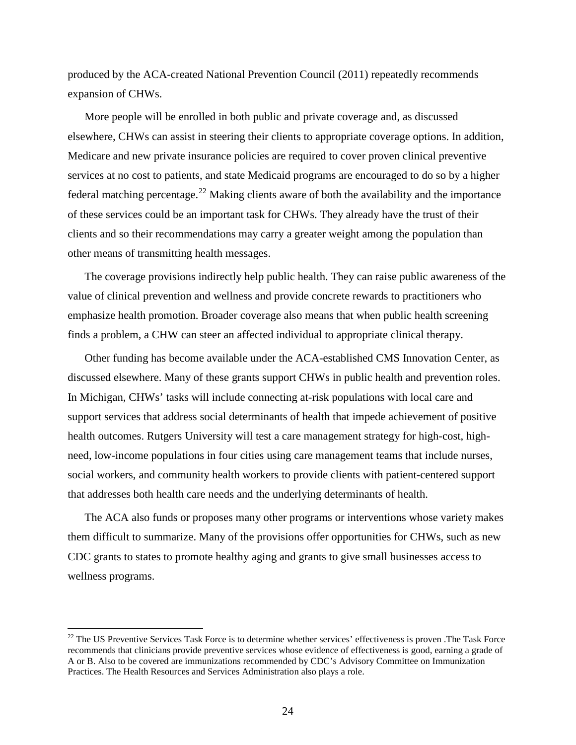produced by the ACA-created National Prevention Council (2011) repeatedly recommends expansion of CHWs.

More people will be enrolled in both public and private coverage and, as discussed elsewhere, CHWs can assist in steering their clients to appropriate coverage options. In addition, Medicare and new private insurance policies are required to cover proven clinical preventive services at no cost to patients, and state Medicaid programs are encouraged to do so by a higher federal matching percentage.[22] Making clients aware of both the availability and the importance of these services could be an important task for CHWs. They already have the trust of their clients and so their recommendations may carry a greater weight among the population than other means of transmitting health messages.

The coverage provisions indirectly help public health. They can raise public awareness of the value of clinical prevention and wellness and provide concrete rewards to practitioners who emphasize health promotion. Broader coverage also means that when public health screening finds a problem, a CHW can steer an affected individual to appropriate clinical therapy.

Other funding has become available under the ACA-established CMS Innovation Center, as discussed elsewhere. Many of these grants support CHWs in public health and prevention roles. In Michigan, CHWs' tasks will include connecting at-risk populations with local care and support services that address social determinants of health that impede achievement of positive health outcomes. Rutgers University will test a care management strategy for high-cost, high-need, low-income populations in four cities using care management teams that include nurses, social workers, and community health workers to provide clients with patient-centered support that addresses both health care needs and the underlying determinants of health.

The ACA also funds or proposes many other programs or interventions whose variety makes them difficult to summarize. Many of the provisions offer opportunities for CHWs, such as new CDC grants to states to promote healthy aging and grants to give small businesses access to wellness programs.

---

[22] The US Preventive Services Task Force is to determine whether services' effectiveness is proven .The Task Force recommends that clinicians provide preventive services whose evidence of effectiveness is good, earning a grade of A or B. Also to be covered are immunizations recommended by CDC's Advisory Committee on Immunization Practices. The Health Resources and Services Administration also plays a role.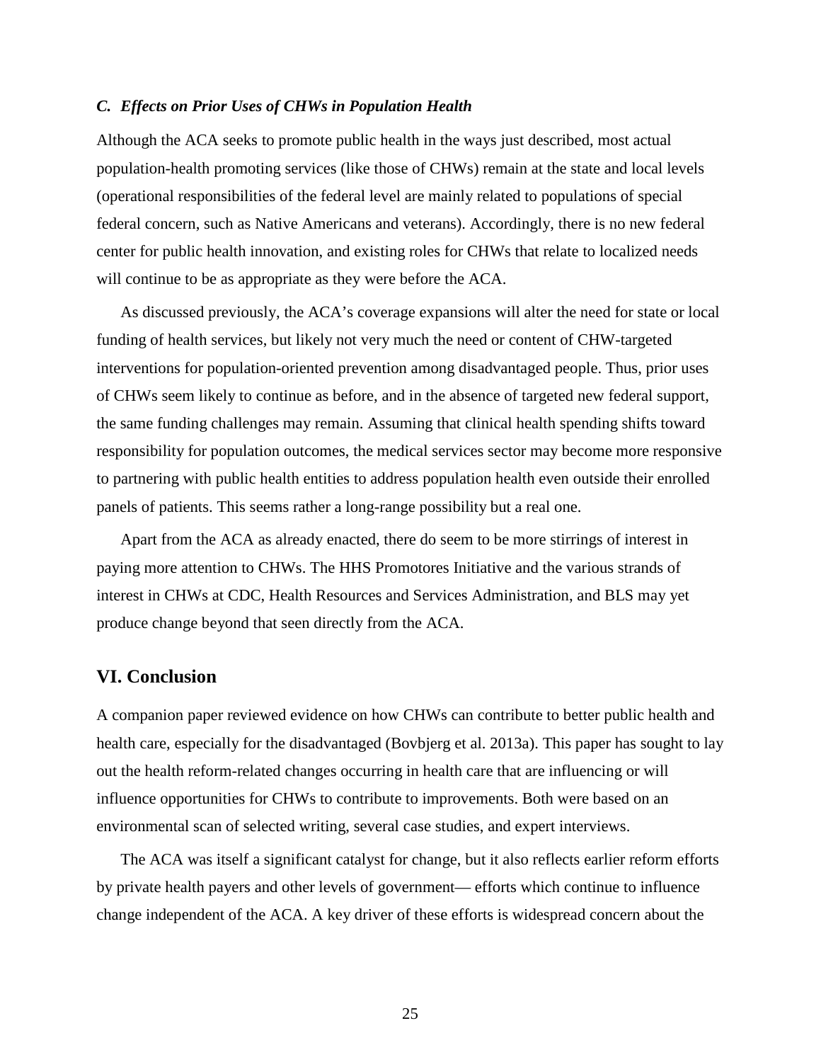### *C. Effects on Prior Uses of CHWs in Population Health*

Although the ACA seeks to promote public health in the ways just described, most actual population-health promoting services (like those of CHWs) remain at the state and local levels (operational responsibilities of the federal level are mainly related to populations of special federal concern, such as Native Americans and veterans). Accordingly, there is no new federal center for public health innovation, and existing roles for CHWs that relate to localized needs will continue to be as appropriate as they were before the ACA.

As discussed previously, the ACA's coverage expansions will alter the need for state or local funding of health services, but likely not very much the need or content of CHW-targeted interventions for population-oriented prevention among disadvantaged people. Thus, prior uses of CHWs seem likely to continue as before, and in the absence of targeted new federal support, the same funding challenges may remain. Assuming that clinical health spending shifts toward responsibility for population outcomes, the medical services sector may become more responsive to partnering with public health entities to address population health even outside their enrolled panels of patients. This seems rather a long-range possibility but a real one.

Apart from the ACA as already enacted, there do seem to be more stirrings of interest in paying more attention to CHWs. The HHS Promotores Initiative and the various strands of interest in CHWs at CDC, Health Resources and Services Administration, and BLS may yet produce change beyond that seen directly from the ACA.

## VI. Conclusion

A companion paper reviewed evidence on how CHWs can contribute to better public health and health care, especially for the disadvantaged (Bovbjerg et al. 2013a). This paper has sought to lay out the health reform-related changes occurring in health care that are influencing or will influence opportunities for CHWs to contribute to improvements. Both were based on an environmental scan of selected writing, several case studies, and expert interviews.

The ACA was itself a significant catalyst for change, but it also reflects earlier reform efforts by private health payers and other levels of government— efforts which continue to influence change independent of the ACA. A key driver of these efforts is widespread concern about the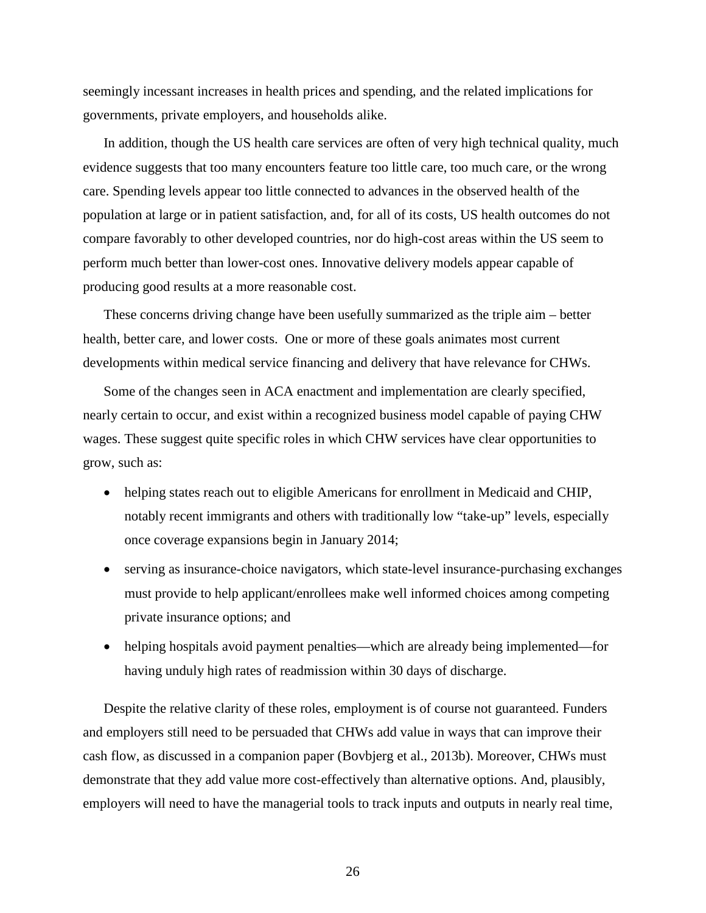seemingly incessant increases in health prices and spending, and the related implications for governments, private employers, and households alike.

In addition, though the US health care services are often of very high technical quality, much evidence suggests that too many encounters feature too little care, too much care, or the wrong care. Spending levels appear too little connected to advances in the observed health of the population at large or in patient satisfaction, and, for all of its costs, US health outcomes do not compare favorably to other developed countries, nor do high-cost areas within the US seem to perform much better than lower-cost ones. Innovative delivery models appear capable of producing good results at a more reasonable cost.

These concerns driving change have been usefully summarized as the triple aim – better health, better care, and lower costs. One or more of these goals animates most current developments within medical service financing and delivery that have relevance for CHWs.

Some of the changes seen in ACA enactment and implementation are clearly specified, nearly certain to occur, and exist within a recognized business model capable of paying CHW wages. These suggest quite specific roles in which CHW services have clear opportunities to grow, such as:

- helping states reach out to eligible Americans for enrollment in Medicaid and CHIP, notably recent immigrants and others with traditionally low "take-up" levels, especially once coverage expansions begin in January 2014;
- serving as insurance-choice navigators, which state-level insurance-purchasing exchanges must provide to help applicant/enrollees make well informed choices among competing private insurance options; and
- helping hospitals avoid payment penalties—which are already being implemented—for having unduly high rates of readmission within 30 days of discharge.

Despite the relative clarity of these roles, employment is of course not guaranteed. Funders and employers still need to be persuaded that CHWs add value in ways that can improve their cash flow, as discussed in a companion paper (Bovbjerg et al., 2013b). Moreover, CHWs must demonstrate that they add value more cost-effectively than alternative options. And, plausibly, employers will need to have the managerial tools to track inputs and outputs in nearly real time,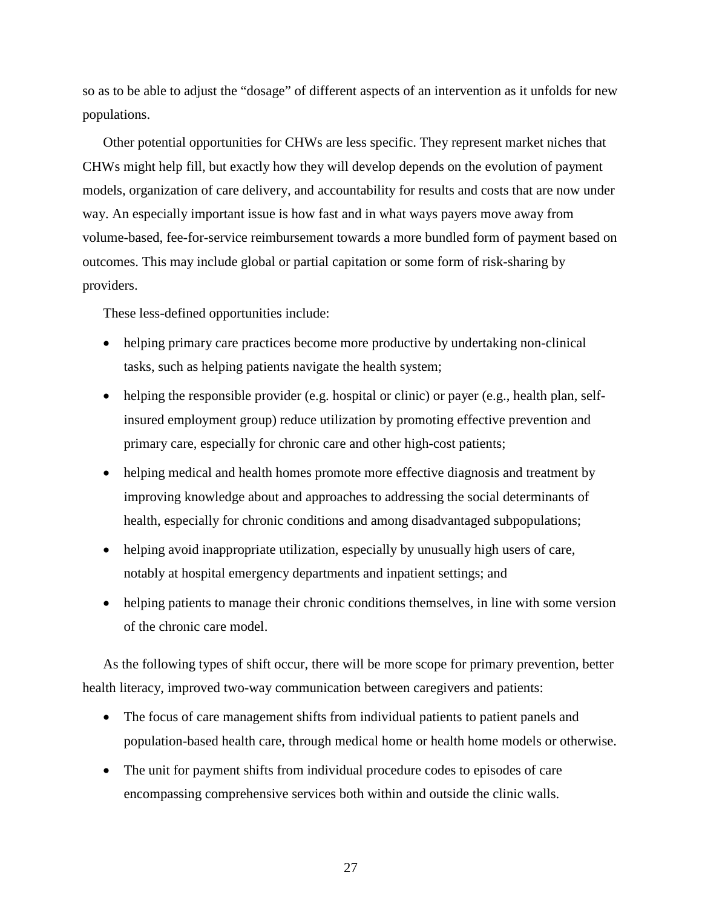so as to be able to adjust the "dosage" of different aspects of an intervention as it unfolds for new populations.

Other potential opportunities for CHWs are less specific. They represent market niches that CHWs might help fill, but exactly how they will develop depends on the evolution of payment models, organization of care delivery, and accountability for results and costs that are now under way. An especially important issue is how fast and in what ways payers move away from volume-based, fee-for-service reimbursement towards a more bundled form of payment based on outcomes. This may include global or partial capitation or some form of risk-sharing by providers.

These less-defined opportunities include:

- helping primary care practices become more productive by undertaking non-clinical tasks, such as helping patients navigate the health system;
- helping the responsible provider (e.g. hospital or clinic) or payer (e.g., health plan, self-insured employment group) reduce utilization by promoting effective prevention and primary care, especially for chronic care and other high-cost patients;
- helping medical and health homes promote more effective diagnosis and treatment by improving knowledge about and approaches to addressing the social determinants of health, especially for chronic conditions and among disadvantaged subpopulations;
- helping avoid inappropriate utilization, especially by unusually high users of care, notably at hospital emergency departments and inpatient settings; and
- helping patients to manage their chronic conditions themselves, in line with some version of the chronic care model.

As the following types of shift occur, there will be more scope for primary prevention, better health literacy, improved two-way communication between caregivers and patients:

- The focus of care management shifts from individual patients to patient panels and population-based health care, through medical home or health home models or otherwise.
- The unit for payment shifts from individual procedure codes to episodes of care encompassing comprehensive services both within and outside the clinic walls.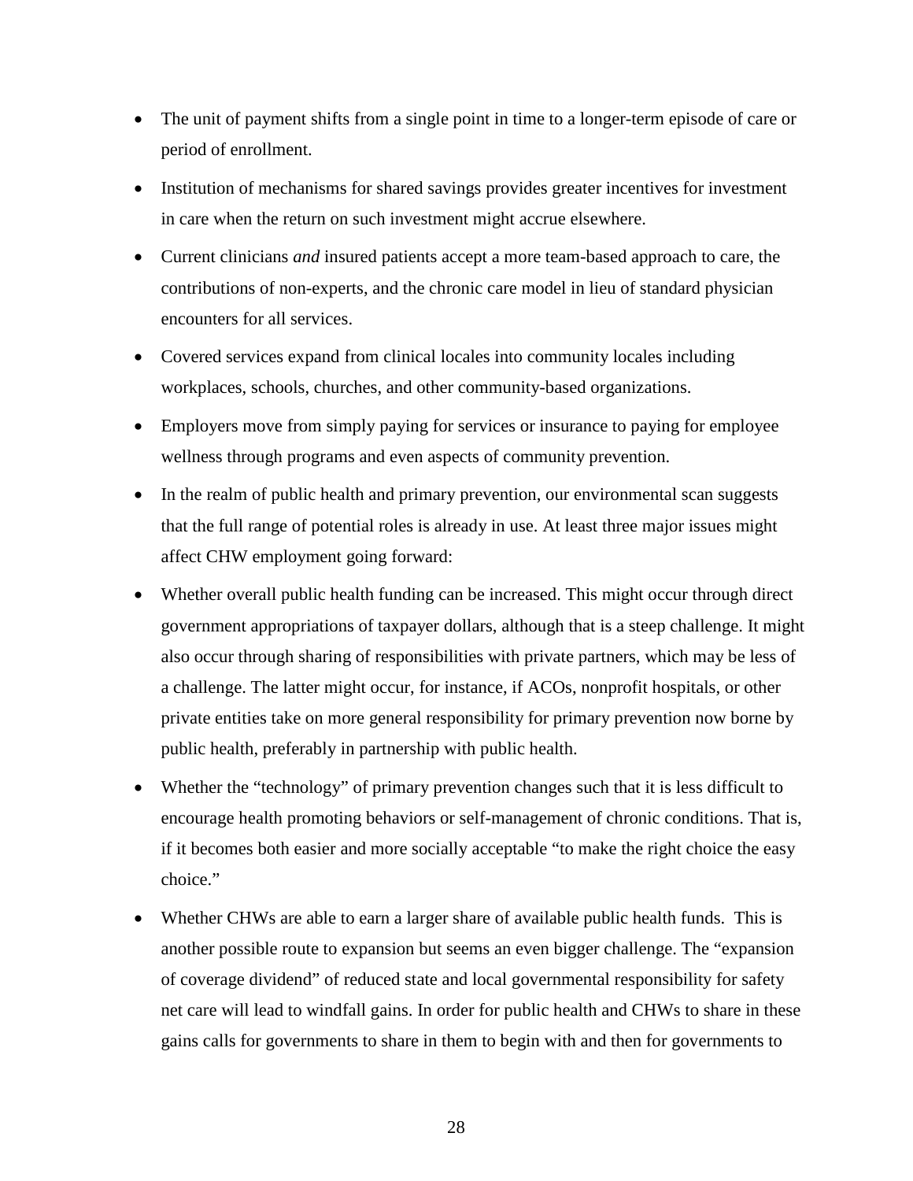- The unit of payment shifts from a single point in time to a longer-term episode of care or period of enrollment.
- Institution of mechanisms for shared savings provides greater incentives for investment in care when the return on such investment might accrue elsewhere.
- Current clinicians *and* insured patients accept a more team-based approach to care, the contributions of non-experts, and the chronic care model in lieu of standard physician encounters for all services.
- Covered services expand from clinical locales into community locales including workplaces, schools, churches, and other community-based organizations.
- Employers move from simply paying for services or insurance to paying for employee wellness through programs and even aspects of community prevention.
- In the realm of public health and primary prevention, our environmental scan suggests that the full range of potential roles is already in use. At least three major issues might affect CHW employment going forward:
- Whether overall public health funding can be increased. This might occur through direct government appropriations of taxpayer dollars, although that is a steep challenge. It might also occur through sharing of responsibilities with private partners, which may be less of a challenge. The latter might occur, for instance, if ACOs, nonprofit hospitals, or other private entities take on more general responsibility for primary prevention now borne by public health, preferably in partnership with public health.
- Whether the "technology" of primary prevention changes such that it is less difficult to encourage health promoting behaviors or self-management of chronic conditions. That is, if it becomes both easier and more socially acceptable "to make the right choice the easy choice."
- Whether CHWs are able to earn a larger share of available public health funds. This is another possible route to expansion but seems an even bigger challenge. The "expansion of coverage dividend" of reduced state and local governmental responsibility for safety net care will lead to windfall gains. In order for public health and CHWs to share in these gains calls for governments to share in them to begin with and then for governments to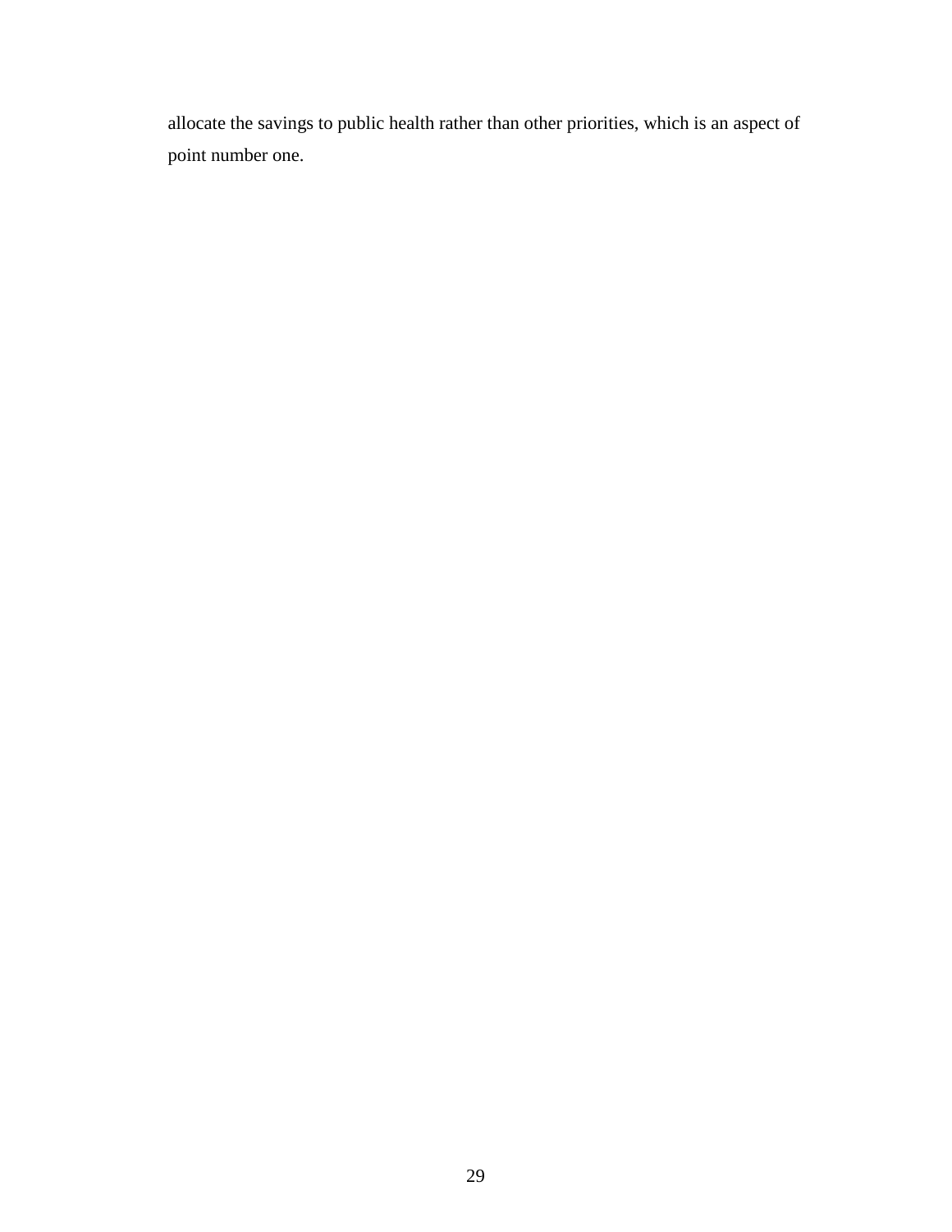allocate the savings to public health rather than other priorities, which is an aspect of point number one.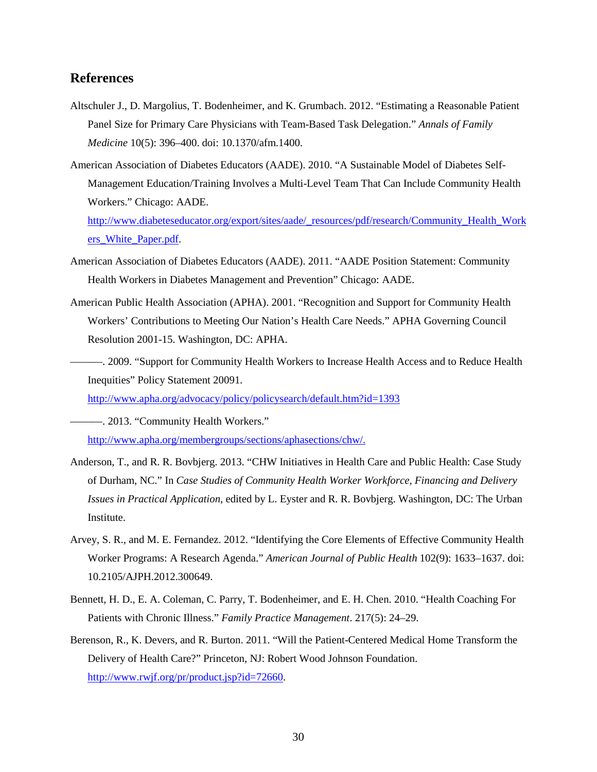## References

Altschuler J., D. Margolius, T. Bodenheimer, and K. Grumbach. 2012. "Estimating a Reasonable Patient Panel Size for Primary Care Physicians with Team-Based Task Delegation." *Annals of Family Medicine* 10(5): 396–400. doi: 10.1370/afm.1400.

American Association of Diabetes Educators (AADE). 2010. "A Sustainable Model of Diabetes Self-Management Education/Training Involves a Multi-Level Team That Can Include Community Health Workers." Chicago: AADE. http://www.diabeteseducator.org/export/sites/aade/_resources/pdf/research/Community_Health_Workers_White_Paper.pdf.

American Association of Diabetes Educators (AADE). 2011. "AADE Position Statement: Community Health Workers in Diabetes Management and Prevention" Chicago: AADE.

American Public Health Association (APHA). 2001. "Recognition and Support for Community Health Workers' Contributions to Meeting Our Nation's Health Care Needs." APHA Governing Council Resolution 2001-15. Washington, DC: APHA.

———. 2009. "Support for Community Health Workers to Increase Health Access and to Reduce Health Inequities" Policy Statement 20091. http://www.apha.org/advocacy/policy/policysearch/default.htm?id=1393

———. 2013. "Community Health Workers." http://www.apha.org/membergroups/sections/aphasections/chw/.

Anderson, T., and R. R. Bovbjerg. 2013. "CHW Initiatives in Health Care and Public Health: Case Study of Durham, NC." In *Case Studies of Community Health Worker Workforce, Financing and Delivery Issues in Practical Application*, edited by L. Eyster and R. R. Bovbjerg. Washington, DC: The Urban Institute.

Arvey, S. R., and M. E. Fernandez. 2012. "Identifying the Core Elements of Effective Community Health Worker Programs: A Research Agenda." *American Journal of Public Health* 102(9): 1633–1637. doi: 10.2105/AJPH.2012.300649.

Bennett, H. D., E. A. Coleman, C. Parry, T. Bodenheimer, and E. H. Chen. 2010. "Health Coaching For Patients with Chronic Illness." *Family Practice Management*. 217(5): 24–29.

Berenson, R., K. Devers, and R. Burton. 2011. "Will the Patient-Centered Medical Home Transform the Delivery of Health Care?" Princeton, NJ: Robert Wood Johnson Foundation. http://www.rwjf.org/pr/product.jsp?id=72660.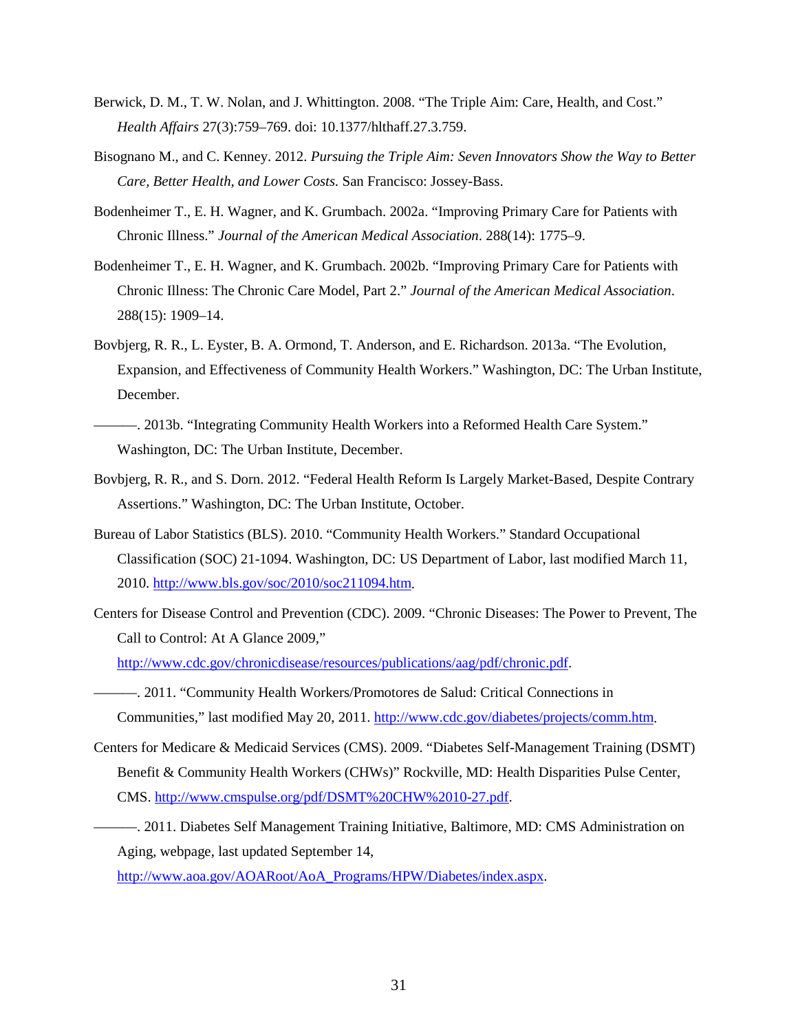Berwick, D. M., T. W. Nolan, and J. Whittington. 2008. "The Triple Aim: Care, Health, and Cost." *Health Affairs* 27(3):759–769. doi: 10.1377/hlthaff.27.3.759.

Bisognano M., and C. Kenney. 2012. *Pursuing the Triple Aim: Seven Innovators Show the Way to Better Care, Better Health, and Lower Costs.* San Francisco: Jossey-Bass.

Bodenheimer T., E. H. Wagner, and K. Grumbach. 2002a. "Improving Primary Care for Patients with Chronic Illness." *Journal of the American Medical Association*. 288(14): 1775–9.

Bodenheimer T., E. H. Wagner, and K. Grumbach. 2002b. "Improving Primary Care for Patients with Chronic Illness: The Chronic Care Model, Part 2." *Journal of the American Medical Association*. 288(15): 1909–14.

Bovbjerg, R. R., L. Eyster, B. A. Ormond, T. Anderson, and E. Richardson. 2013a. "The Evolution, Expansion, and Effectiveness of Community Health Workers." Washington, DC: The Urban Institute, December.

———. 2013b. "Integrating Community Health Workers into a Reformed Health Care System." Washington, DC: The Urban Institute, December.

Bovbjerg, R. R., and S. Dorn. 2012. "Federal Health Reform Is Largely Market-Based, Despite Contrary Assertions." Washington, DC: The Urban Institute, October.

Bureau of Labor Statistics (BLS). 2010. "Community Health Workers." Standard Occupational Classification (SOC) 21-1094. Washington, DC: US Department of Labor, last modified March 11, 2010. http://www.bls.gov/soc/2010/soc211094.htm.

Centers for Disease Control and Prevention (CDC). 2009. "Chronic Diseases: The Power to Prevent, The Call to Control: At A Glance 2009," http://www.cdc.gov/chronicdisease/resources/publications/aag/pdf/chronic.pdf.

———. 2011. "Community Health Workers/Promotores de Salud: Critical Connections in Communities," last modified May 20, 2011. http://www.cdc.gov/diabetes/projects/comm.htm.

Centers for Medicare & Medicaid Services (CMS). 2009. "Diabetes Self-Management Training (DSMT) Benefit & Community Health Workers (CHWs)" Rockville, MD: Health Disparities Pulse Center, CMS. http://www.cmspulse.org/pdf/DSMT%20CHW%2010-27.pdf.

———. 2011. Diabetes Self Management Training Initiative, Baltimore, MD: CMS Administration on Aging, webpage, last updated September 14, http://www.aoa.gov/AOARoot/AoA_Programs/HPW/Diabetes/index.aspx.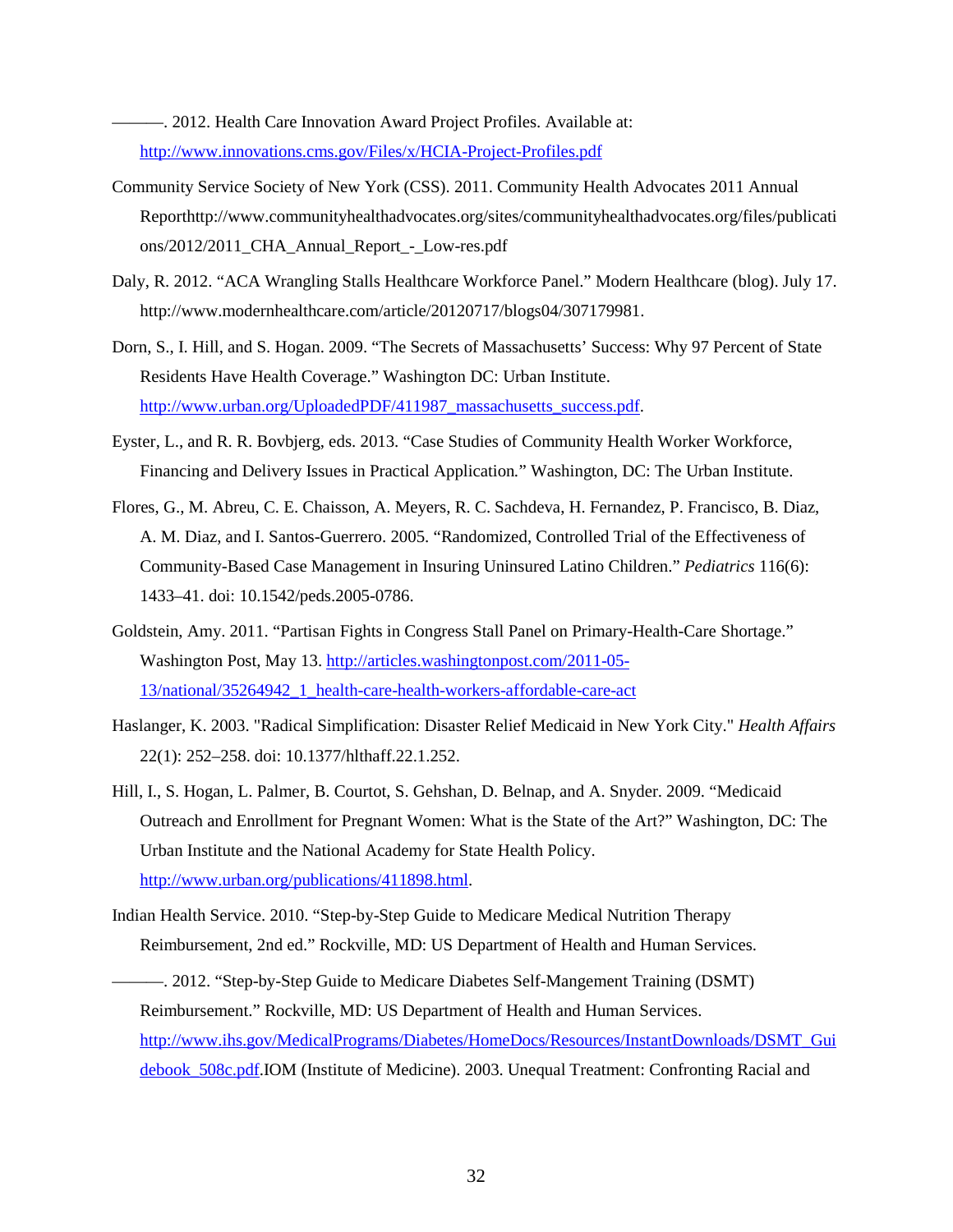———. 2012. Health Care Innovation Award Project Profiles. Available at: http://www.innovations.cms.gov/Files/x/HCIA-Project-Profiles.pdf

Community Service Society of New York (CSS). 2011. Community Health Advocates 2011 Annual Reporthttp://www.communityhealthadvocates.org/sites/communityhealthadvocates.org/files/publications/2012/2011_CHA_Annual_Report_-_Low-res.pdf

Daly, R. 2012. "ACA Wrangling Stalls Healthcare Workforce Panel." Modern Healthcare (blog). July 17. http://www.modernhealthcare.com/article/20120717/blogs04/307179981.

Dorn, S., I. Hill, and S. Hogan. 2009. "The Secrets of Massachusetts' Success: Why 97 Percent of State Residents Have Health Coverage." Washington DC: Urban Institute. http://www.urban.org/UploadedPDF/411987_massachusetts_success.pdf.

Eyster, L., and R. R. Bovbjerg, eds. 2013. "Case Studies of Community Health Worker Workforce, Financing and Delivery Issues in Practical Application." Washington, DC: The Urban Institute.

Flores, G., M. Abreu, C. E. Chaisson, A. Meyers, R. C. Sachdeva, H. Fernandez, P. Francisco, B. Diaz, A. M. Diaz, and I. Santos-Guerrero. 2005. "Randomized, Controlled Trial of the Effectiveness of Community-Based Case Management in Insuring Uninsured Latino Children." *Pediatrics* 116(6): 1433–41. doi: 10.1542/peds.2005-0786.

Goldstein, Amy. 2011. "Partisan Fights in Congress Stall Panel on Primary-Health-Care Shortage." Washington Post, May 13. http://articles.washingtonpost.com/2011-05-13/national/35264942_1_health-care-health-workers-affordable-care-act

Haslanger, K. 2003. "Radical Simplification: Disaster Relief Medicaid in New York City." *Health Affairs* 22(1): 252–258. doi: 10.1377/hlthaff.22.1.252.

Hill, I., S. Hogan, L. Palmer, B. Courtot, S. Gehshan, D. Belnap, and A. Snyder. 2009. "Medicaid Outreach and Enrollment for Pregnant Women: What is the State of the Art?" Washington, DC: The Urban Institute and the National Academy for State Health Policy. http://www.urban.org/publications/411898.html.

Indian Health Service. 2010. "Step-by-Step Guide to Medicare Medical Nutrition Therapy Reimbursement, 2nd ed." Rockville, MD: US Department of Health and Human Services.

———. 2012. "Step-by-Step Guide to Medicare Diabetes Self-Mangement Training (DSMT) Reimbursement." Rockville, MD: US Department of Health and Human Services. http://www.ihs.gov/MedicalPrograms/Diabetes/HomeDocs/Resources/InstantDownloads/DSMT_Guidebook_508c.pdf.IOM (Institute of Medicine). 2003. Unequal Treatment: Confronting Racial and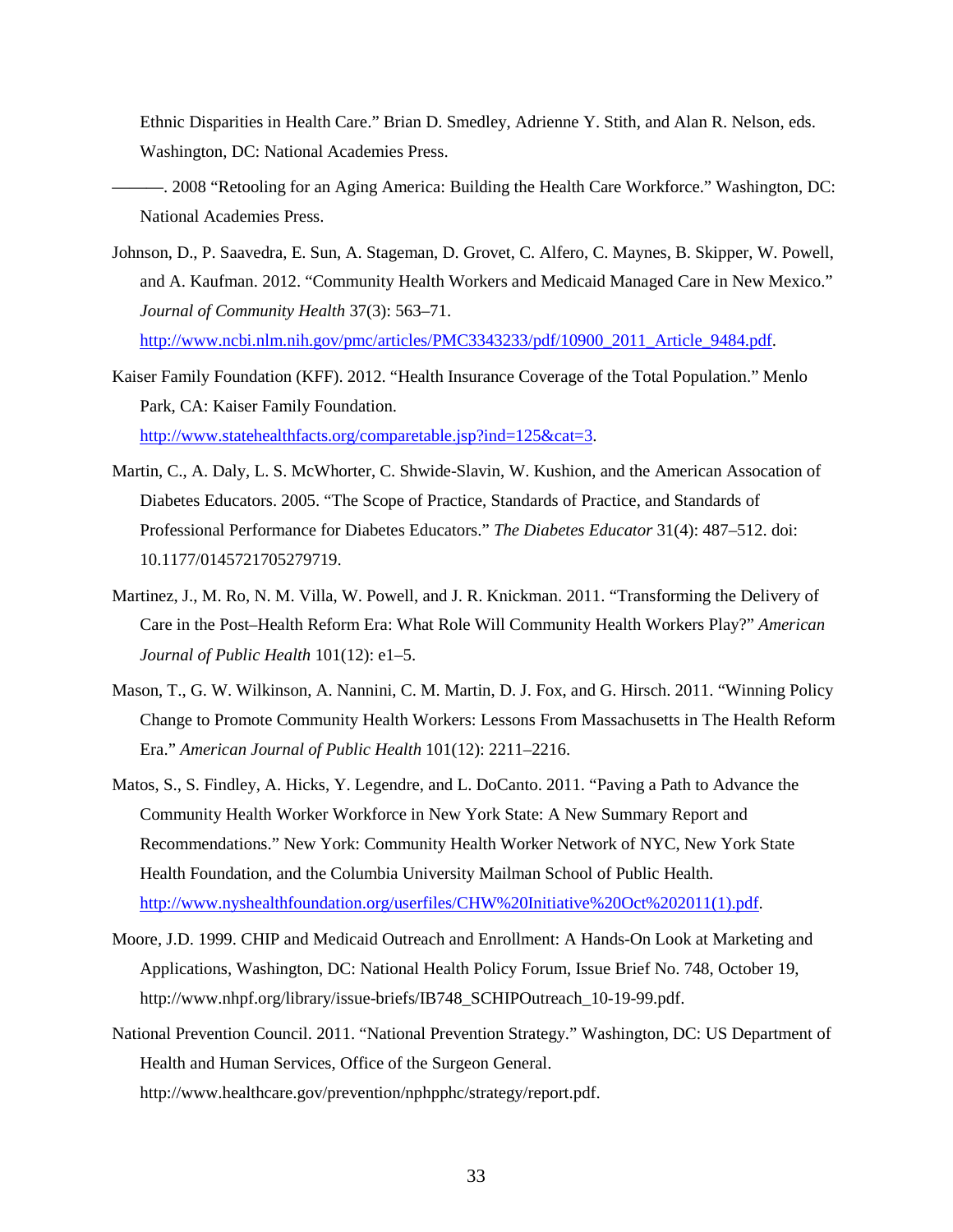Ethnic Disparities in Health Care." Brian D. Smedley, Adrienne Y. Stith, and Alan R. Nelson, eds. Washington, DC: National Academies Press.

———. 2008 "Retooling for an Aging America: Building the Health Care Workforce." Washington, DC: National Academies Press.

Johnson, D., P. Saavedra, E. Sun, A. Stageman, D. Grovet, C. Alfero, C. Maynes, B. Skipper, W. Powell, and A. Kaufman. 2012. "Community Health Workers and Medicaid Managed Care in New Mexico." *Journal of Community Health* 37(3): 563–71. http://www.ncbi.nlm.nih.gov/pmc/articles/PMC3343233/pdf/10900_2011_Article_9484.pdf.

Kaiser Family Foundation (KFF). 2012. "Health Insurance Coverage of the Total Population." Menlo Park, CA: Kaiser Family Foundation. http://www.statehealthfacts.org/comparetable.jsp?ind=125&cat=3.

Martin, C., A. Daly, L. S. McWhorter, C. Shwide-Slavin, W. Kushion, and the American Assocation of Diabetes Educators. 2005. "The Scope of Practice, Standards of Practice, and Standards of Professional Performance for Diabetes Educators." *The Diabetes Educator* 31(4): 487–512. doi: 10.1177/0145721705279719.

Martinez, J., M. Ro, N. M. Villa, W. Powell, and J. R. Knickman. 2011. "Transforming the Delivery of Care in the Post–Health Reform Era: What Role Will Community Health Workers Play?" *American Journal of Public Health* 101(12): e1–5.

Mason, T., G. W. Wilkinson, A. Nannini, C. M. Martin, D. J. Fox, and G. Hirsch. 2011. "Winning Policy Change to Promote Community Health Workers: Lessons From Massachusetts in The Health Reform Era." *American Journal of Public Health* 101(12): 2211–2216.

Matos, S., S. Findley, A. Hicks, Y. Legendre, and L. DoCanto. 2011. "Paving a Path to Advance the Community Health Worker Workforce in New York State: A New Summary Report and Recommendations." New York: Community Health Worker Network of NYC, New York State Health Foundation, and the Columbia University Mailman School of Public Health. http://www.nyshealthfoundation.org/userfiles/CHW%20Initiative%20Oct%202011(1).pdf.

Moore, J.D. 1999. CHIP and Medicaid Outreach and Enrollment: A Hands-On Look at Marketing and Applications, Washington, DC: National Health Policy Forum, Issue Brief No. 748, October 19, http://www.nhpf.org/library/issue-briefs/IB748_SCHIPOutreach_10-19-99.pdf.

National Prevention Council. 2011. "National Prevention Strategy." Washington, DC: US Department of Health and Human Services, Office of the Surgeon General. http://www.healthcare.gov/prevention/nphpphc/strategy/report.pdf.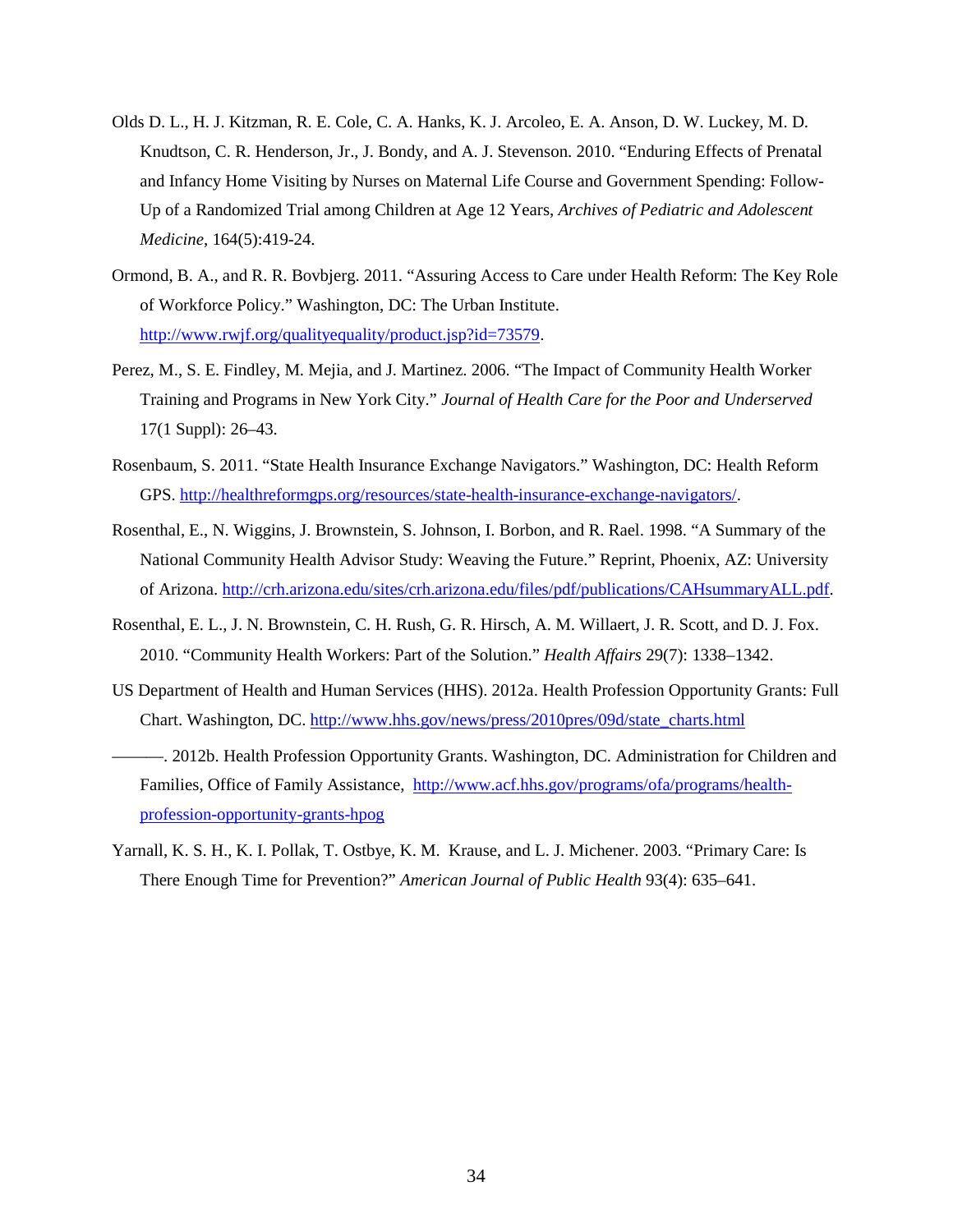Olds D. L., H. J. Kitzman, R. E. Cole, C. A. Hanks, K. J. Arcoleo, E. A. Anson, D. W. Luckey, M. D. Knudtson, C. R. Henderson, Jr., J. Bondy, and A. J. Stevenson. 2010. "Enduring Effects of Prenatal and Infancy Home Visiting by Nurses on Maternal Life Course and Government Spending: Follow-Up of a Randomized Trial among Children at Age 12 Years, *Archives of Pediatric and Adolescent Medicine*, 164(5):419-24.

Ormond, B. A., and R. R. Bovbjerg. 2011. "Assuring Access to Care under Health Reform: The Key Role of Workforce Policy." Washington, DC: The Urban Institute. http://www.rwjf.org/qualityequality/product.jsp?id=73579.

Perez, M., S. E. Findley, M. Mejia, and J. Martinez. 2006. "The Impact of Community Health Worker Training and Programs in New York City." *Journal of Health Care for the Poor and Underserved* 17(1 Suppl): 26–43.

Rosenbaum, S. 2011. "State Health Insurance Exchange Navigators." Washington, DC: Health Reform GPS. http://healthreformgps.org/resources/state-health-insurance-exchange-navigators/.

Rosenthal, E., N. Wiggins, J. Brownstein, S. Johnson, I. Borbon, and R. Rael. 1998. "A Summary of the National Community Health Advisor Study: Weaving the Future." Reprint, Phoenix, AZ: University of Arizona. http://crh.arizona.edu/sites/crh.arizona.edu/files/pdf/publications/CAHsummaryALL.pdf.

Rosenthal, E. L., J. N. Brownstein, C. H. Rush, G. R. Hirsch, A. M. Willaert, J. R. Scott, and D. J. Fox. 2010. "Community Health Workers: Part of the Solution." *Health Affairs* 29(7): 1338–1342.

US Department of Health and Human Services (HHS). 2012a. Health Profession Opportunity Grants: Full Chart. Washington, DC. http://www.hhs.gov/news/press/2010pres/09d/state_charts.html

———. 2012b. Health Profession Opportunity Grants. Washington, DC. Administration for Children and Families, Office of Family Assistance, http://www.acf.hhs.gov/programs/ofa/programs/health-profession-opportunity-grants-hpog

Yarnall, K. S. H., K. I. Pollak, T. Ostbye, K. M. Krause, and L. J. Michener. 2003. "Primary Care: Is There Enough Time for Prevention?" *American Journal of Public Health* 93(4): 635–641.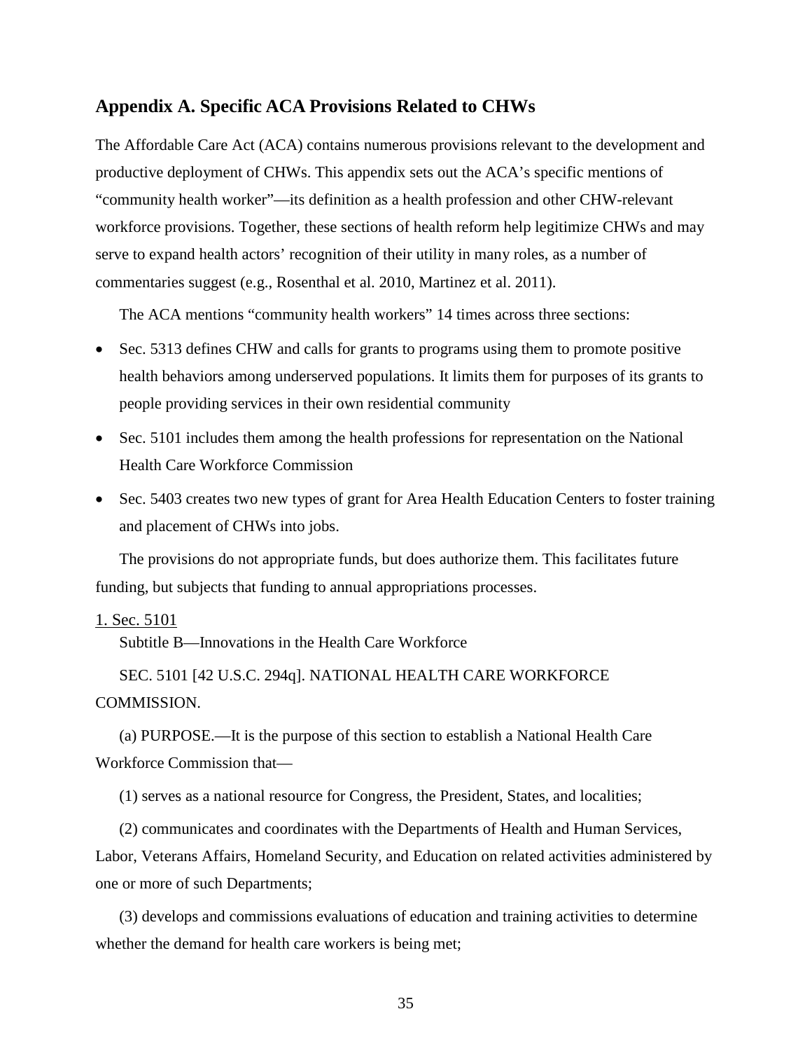## Appendix A. Specific ACA Provisions Related to CHWs

The Affordable Care Act (ACA) contains numerous provisions relevant to the development and productive deployment of CHWs. This appendix sets out the ACA's specific mentions of "community health worker"—its definition as a health profession and other CHW-relevant workforce provisions. Together, these sections of health reform help legitimize CHWs and may serve to expand health actors' recognition of their utility in many roles, as a number of commentaries suggest (e.g., Rosenthal et al. 2010, Martinez et al. 2011).

The ACA mentions "community health workers" 14 times across three sections:

- Sec. 5313 defines CHW and calls for grants to programs using them to promote positive health behaviors among underserved populations. It limits them for purposes of its grants to people providing services in their own residential community
- Sec. 5101 includes them among the health professions for representation on the National Health Care Workforce Commission
- Sec. 5403 creates two new types of grant for Area Health Education Centers to foster training and placement of CHWs into jobs.

The provisions do not appropriate funds, but does authorize them. This facilitates future funding, but subjects that funding to annual appropriations processes.

1. Sec. 5101

Subtitle B—Innovations in the Health Care Workforce

SEC. 5101 [42 U.S.C. 294q]. NATIONAL HEALTH CARE WORKFORCE COMMISSION.

(a) PURPOSE.—It is the purpose of this section to establish a National Health Care Workforce Commission that—

(1) serves as a national resource for Congress, the President, States, and localities;

(2) communicates and coordinates with the Departments of Health and Human Services, Labor, Veterans Affairs, Homeland Security, and Education on related activities administered by one or more of such Departments;

(3) develops and commissions evaluations of education and training activities to determine whether the demand for health care workers is being met;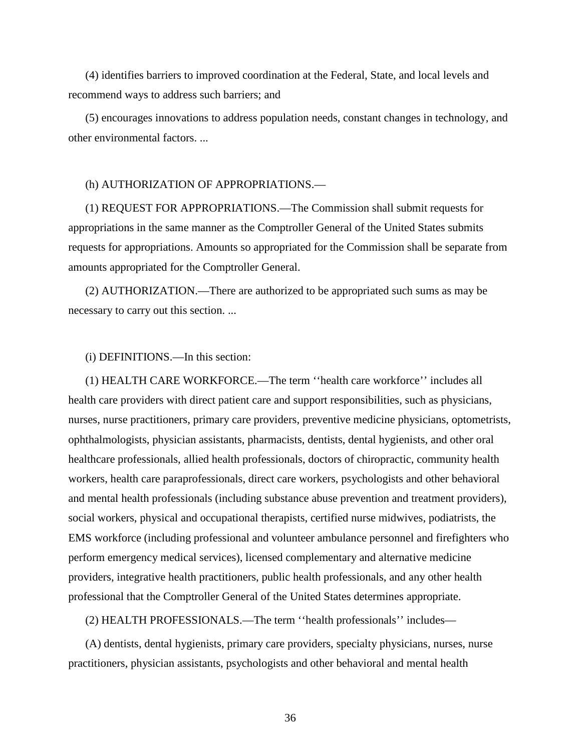(4) identifies barriers to improved coordination at the Federal, State, and local levels and recommend ways to address such barriers; and

(5) encourages innovations to address population needs, constant changes in technology, and other environmental factors. ...

(h) AUTHORIZATION OF APPROPRIATIONS.—

(1) REQUEST FOR APPROPRIATIONS.—The Commission shall submit requests for appropriations in the same manner as the Comptroller General of the United States submits requests for appropriations. Amounts so appropriated for the Commission shall be separate from amounts appropriated for the Comptroller General.

(2) AUTHORIZATION.—There are authorized to be appropriated such sums as may be necessary to carry out this section. ...

(i) DEFINITIONS.—In this section:

(1) HEALTH CARE WORKFORCE.—The term ''health care workforce'' includes all health care providers with direct patient care and support responsibilities, such as physicians, nurses, nurse practitioners, primary care providers, preventive medicine physicians, optometrists, ophthalmologists, physician assistants, pharmacists, dentists, dental hygienists, and other oral healthcare professionals, allied health professionals, doctors of chiropractic, community health workers, health care paraprofessionals, direct care workers, psychologists and other behavioral and mental health professionals (including substance abuse prevention and treatment providers), social workers, physical and occupational therapists, certified nurse midwives, podiatrists, the EMS workforce (including professional and volunteer ambulance personnel and firefighters who perform emergency medical services), licensed complementary and alternative medicine providers, integrative health practitioners, public health professionals, and any other health professional that the Comptroller General of the United States determines appropriate.

(2) HEALTH PROFESSIONALS.—The term ''health professionals'' includes—

(A) dentists, dental hygienists, primary care providers, specialty physicians, nurses, nurse practitioners, physician assistants, psychologists and other behavioral and mental health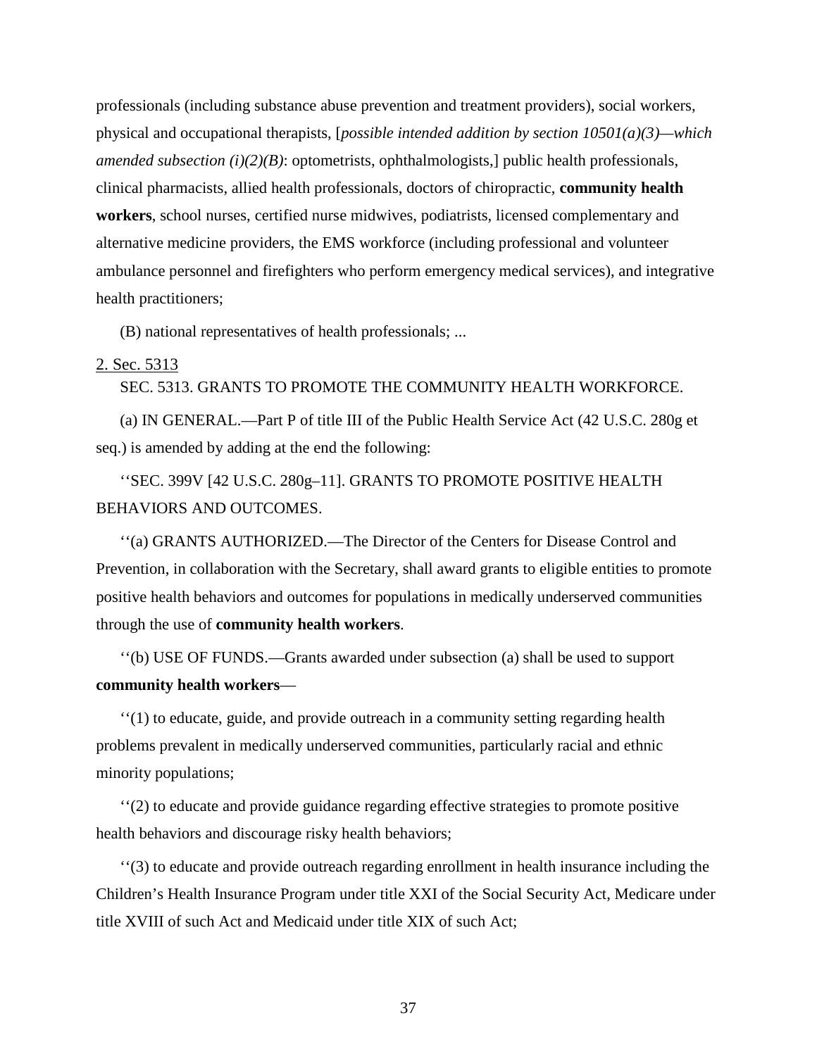professionals (including substance abuse prevention and treatment providers), social workers, physical and occupational therapists, [*possible intended addition by section 10501(a)(3)—which amended subsection (i)(2)(B)*: optometrists, ophthalmologists,] public health professionals, clinical pharmacists, allied health professionals, doctors of chiropractic, **community health workers**, school nurses, certified nurse midwives, podiatrists, licensed complementary and alternative medicine providers, the EMS workforce (including professional and volunteer ambulance personnel and firefighters who perform emergency medical services), and integrative health practitioners;

(B) national representatives of health professionals; ...

<u>2. Sec. 5313</u>

SEC. 5313. GRANTS TO PROMOTE THE COMMUNITY HEALTH WORKFORCE.

(a) IN GENERAL.—Part P of title III of the Public Health Service Act (42 U.S.C. 280g et seq.) is amended by adding at the end the following:

''SEC. 399V [42 U.S.C. 280g–11]. GRANTS TO PROMOTE POSITIVE HEALTH BEHAVIORS AND OUTCOMES.

''(a) GRANTS AUTHORIZED.—The Director of the Centers for Disease Control and Prevention, in collaboration with the Secretary, shall award grants to eligible entities to promote positive health behaviors and outcomes for populations in medically underserved communities through the use of **community health workers**.

''(b) USE OF FUNDS.—Grants awarded under subsection (a) shall be used to support **community health workers**—

''(1) to educate, guide, and provide outreach in a community setting regarding health problems prevalent in medically underserved communities, particularly racial and ethnic minority populations;

''(2) to educate and provide guidance regarding effective strategies to promote positive health behaviors and discourage risky health behaviors;

''(3) to educate and provide outreach regarding enrollment in health insurance including the Children's Health Insurance Program under title XXI of the Social Security Act, Medicare under title XVIII of such Act and Medicaid under title XIX of such Act;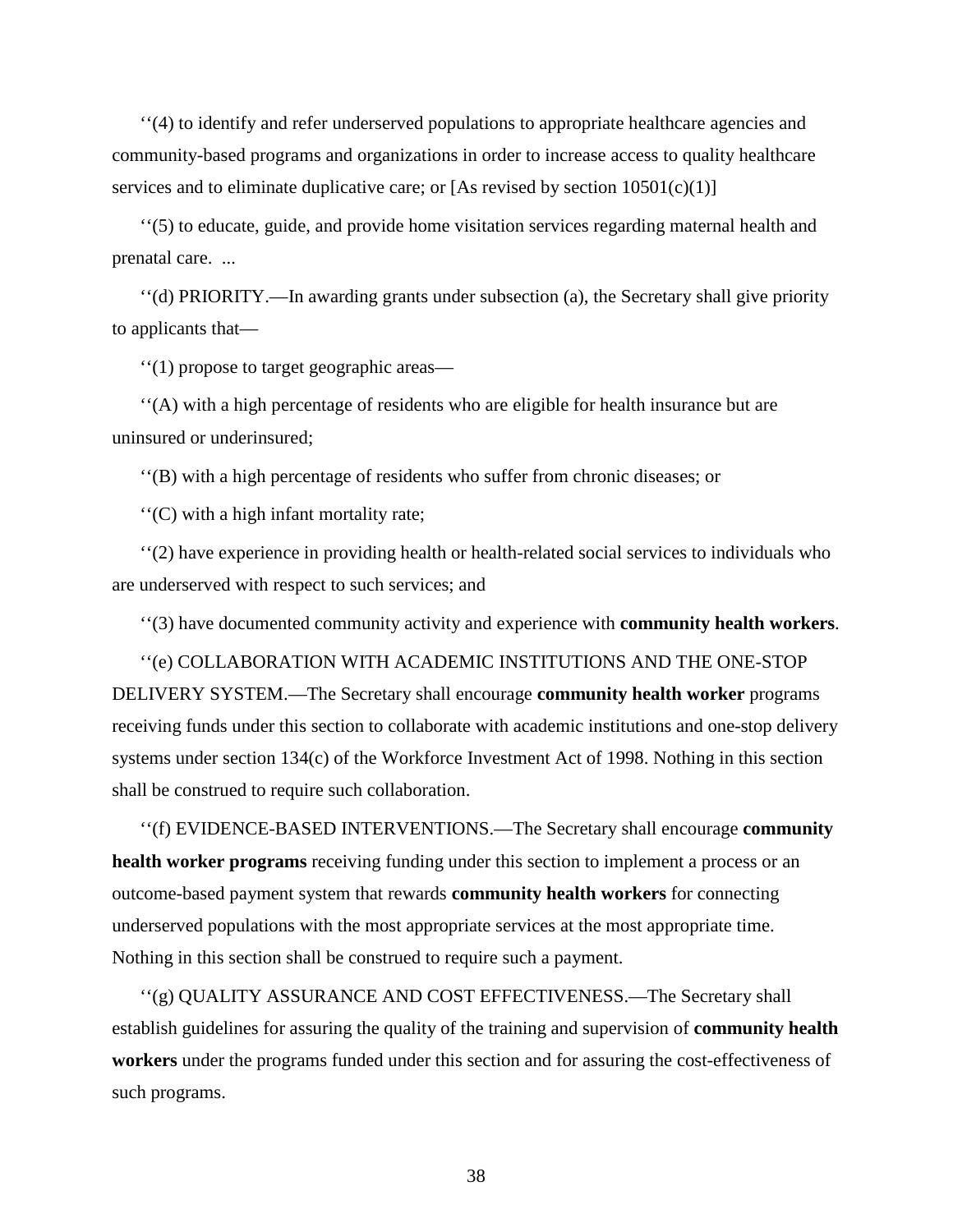''(4) to identify and refer underserved populations to appropriate healthcare agencies and community-based programs and organizations in order to increase access to quality healthcare services and to eliminate duplicative care; or [As revised by section 10501(c)(1)]

''(5) to educate, guide, and provide home visitation services regarding maternal health and prenatal care. ...

''(d) PRIORITY.—In awarding grants under subsection (a), the Secretary shall give priority to applicants that—

''(1) propose to target geographic areas—

''(A) with a high percentage of residents who are eligible for health insurance but are uninsured or underinsured;

''(B) with a high percentage of residents who suffer from chronic diseases; or

''(C) with a high infant mortality rate;

''(2) have experience in providing health or health-related social services to individuals who are underserved with respect to such services; and

''(3) have documented community activity and experience with **community health workers**.

''(e) COLLABORATION WITH ACADEMIC INSTITUTIONS AND THE ONE-STOP DELIVERY SYSTEM.—The Secretary shall encourage **community health worker** programs receiving funds under this section to collaborate with academic institutions and one-stop delivery systems under section 134(c) of the Workforce Investment Act of 1998. Nothing in this section shall be construed to require such collaboration.

''(f) EVIDENCE-BASED INTERVENTIONS.—The Secretary shall encourage **community health worker programs** receiving funding under this section to implement a process or an outcome-based payment system that rewards **community health workers** for connecting underserved populations with the most appropriate services at the most appropriate time. Nothing in this section shall be construed to require such a payment.

''(g) QUALITY ASSURANCE AND COST EFFECTIVENESS.—The Secretary shall establish guidelines for assuring the quality of the training and supervision of **community health workers** under the programs funded under this section and for assuring the cost-effectiveness of such programs.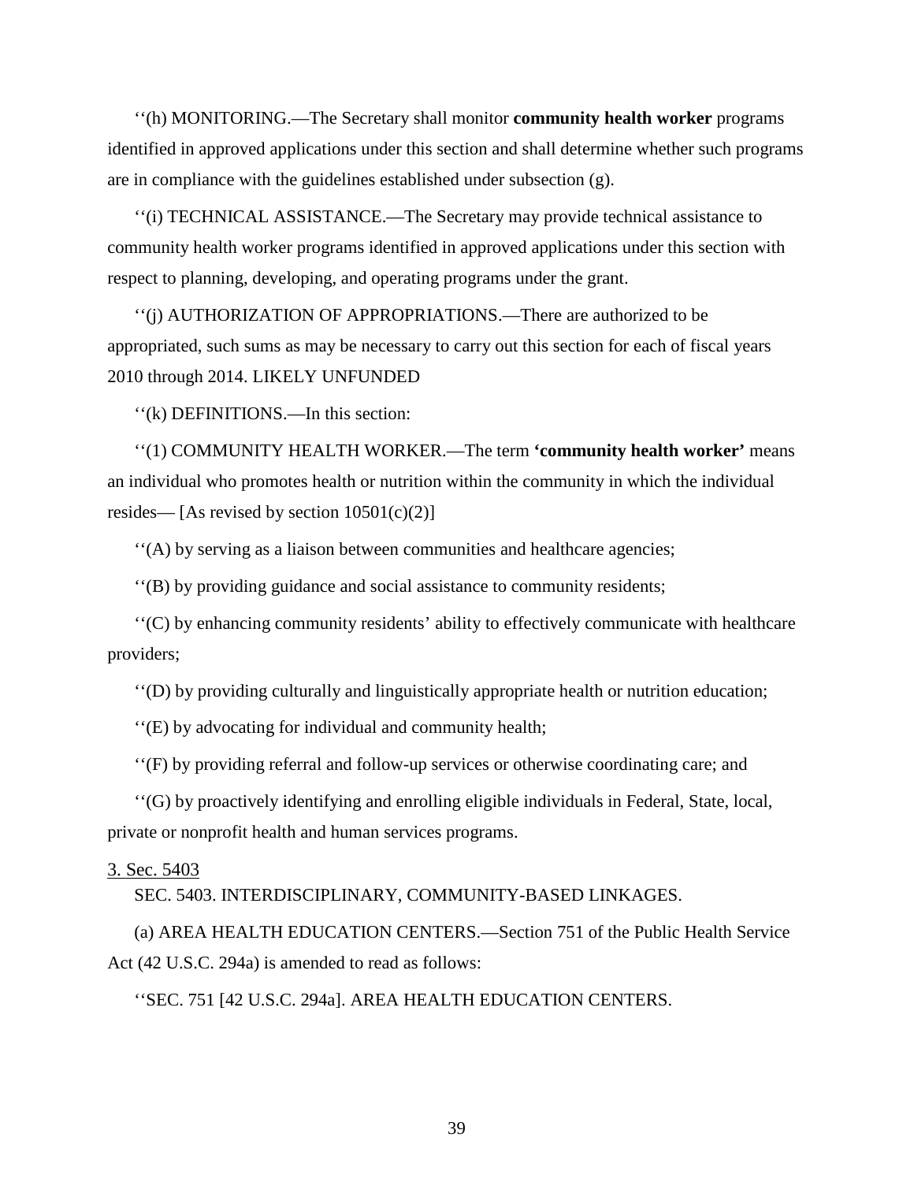''(h) MONITORING.—The Secretary shall monitor **community health worker** programs identified in approved applications under this section and shall determine whether such programs are in compliance with the guidelines established under subsection (g).

''(i) TECHNICAL ASSISTANCE.—The Secretary may provide technical assistance to community health worker programs identified in approved applications under this section with respect to planning, developing, and operating programs under the grant.

''(j) AUTHORIZATION OF APPROPRIATIONS.—There are authorized to be appropriated, such sums as may be necessary to carry out this section for each of fiscal years 2010 through 2014. LIKELY UNFUNDED

''(k) DEFINITIONS.—In this section:

''(1) COMMUNITY HEALTH WORKER.—The term **'community health worker'** means an individual who promotes health or nutrition within the community in which the individual resides— [As revised by section 10501(c)(2)]

''(A) by serving as a liaison between communities and healthcare agencies;

''(B) by providing guidance and social assistance to community residents;

''(C) by enhancing community residents' ability to effectively communicate with healthcare providers;

''(D) by providing culturally and linguistically appropriate health or nutrition education;

''(E) by advocating for individual and community health;

''(F) by providing referral and follow-up services or otherwise coordinating care; and

''(G) by proactively identifying and enrolling eligible individuals in Federal, State, local, private or nonprofit health and human services programs.

3. Sec. 5403

SEC. 5403. INTERDISCIPLINARY, COMMUNITY-BASED LINKAGES.

(a) AREA HEALTH EDUCATION CENTERS.—Section 751 of the Public Health Service Act (42 U.S.C. 294a) is amended to read as follows:

''SEC. 751 [42 U.S.C. 294a]. AREA HEALTH EDUCATION CENTERS.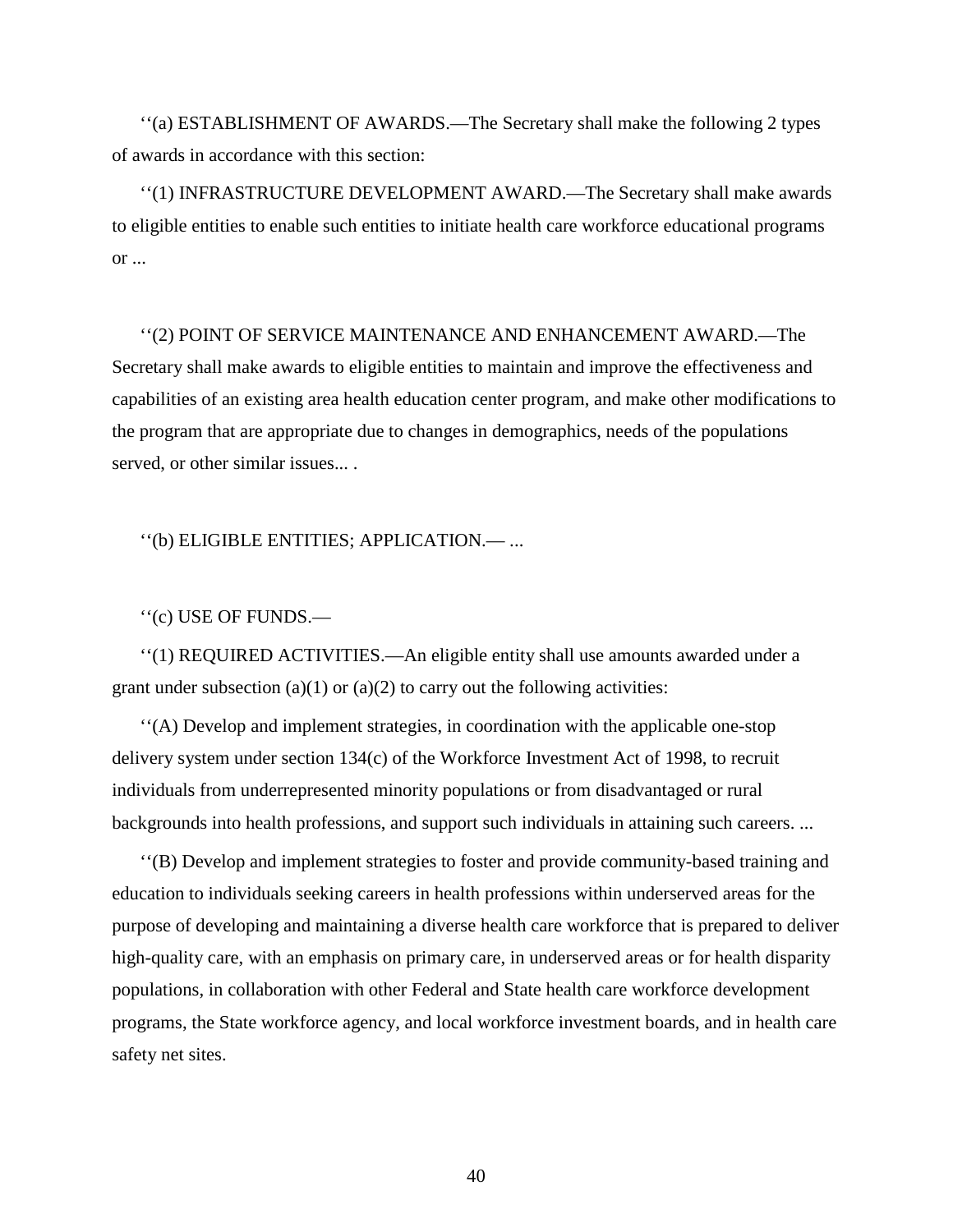‘‘(a) ESTABLISHMENT OF AWARDS.—The Secretary shall make the following 2 types of awards in accordance with this section:

‘‘(1) INFRASTRUCTURE DEVELOPMENT AWARD.—The Secretary shall make awards to eligible entities to enable such entities to initiate health care workforce educational programs or ...

‘‘(2) POINT OF SERVICE MAINTENANCE AND ENHANCEMENT AWARD.—The Secretary shall make awards to eligible entities to maintain and improve the effectiveness and capabilities of an existing area health education center program, and make other modifications to the program that are appropriate due to changes in demographics, needs of the populations served, or other similar issues... .

‘‘(b) ELIGIBLE ENTITIES; APPLICATION.— ...

‘‘(c) USE OF FUNDS.—

‘‘(1) REQUIRED ACTIVITIES.—An eligible entity shall use amounts awarded under a grant under subsection (a)(1) or (a)(2) to carry out the following activities:

‘‘(A) Develop and implement strategies, in coordination with the applicable one-stop delivery system under section 134(c) of the Workforce Investment Act of 1998, to recruit individuals from underrepresented minority populations or from disadvantaged or rural backgrounds into health professions, and support such individuals in attaining such careers. ...

‘‘(B) Develop and implement strategies to foster and provide community-based training and education to individuals seeking careers in health professions within underserved areas for the purpose of developing and maintaining a diverse health care workforce that is prepared to deliver high-quality care, with an emphasis on primary care, in underserved areas or for health disparity populations, in collaboration with other Federal and State health care workforce development programs, the State workforce agency, and local workforce investment boards, and in health care safety net sites.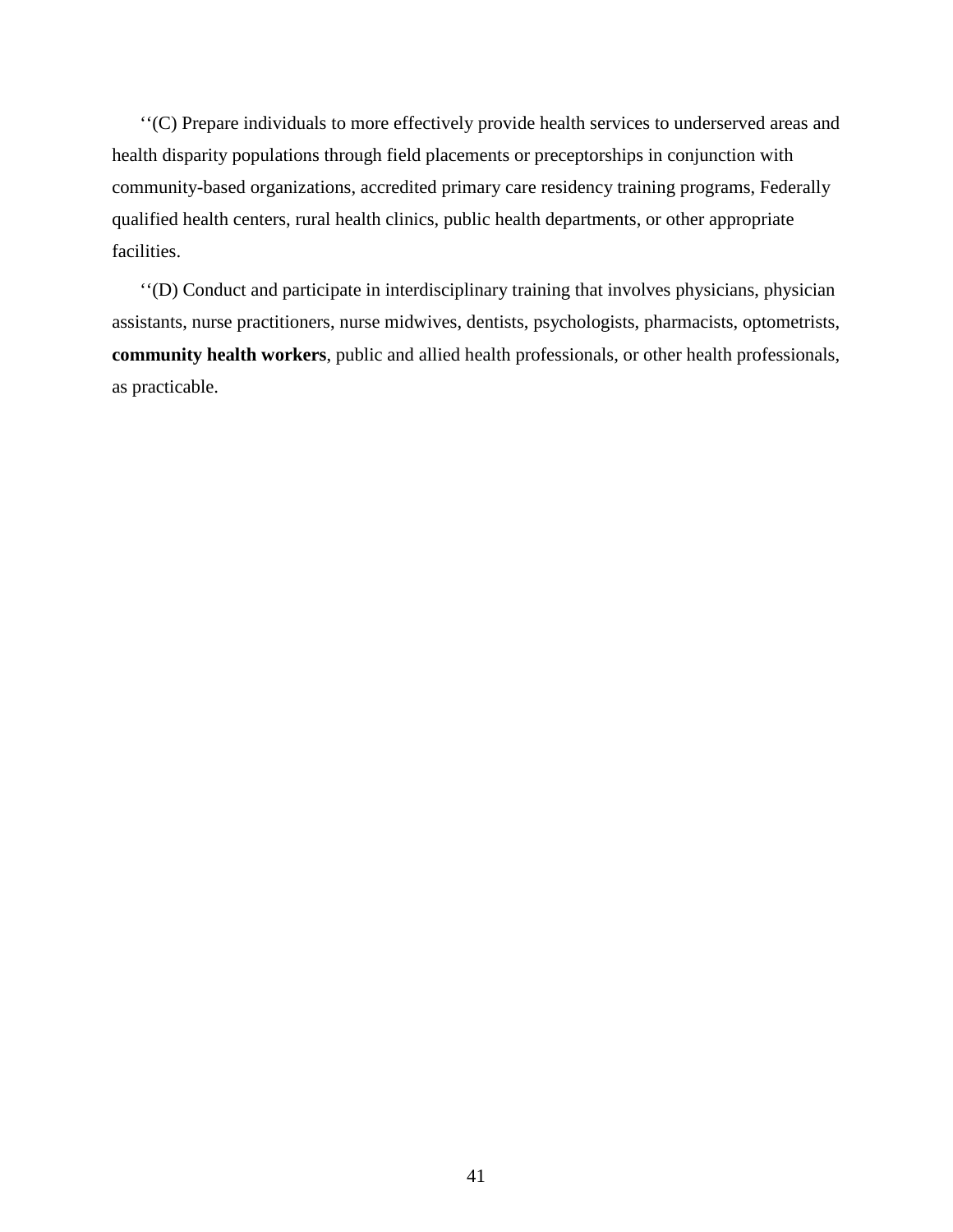‘‘(C) Prepare individuals to more effectively provide health services to underserved areas and health disparity populations through field placements or preceptorships in conjunction with community-based organizations, accredited primary care residency training programs, Federally qualified health centers, rural health clinics, public health departments, or other appropriate facilities.

‘‘(D) Conduct and participate in interdisciplinary training that involves physicians, physician assistants, nurse practitioners, nurse midwives, dentists, psychologists, pharmacists, optometrists, **community health workers**, public and allied health professionals, or other health professionals, as practicable.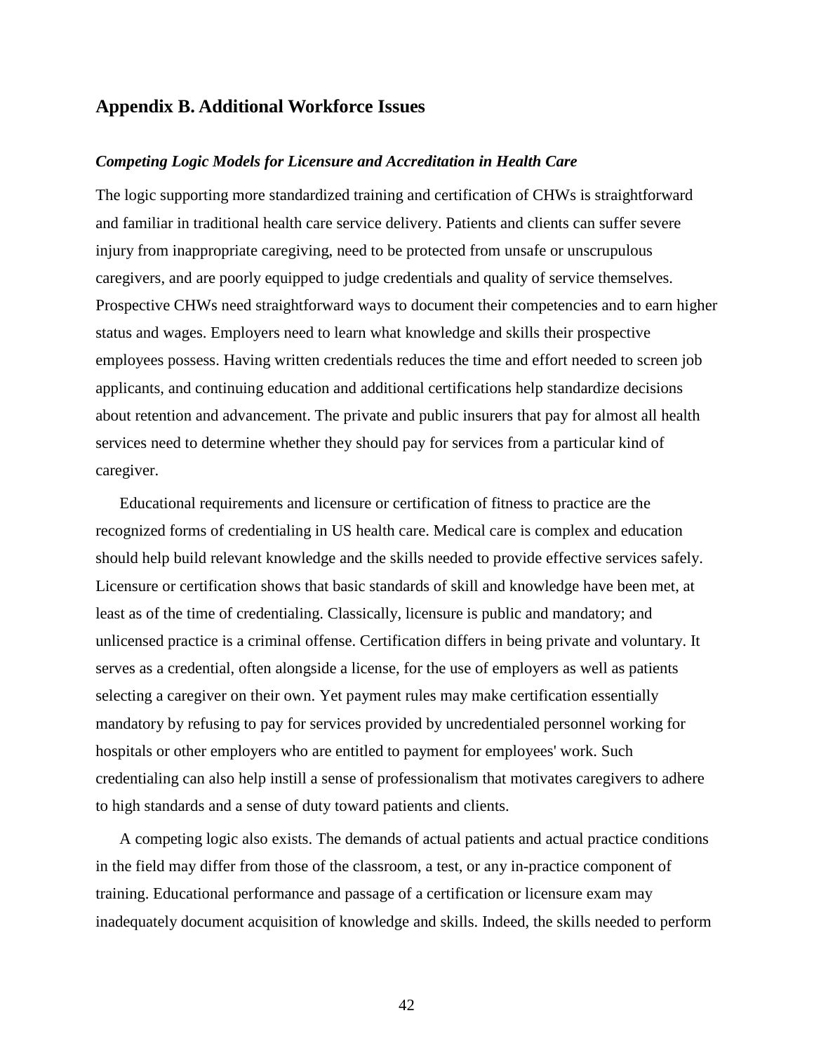## Appendix B. Additional Workforce Issues

### *Competing Logic Models for Licensure and Accreditation in Health Care*

The logic supporting more standardized training and certification of CHWs is straightforward and familiar in traditional health care service delivery. Patients and clients can suffer severe injury from inappropriate caregiving, need to be protected from unsafe or unscrupulous caregivers, and are poorly equipped to judge credentials and quality of service themselves. Prospective CHWs need straightforward ways to document their competencies and to earn higher status and wages. Employers need to learn what knowledge and skills their prospective employees possess. Having written credentials reduces the time and effort needed to screen job applicants, and continuing education and additional certifications help standardize decisions about retention and advancement. The private and public insurers that pay for almost all health services need to determine whether they should pay for services from a particular kind of caregiver.

Educational requirements and licensure or certification of fitness to practice are the recognized forms of credentialing in US health care. Medical care is complex and education should help build relevant knowledge and the skills needed to provide effective services safely. Licensure or certification shows that basic standards of skill and knowledge have been met, at least as of the time of credentialing. Classically, licensure is public and mandatory; and unlicensed practice is a criminal offense. Certification differs in being private and voluntary. It serves as a credential, often alongside a license, for the use of employers as well as patients selecting a caregiver on their own. Yet payment rules may make certification essentially mandatory by refusing to pay for services provided by uncredentialed personnel working for hospitals or other employers who are entitled to payment for employees' work. Such credentialing can also help instill a sense of professionalism that motivates caregivers to adhere to high standards and a sense of duty toward patients and clients.

A competing logic also exists. The demands of actual patients and actual practice conditions in the field may differ from those of the classroom, a test, or any in-practice component of training. Educational performance and passage of a certification or licensure exam may inadequately document acquisition of knowledge and skills. Indeed, the skills needed to perform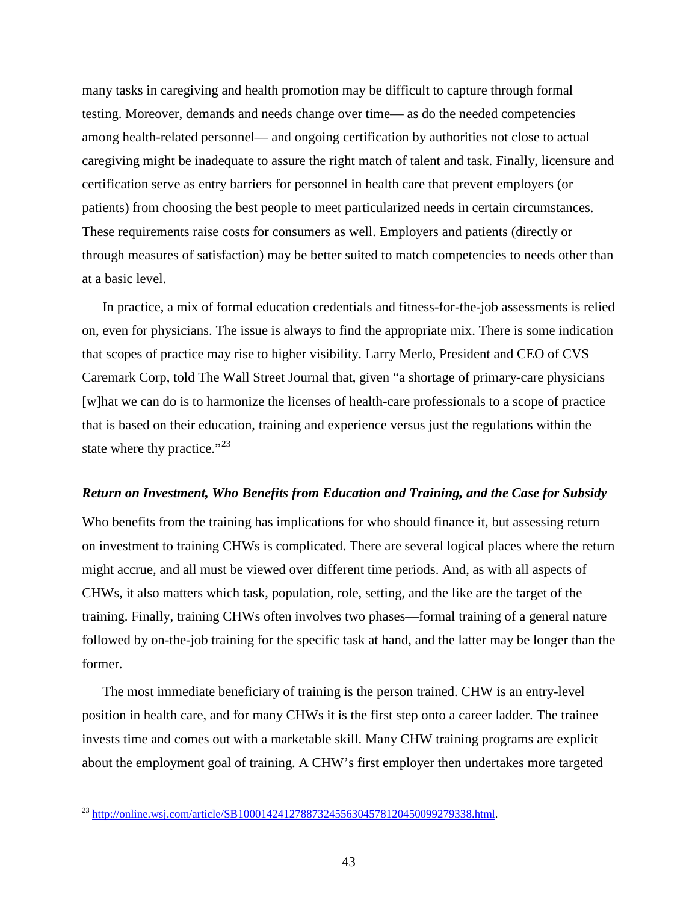many tasks in caregiving and health promotion may be difficult to capture through formal testing. Moreover, demands and needs change over time— as do the needed competencies among health-related personnel— and ongoing certification by authorities not close to actual caregiving might be inadequate to assure the right match of talent and task. Finally, licensure and certification serve as entry barriers for personnel in health care that prevent employers (or patients) from choosing the best people to meet particularized needs in certain circumstances. These requirements raise costs for consumers as well. Employers and patients (directly or through measures of satisfaction) may be better suited to match competencies to needs other than at a basic level.

In practice, a mix of formal education credentials and fitness-for-the-job assessments is relied on, even for physicians. The issue is always to find the appropriate mix. There is some indication that scopes of practice may rise to higher visibility. Larry Merlo, President and CEO of CVS Caremark Corp, told The Wall Street Journal that, given "a shortage of primary-care physicians [w]hat we can do is to harmonize the licenses of health-care professionals to a scope of practice that is based on their education, training and experience versus just the regulations within the state where thy practice."[23]

### *Return on Investment, Who Benefits from Education and Training, and the Case for Subsidy*

Who benefits from the training has implications for who should finance it, but assessing return on investment to training CHWs is complicated. There are several logical places where the return might accrue, and all must be viewed over different time periods. And, as with all aspects of CHWs, it also matters which task, population, role, setting, and the like are the target of the training. Finally, training CHWs often involves two phases—formal training of a general nature followed by on-the-job training for the specific task at hand, and the latter may be longer than the former.

The most immediate beneficiary of training is the person trained. CHW is an entry-level position in health care, and for many CHWs it is the first step onto a career ladder. The trainee invests time and comes out with a marketable skill. Many CHW training programs are explicit about the employment goal of training. A CHW's first employer then undertakes more targeted

---

[23] http://online.wsj.com/article/SB10001424127887324556304578120450099279338.html.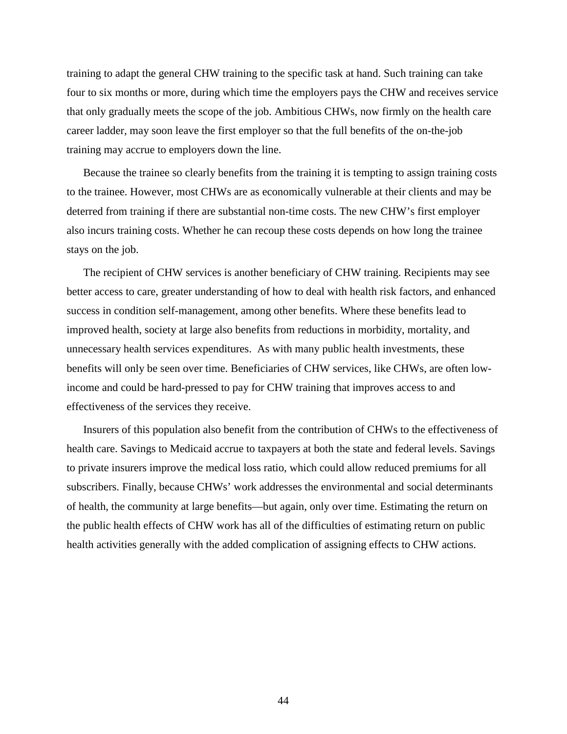training to adapt the general CHW training to the specific task at hand. Such training can take four to six months or more, during which time the employers pays the CHW and receives service that only gradually meets the scope of the job. Ambitious CHWs, now firmly on the health care career ladder, may soon leave the first employer so that the full benefits of the on-the-job training may accrue to employers down the line.

Because the trainee so clearly benefits from the training it is tempting to assign training costs to the trainee. However, most CHWs are as economically vulnerable at their clients and may be deterred from training if there are substantial non-time costs. The new CHW's first employer also incurs training costs. Whether he can recoup these costs depends on how long the trainee stays on the job.

The recipient of CHW services is another beneficiary of CHW training. Recipients may see better access to care, greater understanding of how to deal with health risk factors, and enhanced success in condition self-management, among other benefits. Where these benefits lead to improved health, society at large also benefits from reductions in morbidity, mortality, and unnecessary health services expenditures. As with many public health investments, these benefits will only be seen over time. Beneficiaries of CHW services, like CHWs, are often low-income and could be hard-pressed to pay for CHW training that improves access to and effectiveness of the services they receive.

Insurers of this population also benefit from the contribution of CHWs to the effectiveness of health care. Savings to Medicaid accrue to taxpayers at both the state and federal levels. Savings to private insurers improve the medical loss ratio, which could allow reduced premiums for all subscribers. Finally, because CHWs' work addresses the environmental and social determinants of health, the community at large benefits—but again, only over time. Estimating the return on the public health effects of CHW work has all of the difficulties of estimating return on public health activities generally with the added complication of assigning effects to CHW actions.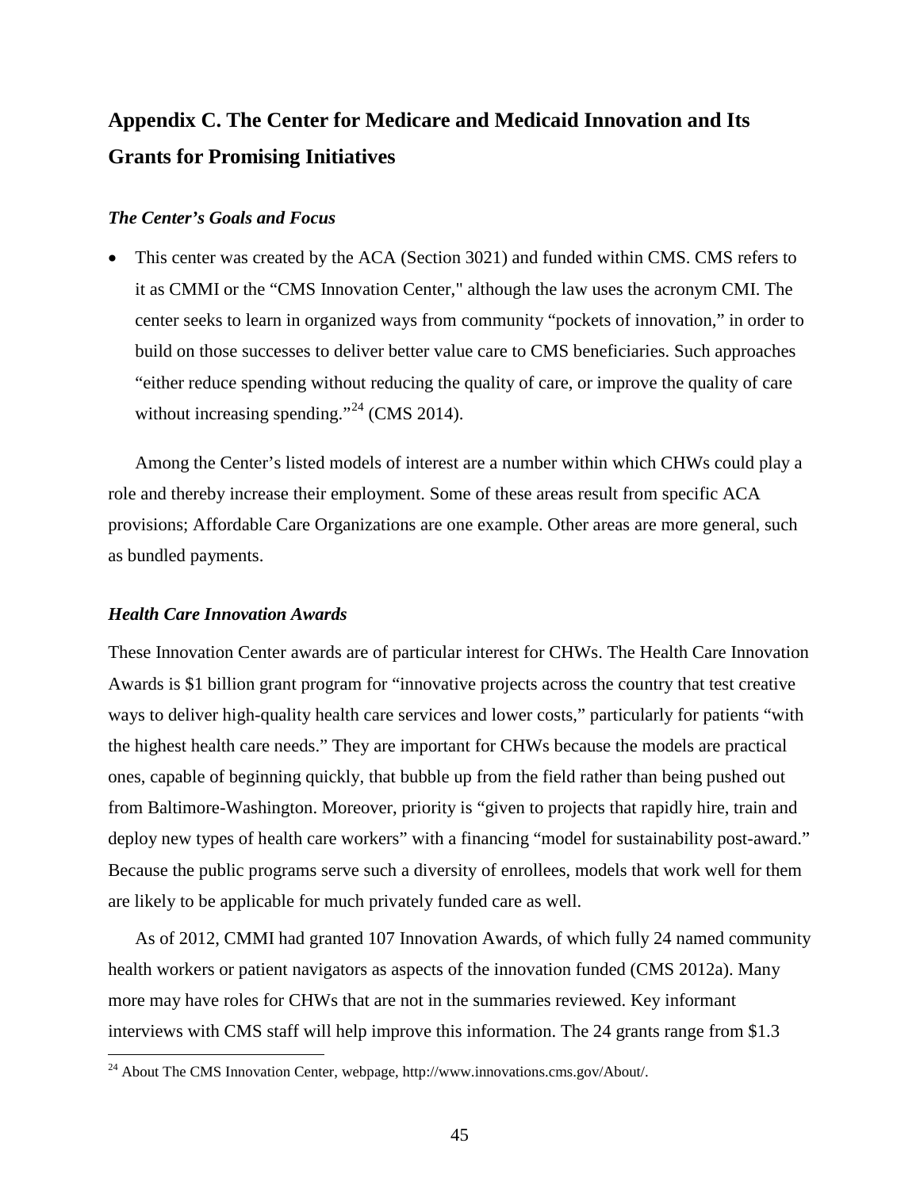## Appendix C. The Center for Medicare and Medicaid Innovation and Its Grants for Promising Initiatives

### *The Center's Goals and Focus*

- This center was created by the ACA (Section 3021) and funded within CMS. CMS refers to it as CMMI or the "CMS Innovation Center," although the law uses the acronym CMI. The center seeks to learn in organized ways from community "pockets of innovation," in order to build on those successes to deliver better value care to CMS beneficiaries. Such approaches "either reduce spending without reducing the quality of care, or improve the quality of care without increasing spending."[24] (CMS 2014).

Among the Center's listed models of interest are a number within which CHWs could play a role and thereby increase their employment. Some of these areas result from specific ACA provisions; Affordable Care Organizations are one example. Other areas are more general, such as bundled payments.

### *Health Care Innovation Awards*

These Innovation Center awards are of particular interest for CHWs. The Health Care Innovation Awards is $1 billion grant program for "innovative projects across the country that test creative ways to deliver high-quality health care services and lower costs," particularly for patients "with the highest health care needs." They are important for CHWs because the models are practical ones, capable of beginning quickly, that bubble up from the field rather than being pushed out from Baltimore-Washington. Moreover, priority is "given to projects that rapidly hire, train and deploy new types of health care workers" with a financing "model for sustainability post-award." Because the public programs serve such a diversity of enrollees, models that work well for them are likely to be applicable for much privately funded care as well.

As of 2012, CMMI had granted 107 Innovation Awards, of which fully 24 named community health workers or patient navigators as aspects of the innovation funded (CMS 2012a). Many more may have roles for CHWs that are not in the summaries reviewed. Key informant interviews with CMS staff will help improve this information. The 24 grants range from $1.3

[24] About The CMS Innovation Center, webpage, http://www.innovations.cms.gov/About/.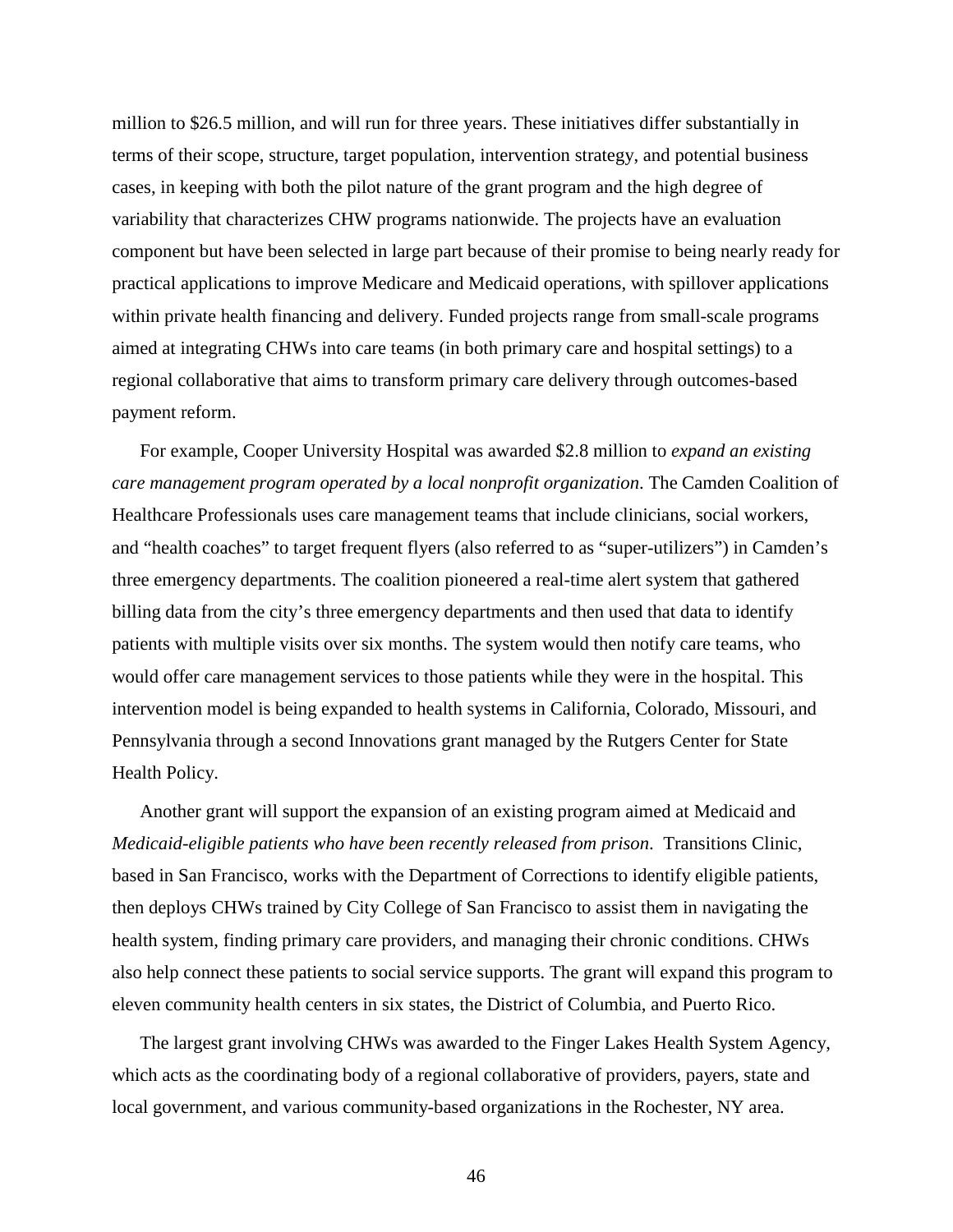million to $26.5 million, and will run for three years. These initiatives differ substantially in terms of their scope, structure, target population, intervention strategy, and potential business cases, in keeping with both the pilot nature of the grant program and the high degree of variability that characterizes CHW programs nationwide. The projects have an evaluation component but have been selected in large part because of their promise to being nearly ready for practical applications to improve Medicare and Medicaid operations, with spillover applications within private health financing and delivery. Funded projects range from small-scale programs aimed at integrating CHWs into care teams (in both primary care and hospital settings) to a regional collaborative that aims to transform primary care delivery through outcomes-based payment reform.

For example, Cooper University Hospital was awarded $2.8 million to *expand an existing care management program operated by a local nonprofit organization*. The Camden Coalition of Healthcare Professionals uses care management teams that include clinicians, social workers, and "health coaches" to target frequent flyers (also referred to as "super-utilizers") in Camden's three emergency departments. The coalition pioneered a real-time alert system that gathered billing data from the city's three emergency departments and then used that data to identify patients with multiple visits over six months. The system would then notify care teams, who would offer care management services to those patients while they were in the hospital. This intervention model is being expanded to health systems in California, Colorado, Missouri, and Pennsylvania through a second Innovations grant managed by the Rutgers Center for State Health Policy.

Another grant will support the expansion of an existing program aimed at Medicaid and *Medicaid-eligible patients who have been recently released from prison*. Transitions Clinic, based in San Francisco, works with the Department of Corrections to identify eligible patients, then deploys CHWs trained by City College of San Francisco to assist them in navigating the health system, finding primary care providers, and managing their chronic conditions. CHWs also help connect these patients to social service supports. The grant will expand this program to eleven community health centers in six states, the District of Columbia, and Puerto Rico.

The largest grant involving CHWs was awarded to the Finger Lakes Health System Agency, which acts as the coordinating body of a regional collaborative of providers, payers, state and local government, and various community-based organizations in the Rochester, NY area.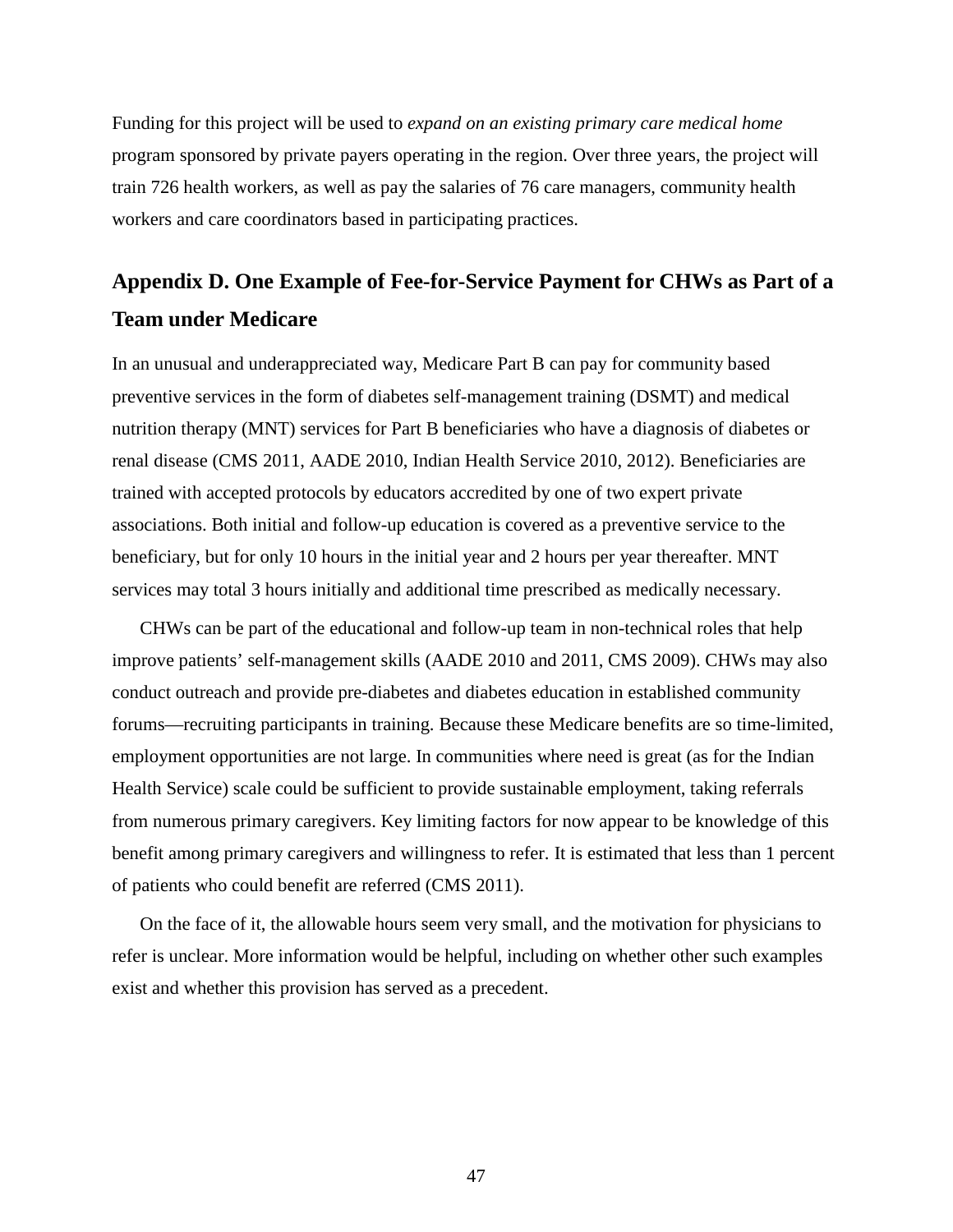Funding for this project will be used to *expand on an existing primary care medical home* program sponsored by private payers operating in the region. Over three years, the project will train 726 health workers, as well as pay the salaries of 76 care managers, community health workers and care coordinators based in participating practices.

## Appendix D. One Example of Fee-for-Service Payment for CHWs as Part of a Team under Medicare

In an unusual and underappreciated way, Medicare Part B can pay for community based preventive services in the form of diabetes self-management training (DSMT) and medical nutrition therapy (MNT) services for Part B beneficiaries who have a diagnosis of diabetes or renal disease (CMS 2011, AADE 2010, Indian Health Service 2010, 2012). Beneficiaries are trained with accepted protocols by educators accredited by one of two expert private associations. Both initial and follow-up education is covered as a preventive service to the beneficiary, but for only 10 hours in the initial year and 2 hours per year thereafter. MNT services may total 3 hours initially and additional time prescribed as medically necessary.

CHWs can be part of the educational and follow-up team in non-technical roles that help improve patients' self-management skills (AADE 2010 and 2011, CMS 2009). CHWs may also conduct outreach and provide pre-diabetes and diabetes education in established community forums—recruiting participants in training. Because these Medicare benefits are so time-limited, employment opportunities are not large. In communities where need is great (as for the Indian Health Service) scale could be sufficient to provide sustainable employment, taking referrals from numerous primary caregivers. Key limiting factors for now appear to be knowledge of this benefit among primary caregivers and willingness to refer. It is estimated that less than 1 percent of patients who could benefit are referred (CMS 2011).

On the face of it, the allowable hours seem very small, and the motivation for physicians to refer is unclear. More information would be helpful, including on whether other such examples exist and whether this provision has served as a precedent.